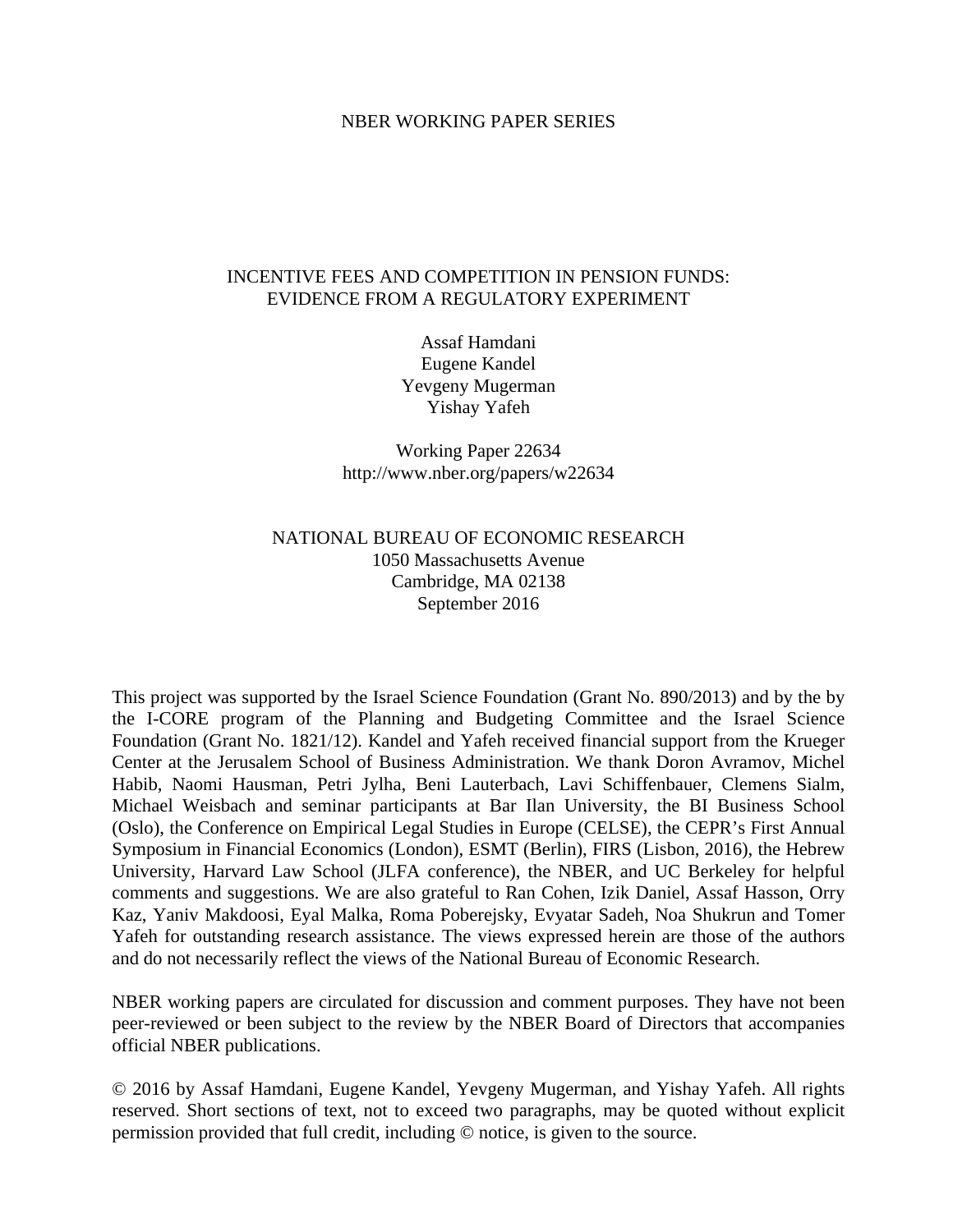NBER WORKING PAPER SERIES

# INCENTIVE FEES AND COMPETITION IN PENSION FUNDS: EVIDENCE FROM A REGULATORY EXPERIMENT

Assaf Hamdani
Eugene Kandel
Yevgeny Mugerman
Yishay Yafeh

Working Paper 22634
http://www.nber.org/papers/w22634

NATIONAL BUREAU OF ECONOMIC RESEARCH
1050 Massachusetts Avenue
Cambridge, MA 02138
September 2016

This project was supported by the Israel Science Foundation (Grant No. 890/2013) and by the by the I-CORE program of the Planning and Budgeting Committee and the Israel Science Foundation (Grant No. 1821/12). Kandel and Yafeh received financial support from the Krueger Center at the Jerusalem School of Business Administration. We thank Doron Avramov, Michel Habib, Naomi Hausman, Petri Jylha, Beni Lauterbach, Lavi Schiffenbauer, Clemens Sialm, Michael Weisbach and seminar participants at Bar Ilan University, the BI Business School (Oslo), the Conference on Empirical Legal Studies in Europe (CELSE), the CEPR's First Annual Symposium in Financial Economics (London), ESMT (Berlin), FIRS (Lisbon, 2016), the Hebrew University, Harvard Law School (JLFA conference), the NBER, and UC Berkeley for helpful comments and suggestions. We are also grateful to Ran Cohen, Izik Daniel, Assaf Hasson, Orry Kaz, Yaniv Makdoosi, Eyal Malka, Roma Poberejsky, Evyatar Sadeh, Noa Shukrun and Tomer Yafeh for outstanding research assistance. The views expressed herein are those of the authors and do not necessarily reflect the views of the National Bureau of Economic Research.

NBER working papers are circulated for discussion and comment purposes. They have not been peer-reviewed or been subject to the review by the NBER Board of Directors that accompanies official NBER publications.

© 2016 by Assaf Hamdani, Eugene Kandel, Yevgeny Mugerman, and Yishay Yafeh. All rights reserved. Short sections of text, not to exceed two paragraphs, may be quoted without explicit permission provided that full credit, including © notice, is given to the source.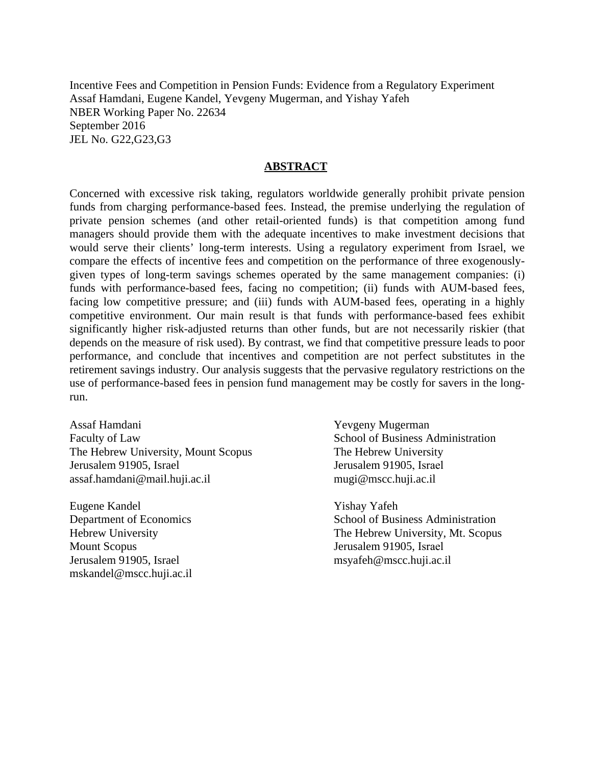Incentive Fees and Competition in Pension Funds: Evidence from a Regulatory Experiment
Assaf Hamdani, Eugene Kandel, Yevgeny Mugerman, and Yishay Yafeh
NBER Working Paper No. 22634
September 2016
JEL No. G22,G23,G3

## ABSTRACT

Concerned with excessive risk taking, regulators worldwide generally prohibit private pension funds from charging performance-based fees. Instead, the premise underlying the regulation of private pension schemes (and other retail-oriented funds) is that competition among fund managers should provide them with the adequate incentives to make investment decisions that would serve their clients' long-term interests. Using a regulatory experiment from Israel, we compare the effects of incentive fees and competition on the performance of three exogenously-given types of long-term savings schemes operated by the same management companies: (i) funds with performance-based fees, facing no competition; (ii) funds with AUM-based fees, facing low competitive pressure; and (iii) funds with AUM-based fees, operating in a highly competitive environment. Our main result is that funds with performance-based fees exhibit significantly higher risk-adjusted returns than other funds, but are not necessarily riskier (that depends on the measure of risk used). By contrast, we find that competitive pressure leads to poor performance, and conclude that incentives and competition are not perfect substitutes in the retirement savings industry. Our analysis suggests that the pervasive regulatory restrictions on the use of performance-based fees in pension fund management may be costly for savers in the long-run.

Assaf Hamdani
Faculty of Law
The Hebrew University, Mount Scopus
Jerusalem 91905, Israel
assaf.hamdani@mail.huji.ac.il

Eugene Kandel
Department of Economics
Hebrew University
Mount Scopus
Jerusalem 91905, Israel
mskandel@mscc.huji.ac.il

Yevgeny Mugerman
School of Business Administration
The Hebrew University
Jerusalem 91905, Israel
mugi@mscc.huji.ac.il

Yishay Yafeh
School of Business Administration
The Hebrew University, Mt. Scopus
Jerusalem 91905, Israel
msyafeh@mscc.huji.ac.il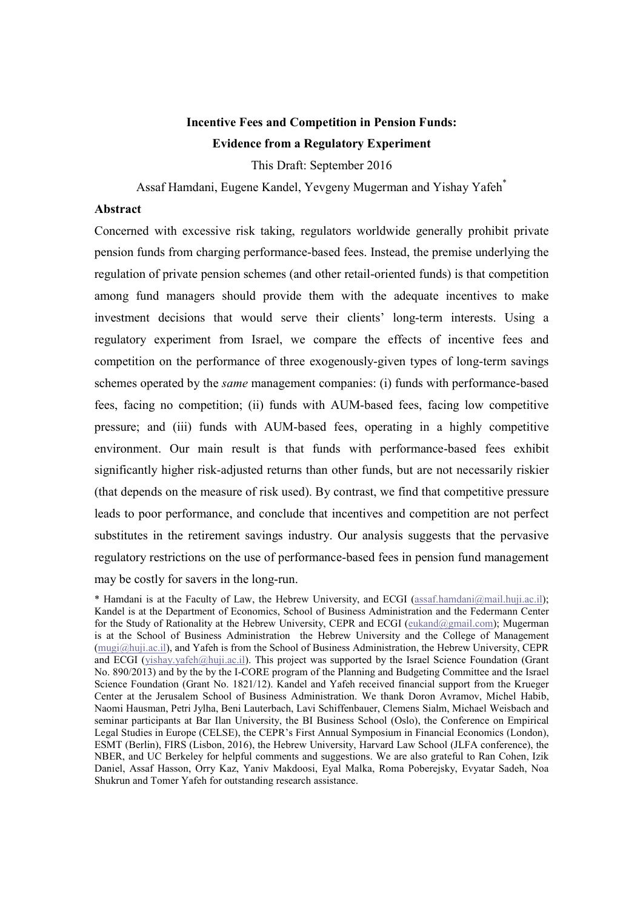# Incentive Fees and Competition in Pension Funds: Evidence from a Regulatory Experiment

This Draft: September 2016

Assaf Hamdani, Eugene Kandel, Yevgeny Mugerman and Yishay Yafeh*

## Abstract

Concerned with excessive risk taking, regulators worldwide generally prohibit private pension funds from charging performance-based fees. Instead, the premise underlying the regulation of private pension schemes (and other retail-oriented funds) is that competition among fund managers should provide them with the adequate incentives to make investment decisions that would serve their clients' long-term interests. Using a regulatory experiment from Israel, we compare the effects of incentive fees and competition on the performance of three exogenously-given types of long-term savings schemes operated by the *same* management companies: (i) funds with performance-based fees, facing no competition; (ii) funds with AUM-based fees, facing low competitive pressure; and (iii) funds with AUM-based fees, operating in a highly competitive environment. Our main result is that funds with performance-based fees exhibit significantly higher risk-adjusted returns than other funds, but are not necessarily riskier (that depends on the measure of risk used). By contrast, we find that competitive pressure leads to poor performance, and conclude that incentives and competition are not perfect substitutes in the retirement savings industry. Our analysis suggests that the pervasive regulatory restrictions on the use of performance-based fees in pension fund management may be costly for savers in the long-run.

\* Hamdani is at the Faculty of Law, the Hebrew University, and ECGI (assaf.hamdani@mail.huji.ac.il); Kandel is at the Department of Economics, School of Business Administration and the Federmann Center for the Study of Rationality at the Hebrew University, CEPR and ECGI (eukand@gmail.com); Mugerman is at the School of Business Administration the Hebrew University and the College of Management (mugi@huji.ac.il), and Yafeh is from the School of Business Administration, the Hebrew University, CEPR and ECGI (yishay.yafeh@huji.ac.il). This project was supported by the Israel Science Foundation (Grant No. 890/2013) and by the by the I-CORE program of the Planning and Budgeting Committee and the Israel Science Foundation (Grant No. 1821/12). Kandel and Yafeh received financial support from the Krueger Center at the Jerusalem School of Business Administration. We thank Doron Avramov, Michel Habib, Naomi Hausman, Petri Jylha, Beni Lauterbach, Lavi Schiffenbauer, Clemens Sialm, Michael Weisbach and seminar participants at Bar Ilan University, the BI Business School (Oslo), the Conference on Empirical Legal Studies in Europe (CELSE), the CEPR's First Annual Symposium in Financial Economics (London), ESMT (Berlin), FIRS (Lisbon, 2016), the Hebrew University, Harvard Law School (JLFA conference), the NBER, and UC Berkeley for helpful comments and suggestions. We are also grateful to Ran Cohen, Izik Daniel, Assaf Hasson, Orry Kaz, Yaniv Makdoosi, Eyal Malka, Roma Poberejsky, Evyatar Sadeh, Noa Shukrun and Tomer Yafeh for outstanding research assistance.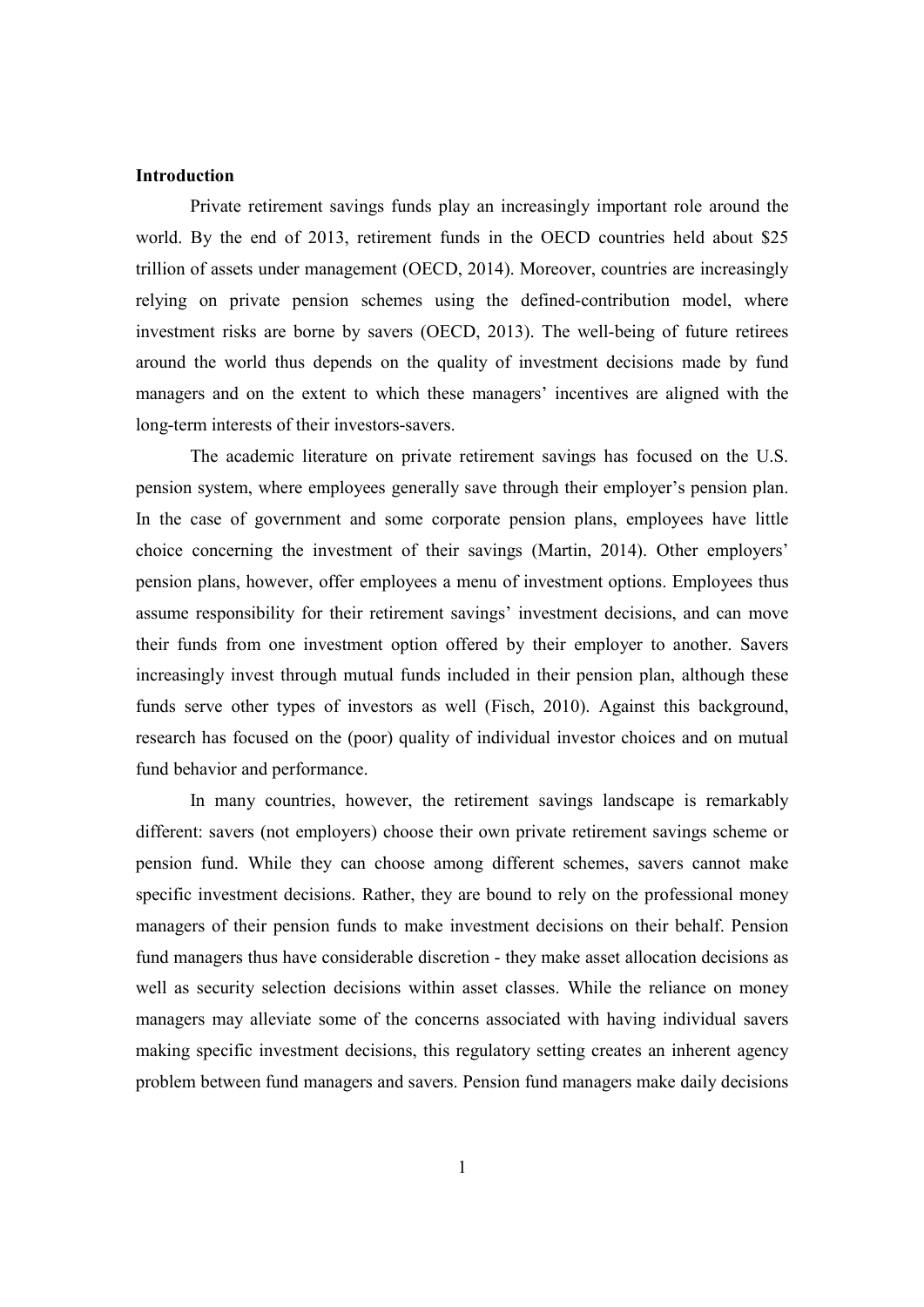## Introduction

Private retirement savings funds play an increasingly important role around the world. By the end of 2013, retirement funds in the OECD countries held about $25 trillion of assets under management (OECD, 2014). Moreover, countries are increasingly relying on private pension schemes using the defined-contribution model, where investment risks are borne by savers (OECD, 2013). The well-being of future retirees around the world thus depends on the quality of investment decisions made by fund managers and on the extent to which these managers' incentives are aligned with the long-term interests of their investors-savers.

The academic literature on private retirement savings has focused on the U.S. pension system, where employees generally save through their employer's pension plan. In the case of government and some corporate pension plans, employees have little choice concerning the investment of their savings (Martin, 2014). Other employers' pension plans, however, offer employees a menu of investment options. Employees thus assume responsibility for their retirement savings' investment decisions, and can move their funds from one investment option offered by their employer to another. Savers increasingly invest through mutual funds included in their pension plan, although these funds serve other types of investors as well (Fisch, 2010). Against this background, research has focused on the (poor) quality of individual investor choices and on mutual fund behavior and performance.

In many countries, however, the retirement savings landscape is remarkably different: savers (not employers) choose their own private retirement savings scheme or pension fund. While they can choose among different schemes, savers cannot make specific investment decisions. Rather, they are bound to rely on the professional money managers of their pension funds to make investment decisions on their behalf. Pension fund managers thus have considerable discretion - they make asset allocation decisions as well as security selection decisions within asset classes. While the reliance on money managers may alleviate some of the concerns associated with having individual savers making specific investment decisions, this regulatory setting creates an inherent agency problem between fund managers and savers. Pension fund managers make daily decisions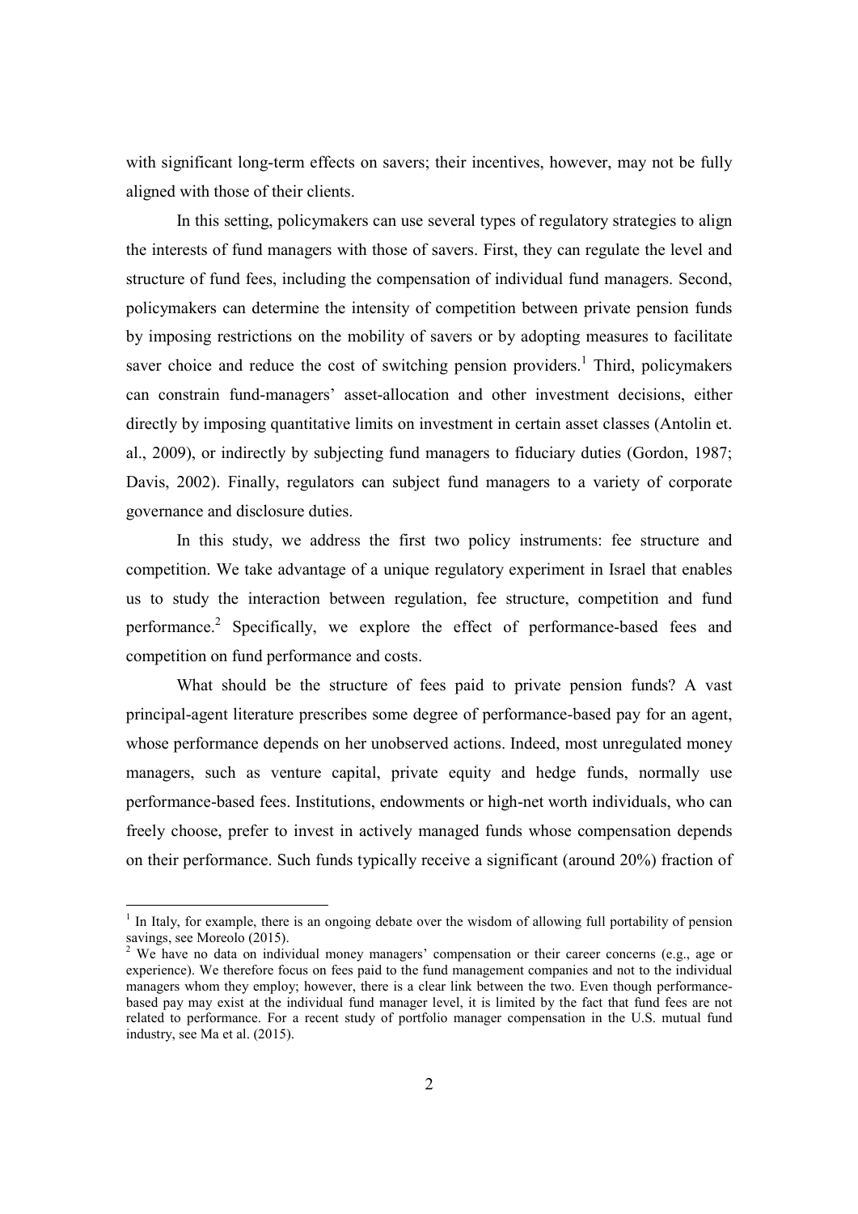with significant long-term effects on savers; their incentives, however, may not be fully aligned with those of their clients.

In this setting, policymakers can use several types of regulatory strategies to align the interests of fund managers with those of savers. First, they can regulate the level and structure of fund fees, including the compensation of individual fund managers. Second, policymakers can determine the intensity of competition between private pension funds by imposing restrictions on the mobility of savers or by adopting measures to facilitate saver choice and reduce the cost of switching pension providers.[1] Third, policymakers can constrain fund-managers' asset-allocation and other investment decisions, either directly by imposing quantitative limits on investment in certain asset classes (Antolin et. al., 2009), or indirectly by subjecting fund managers to fiduciary duties (Gordon, 1987; Davis, 2002). Finally, regulators can subject fund managers to a variety of corporate governance and disclosure duties.

In this study, we address the first two policy instruments: fee structure and competition. We take advantage of a unique regulatory experiment in Israel that enables us to study the interaction between regulation, fee structure, competition and fund performance.[2] Specifically, we explore the effect of performance-based fees and competition on fund performance and costs.

What should be the structure of fees paid to private pension funds? A vast principal-agent literature prescribes some degree of performance-based pay for an agent, whose performance depends on her unobserved actions. Indeed, most unregulated money managers, such as venture capital, private equity and hedge funds, normally use performance-based fees. Institutions, endowments or high-net worth individuals, who can freely choose, prefer to invest in actively managed funds whose compensation depends on their performance. Such funds typically receive a significant (around 20%) fraction of

---

[1] In Italy, for example, there is an ongoing debate over the wisdom of allowing full portability of pension savings, see Moreolo (2015).

[2] We have no data on individual money managers' compensation or their career concerns (e.g., age or experience). We therefore focus on fees paid to the fund management companies and not to the individual managers whom they employ; however, there is a clear link between the two. Even though performance-based pay may exist at the individual fund manager level, it is limited by the fact that fund fees are not related to performance. For a recent study of portfolio manager compensation in the U.S. mutual fund industry, see Ma et al. (2015).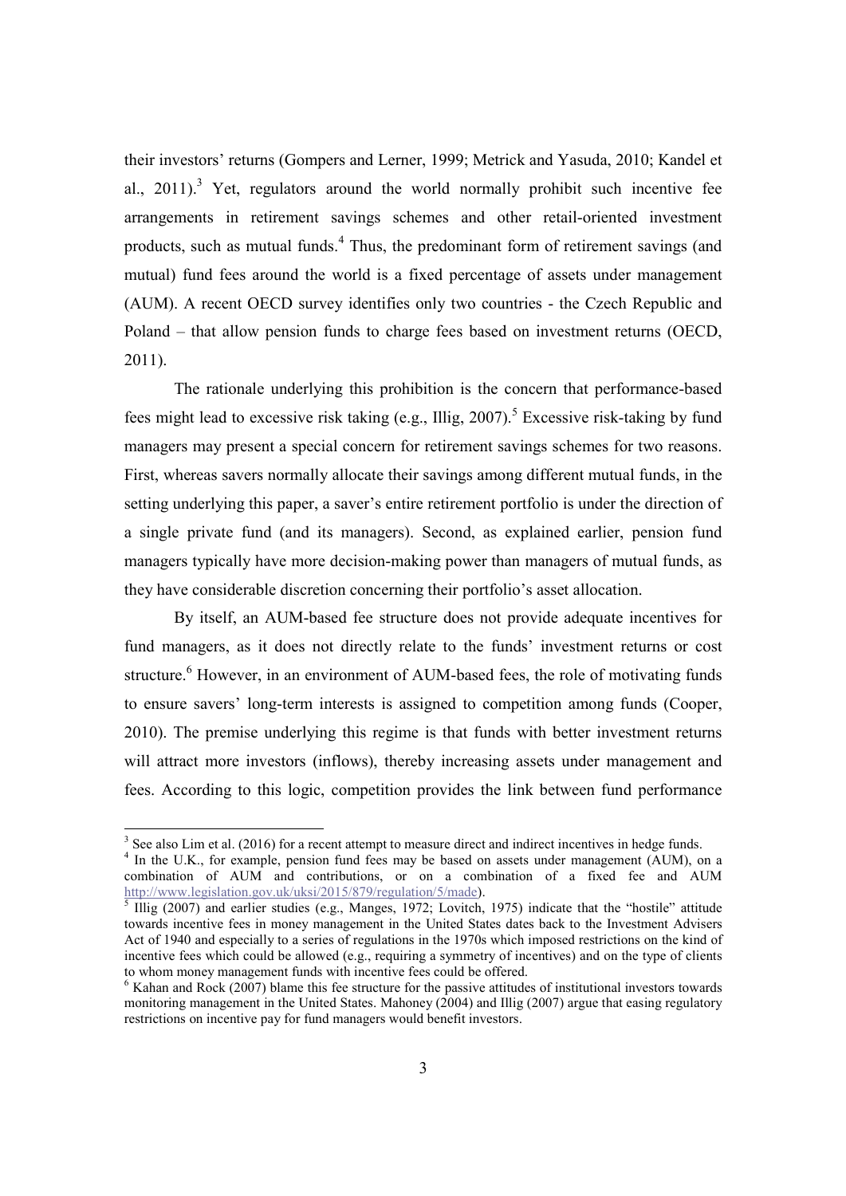their investors' returns (Gompers and Lerner, 1999; Metrick and Yasuda, 2010; Kandel et al., 2011).[3] Yet, regulators around the world normally prohibit such incentive fee arrangements in retirement savings schemes and other retail-oriented investment products, such as mutual funds.[4] Thus, the predominant form of retirement savings (and mutual) fund fees around the world is a fixed percentage of assets under management (AUM). A recent OECD survey identifies only two countries - the Czech Republic and Poland – that allow pension funds to charge fees based on investment returns (OECD, 2011).

The rationale underlying this prohibition is the concern that performance-based fees might lead to excessive risk taking (e.g., Illig, 2007).[5] Excessive risk-taking by fund managers may present a special concern for retirement savings schemes for two reasons. First, whereas savers normally allocate their savings among different mutual funds, in the setting underlying this paper, a saver's entire retirement portfolio is under the direction of a single private fund (and its managers). Second, as explained earlier, pension fund managers typically have more decision-making power than managers of mutual funds, as they have considerable discretion concerning their portfolio's asset allocation.

By itself, an AUM-based fee structure does not provide adequate incentives for fund managers, as it does not directly relate to the funds' investment returns or cost structure.[6] However, in an environment of AUM-based fees, the role of motivating funds to ensure savers' long-term interests is assigned to competition among funds (Cooper, 2010). The premise underlying this regime is that funds with better investment returns will attract more investors (inflows), thereby increasing assets under management and fees. According to this logic, competition provides the link between fund performance

---

[3] See also Lim et al. (2016) for a recent attempt to measure direct and indirect incentives in hedge funds.

[4] In the U.K., for example, pension fund fees may be based on assets under management (AUM), on a combination of AUM and contributions, or on a combination of a fixed fee and AUM http://www.legislation.gov.uk/uksi/2015/879/regulation/5/made).

[5] Illig (2007) and earlier studies (e.g., Manges, 1972; Lovitch, 1975) indicate that the "hostile" attitude towards incentive fees in money management in the United States dates back to the Investment Advisers Act of 1940 and especially to a series of regulations in the 1970s which imposed restrictions on the kind of incentive fees which could be allowed (e.g., requiring a symmetry of incentives) and on the type of clients to whom money management funds with incentive fees could be offered.

[6] Kahan and Rock (2007) blame this fee structure for the passive attitudes of institutional investors towards monitoring management in the United States. Mahoney (2004) and Illig (2007) argue that easing regulatory restrictions on incentive pay for fund managers would benefit investors.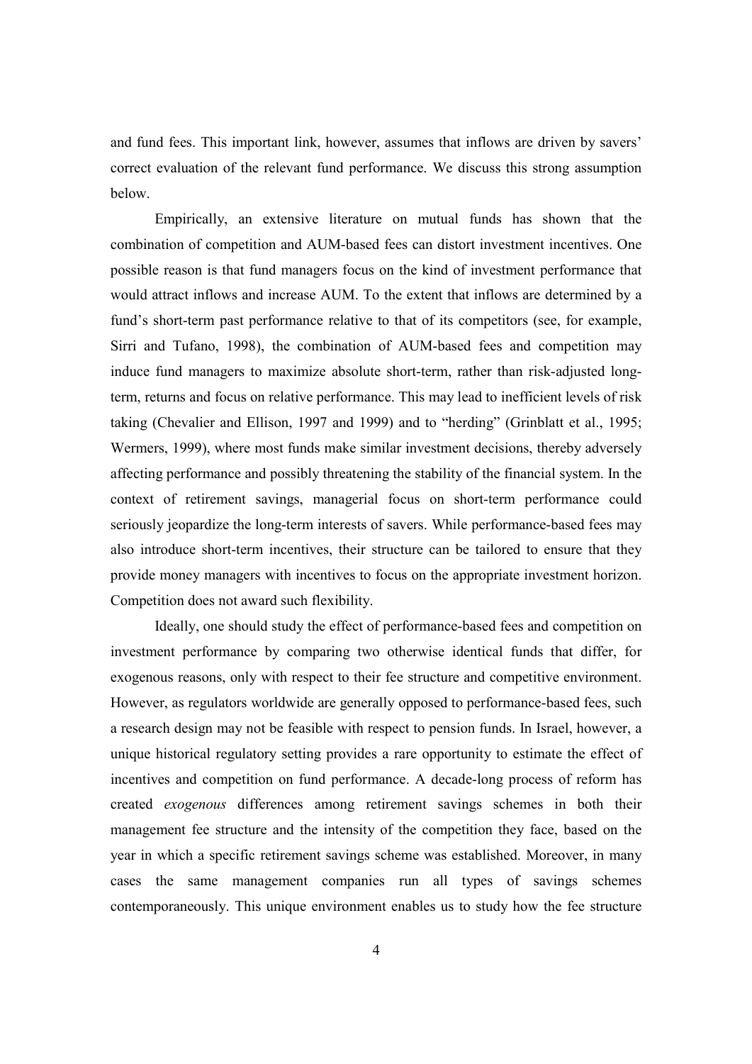and fund fees. This important link, however, assumes that inflows are driven by savers' correct evaluation of the relevant fund performance. We discuss this strong assumption below.

Empirically, an extensive literature on mutual funds has shown that the combination of competition and AUM-based fees can distort investment incentives. One possible reason is that fund managers focus on the kind of investment performance that would attract inflows and increase AUM. To the extent that inflows are determined by a fund's short-term past performance relative to that of its competitors (see, for example, Sirri and Tufano, 1998), the combination of AUM-based fees and competition may induce fund managers to maximize absolute short-term, rather than risk-adjusted long-term, returns and focus on relative performance. This may lead to inefficient levels of risk taking (Chevalier and Ellison, 1997 and 1999) and to "herding" (Grinblatt et al., 1995; Wermers, 1999), where most funds make similar investment decisions, thereby adversely affecting performance and possibly threatening the stability of the financial system. In the context of retirement savings, managerial focus on short-term performance could seriously jeopardize the long-term interests of savers. While performance-based fees may also introduce short-term incentives, their structure can be tailored to ensure that they provide money managers with incentives to focus on the appropriate investment horizon. Competition does not award such flexibility.

Ideally, one should study the effect of performance-based fees and competition on investment performance by comparing two otherwise identical funds that differ, for exogenous reasons, only with respect to their fee structure and competitive environment. However, as regulators worldwide are generally opposed to performance-based fees, such a research design may not be feasible with respect to pension funds. In Israel, however, a unique historical regulatory setting provides a rare opportunity to estimate the effect of incentives and competition on fund performance. A decade-long process of reform has created *exogenous* differences among retirement savings schemes in both their management fee structure and the intensity of the competition they face, based on the year in which a specific retirement savings scheme was established. Moreover, in many cases the same management companies run all types of savings schemes contemporaneously. This unique environment enables us to study how the fee structure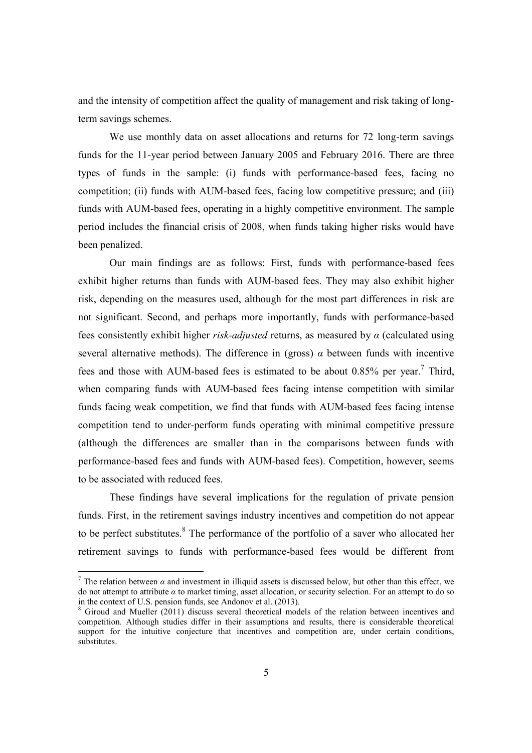and the intensity of competition affect the quality of management and risk taking of long-term savings schemes.

We use monthly data on asset allocations and returns for 72 long-term savings funds for the 11-year period between January 2005 and February 2016. There are three types of funds in the sample: (i) funds with performance-based fees, facing no competition; (ii) funds with AUM-based fees, facing low competitive pressure; and (iii) funds with AUM-based fees, operating in a highly competitive environment. The sample period includes the financial crisis of 2008, when funds taking higher risks would have been penalized.

Our main findings are as follows: First, funds with performance-based fees exhibit higher returns than funds with AUM-based fees. They may also exhibit higher risk, depending on the measures used, although for the most part differences in risk are not significant. Second, and perhaps more importantly, funds with performance-based fees consistently exhibit higher *risk-adjusted* returns, as measured by $\alpha$ (calculated using several alternative methods). The difference in (gross) $\alpha$ between funds with incentive fees and those with AUM-based fees is estimated to be about 0.85% per year.[7] Third, when comparing funds with AUM-based fees facing intense competition with similar funds facing weak competition, we find that funds with AUM-based fees facing intense competition tend to under-perform funds operating with minimal competitive pressure (although the differences are smaller than in the comparisons between funds with performance-based fees and funds with AUM-based fees). Competition, however, seems to be associated with reduced fees.

These findings have several implications for the regulation of private pension funds. First, in the retirement savings industry incentives and competition do not appear to be perfect substitutes.[8] The performance of the portfolio of a saver who allocated her retirement savings to funds with performance-based fees would be different from

---

[7] The relation between $\alpha$ and investment in illiquid assets is discussed below, but other than this effect, we do not attempt to attribute $\alpha$ to market timing, asset allocation, or security selection. For an attempt to do so in the context of U.S. pension funds, see Andonov et al. (2013).

[8] Giroud and Mueller (2011) discuss several theoretical models of the relation between incentives and competition. Although studies differ in their assumptions and results, there is considerable theoretical support for the intuitive conjecture that incentives and competition are, under certain conditions, substitutes.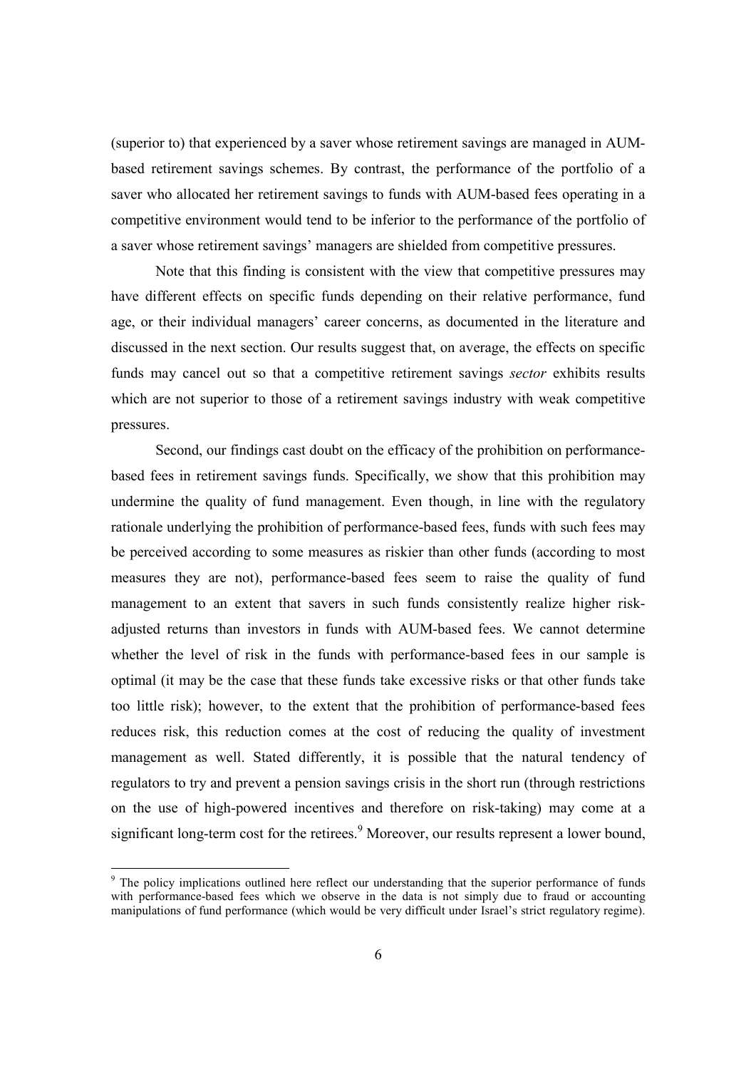(superior to) that experienced by a saver whose retirement savings are managed in AUM-based retirement savings schemes. By contrast, the performance of the portfolio of a saver who allocated her retirement savings to funds with AUM-based fees operating in a competitive environment would tend to be inferior to the performance of the portfolio of a saver whose retirement savings' managers are shielded from competitive pressures.

Note that this finding is consistent with the view that competitive pressures may have different effects on specific funds depending on their relative performance, fund age, or their individual managers' career concerns, as documented in the literature and discussed in the next section. Our results suggest that, on average, the effects on specific funds may cancel out so that a competitive retirement savings *sector* exhibits results which are not superior to those of a retirement savings industry with weak competitive pressures.

Second, our findings cast doubt on the efficacy of the prohibition on performance-based fees in retirement savings funds. Specifically, we show that this prohibition may undermine the quality of fund management. Even though, in line with the regulatory rationale underlying the prohibition of performance-based fees, funds with such fees may be perceived according to some measures as riskier than other funds (according to most measures they are not), performance-based fees seem to raise the quality of fund management to an extent that savers in such funds consistently realize higher risk-adjusted returns than investors in funds with AUM-based fees. We cannot determine whether the level of risk in the funds with performance-based fees in our sample is optimal (it may be the case that these funds take excessive risks or that other funds take too little risk); however, to the extent that the prohibition of performance-based fees reduces risk, this reduction comes at the cost of reducing the quality of investment management as well. Stated differently, it is possible that the natural tendency of regulators to try and prevent a pension savings crisis in the short run (through restrictions on the use of high-powered incentives and therefore on risk-taking) may come at a significant long-term cost for the retirees.[9] Moreover, our results represent a lower bound,

[9] The policy implications outlined here reflect our understanding that the superior performance of funds with performance-based fees which we observe in the data is not simply due to fraud or accounting manipulations of fund performance (which would be very difficult under Israel's strict regulatory regime).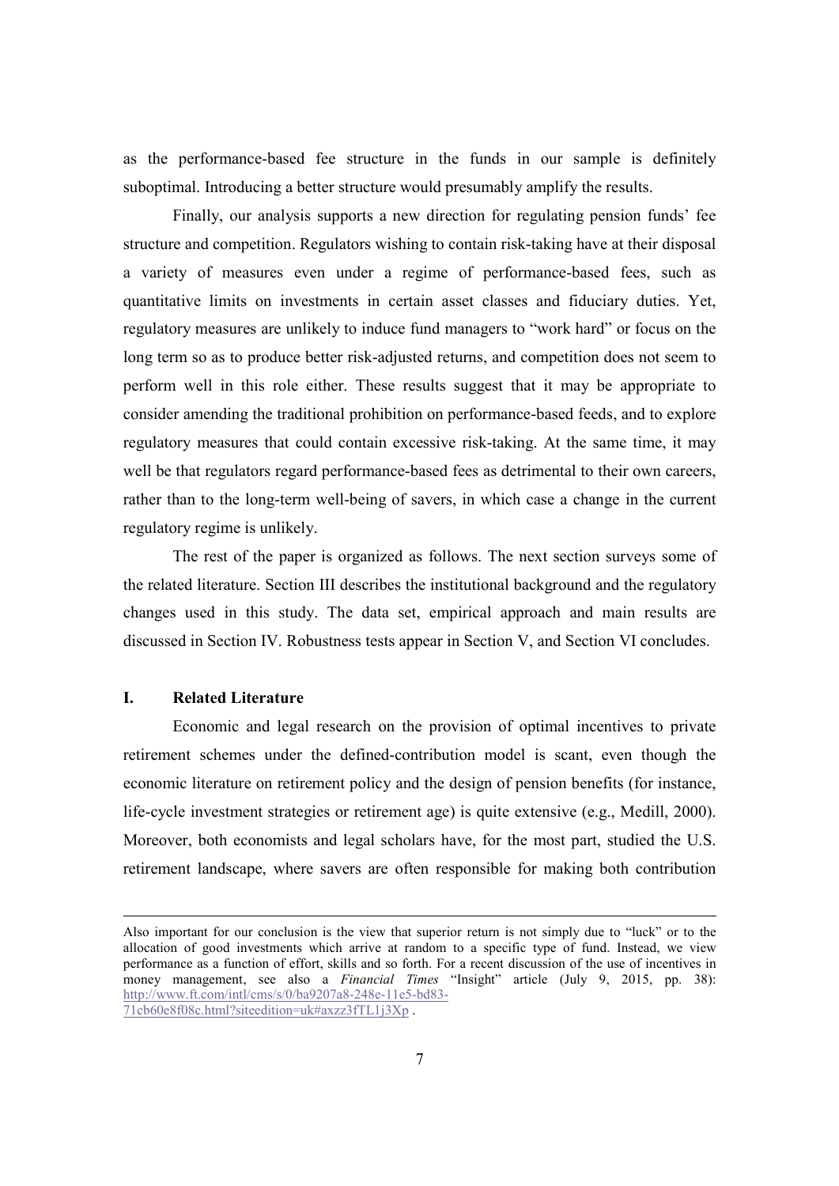as the performance-based fee structure in the funds in our sample is definitely suboptimal. Introducing a better structure would presumably amplify the results.

Finally, our analysis supports a new direction for regulating pension funds' fee structure and competition. Regulators wishing to contain risk-taking have at their disposal a variety of measures even under a regime of performance-based fees, such as quantitative limits on investments in certain asset classes and fiduciary duties. Yet, regulatory measures are unlikely to induce fund managers to "work hard" or focus on the long term so as to produce better risk-adjusted returns, and competition does not seem to perform well in this role either. These results suggest that it may be appropriate to consider amending the traditional prohibition on performance-based feeds, and to explore regulatory measures that could contain excessive risk-taking. At the same time, it may well be that regulators regard performance-based fees as detrimental to their own careers, rather than to the long-term well-being of savers, in which case a change in the current regulatory regime is unlikely.

The rest of the paper is organized as follows. The next section surveys some of the related literature. Section III describes the institutional background and the regulatory changes used in this study. The data set, empirical approach and main results are discussed in Section IV. Robustness tests appear in Section V, and Section VI concludes.

## I. Related Literature

Economic and legal research on the provision of optimal incentives to private retirement schemes under the defined-contribution model is scant, even though the economic literature on retirement policy and the design of pension benefits (for instance, life-cycle investment strategies or retirement age) is quite extensive (e.g., Medill, 2000). Moreover, both economists and legal scholars have, for the most part, studied the U.S. retirement landscape, where savers are often responsible for making both contribution

---

Also important for our conclusion is the view that superior return is not simply due to "luck" or to the allocation of good investments which arrive at random to a specific type of fund. Instead, we view performance as a function of effort, skills and so forth. For a recent discussion of the use of incentives in money management, see also a *Financial Times* "Insight" article (July 9, 2015, pp. 38): http://www.ft.com/intl/cms/s/0/ba9207a8-248e-11e5-bd83-71cb60e8f08c.html?siteedition=uk#axzz3fTL1j3Xp .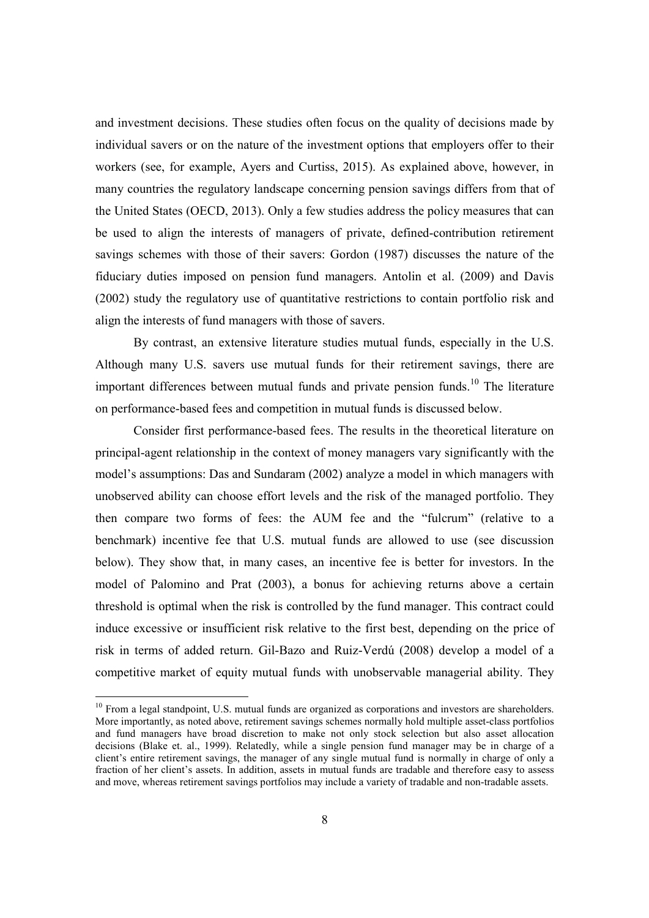and investment decisions. These studies often focus on the quality of decisions made by individual savers or on the nature of the investment options that employers offer to their workers (see, for example, Ayers and Curtiss, 2015). As explained above, however, in many countries the regulatory landscape concerning pension savings differs from that of the United States (OECD, 2013). Only a few studies address the policy measures that can be used to align the interests of managers of private, defined-contribution retirement savings schemes with those of their savers: Gordon (1987) discusses the nature of the fiduciary duties imposed on pension fund managers. Antolin et al. (2009) and Davis (2002) study the regulatory use of quantitative restrictions to contain portfolio risk and align the interests of fund managers with those of savers.

By contrast, an extensive literature studies mutual funds, especially in the U.S. Although many U.S. savers use mutual funds for their retirement savings, there are important differences between mutual funds and private pension funds.[10] The literature on performance-based fees and competition in mutual funds is discussed below.

Consider first performance-based fees. The results in the theoretical literature on principal-agent relationship in the context of money managers vary significantly with the model's assumptions: Das and Sundaram (2002) analyze a model in which managers with unobserved ability can choose effort levels and the risk of the managed portfolio. They then compare two forms of fees: the AUM fee and the "fulcrum" (relative to a benchmark) incentive fee that U.S. mutual funds are allowed to use (see discussion below). They show that, in many cases, an incentive fee is better for investors. In the model of Palomino and Prat (2003), a bonus for achieving returns above a certain threshold is optimal when the risk is controlled by the fund manager. This contract could induce excessive or insufficient risk relative to the first best, depending on the price of risk in terms of added return. Gil-Bazo and Ruiz-Verdú (2008) develop a model of a competitive market of equity mutual funds with unobservable managerial ability. They

[10] From a legal standpoint, U.S. mutual funds are organized as corporations and investors are shareholders. More importantly, as noted above, retirement savings schemes normally hold multiple asset-class portfolios and fund managers have broad discretion to make not only stock selection but also asset allocation decisions (Blake et. al., 1999). Relatedly, while a single pension fund manager may be in charge of a client's entire retirement savings, the manager of any single mutual fund is normally in charge of only a fraction of her client's assets. In addition, assets in mutual funds are tradable and therefore easy to assess and move, whereas retirement savings portfolios may include a variety of tradable and non-tradable assets.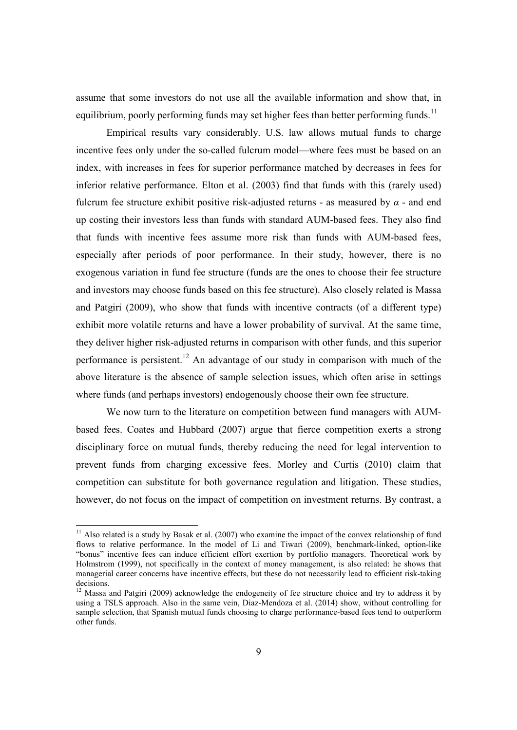assume that some investors do not use all the available information and show that, in equilibrium, poorly performing funds may set higher fees than better performing funds.[11]

Empirical results vary considerably. U.S. law allows mutual funds to charge incentive fees only under the so-called fulcrum model—where fees must be based on an index, with increases in fees for superior performance matched by decreases in fees for inferior relative performance. Elton et al. (2003) find that funds with this (rarely used) fulcrum fee structure exhibit positive risk-adjusted returns - as measured by $\alpha$ - and end up costing their investors less than funds with standard AUM-based fees. They also find that funds with incentive fees assume more risk than funds with AUM-based fees, especially after periods of poor performance. In their study, however, there is no exogenous variation in fund fee structure (funds are the ones to choose their fee structure and investors may choose funds based on this fee structure). Also closely related is Massa and Patgiri (2009), who show that funds with incentive contracts (of a different type) exhibit more volatile returns and have a lower probability of survival. At the same time, they deliver higher risk-adjusted returns in comparison with other funds, and this superior performance is persistent.[12] An advantage of our study in comparison with much of the above literature is the absence of sample selection issues, which often arise in settings where funds (and perhaps investors) endogenously choose their own fee structure.

We now turn to the literature on competition between fund managers with AUM-based fees. Coates and Hubbard (2007) argue that fierce competition exerts a strong disciplinary force on mutual funds, thereby reducing the need for legal intervention to prevent funds from charging excessive fees. Morley and Curtis (2010) claim that competition can substitute for both governance regulation and litigation. These studies, however, do not focus on the impact of competition on investment returns. By contrast, a

---

[11] Also related is a study by Basak et al. (2007) who examine the impact of the convex relationship of fund flows to relative performance. In the model of Li and Tiwari (2009), benchmark-linked, option-like "bonus" incentive fees can induce efficient effort exertion by portfolio managers. Theoretical work by Holmstrom (1999), not specifically in the context of money management, is also related: he shows that managerial career concerns have incentive effects, but these do not necessarily lead to efficient risk-taking decisions.

[12] Massa and Patgiri (2009) acknowledge the endogeneity of fee structure choice and try to address it by using a TSLS approach. Also in the same vein, Diaz-Mendoza et al. (2014) show, without controlling for sample selection, that Spanish mutual funds choosing to charge performance-based fees tend to outperform other funds.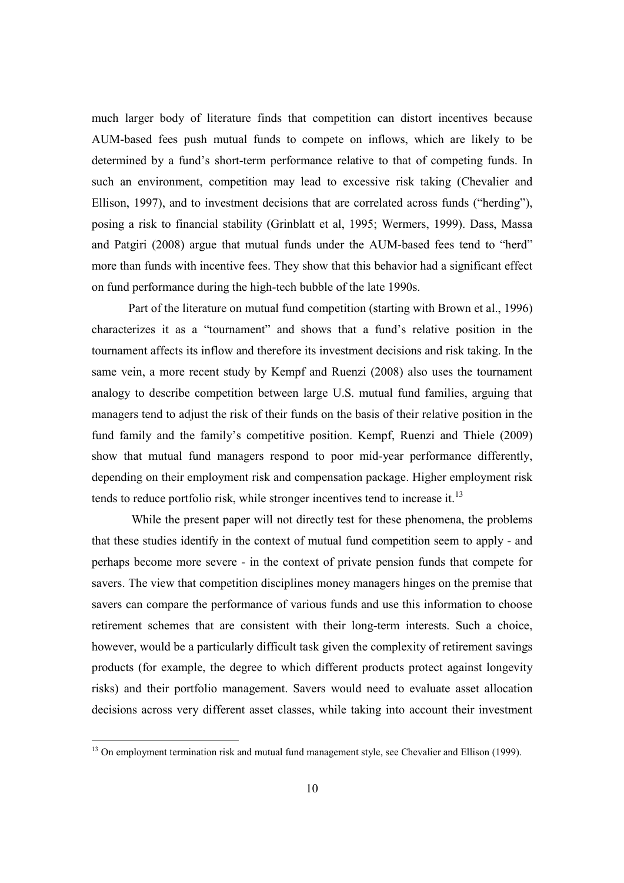much larger body of literature finds that competition can distort incentives because AUM-based fees push mutual funds to compete on inflows, which are likely to be determined by a fund's short-term performance relative to that of competing funds. In such an environment, competition may lead to excessive risk taking (Chevalier and Ellison, 1997), and to investment decisions that are correlated across funds ("herding"), posing a risk to financial stability (Grinblatt et al, 1995; Wermers, 1999). Dass, Massa and Patgiri (2008) argue that mutual funds under the AUM-based fees tend to "herd" more than funds with incentive fees. They show that this behavior had a significant effect on fund performance during the high-tech bubble of the late 1990s.

Part of the literature on mutual fund competition (starting with Brown et al., 1996) characterizes it as a "tournament" and shows that a fund's relative position in the tournament affects its inflow and therefore its investment decisions and risk taking. In the same vein, a more recent study by Kempf and Ruenzi (2008) also uses the tournament analogy to describe competition between large U.S. mutual fund families, arguing that managers tend to adjust the risk of their funds on the basis of their relative position in the fund family and the family's competitive position. Kempf, Ruenzi and Thiele (2009) show that mutual fund managers respond to poor mid-year performance differently, depending on their employment risk and compensation package. Higher employment risk tends to reduce portfolio risk, while stronger incentives tend to increase it.[13]

While the present paper will not directly test for these phenomena, the problems that these studies identify in the context of mutual fund competition seem to apply - and perhaps become more severe - in the context of private pension funds that compete for savers. The view that competition disciplines money managers hinges on the premise that savers can compare the performance of various funds and use this information to choose retirement schemes that are consistent with their long-term interests. Such a choice, however, would be a particularly difficult task given the complexity of retirement savings products (for example, the degree to which different products protect against longevity risks) and their portfolio management. Savers would need to evaluate asset allocation decisions across very different asset classes, while taking into account their investment

[13] On employment termination risk and mutual fund management style, see Chevalier and Ellison (1999).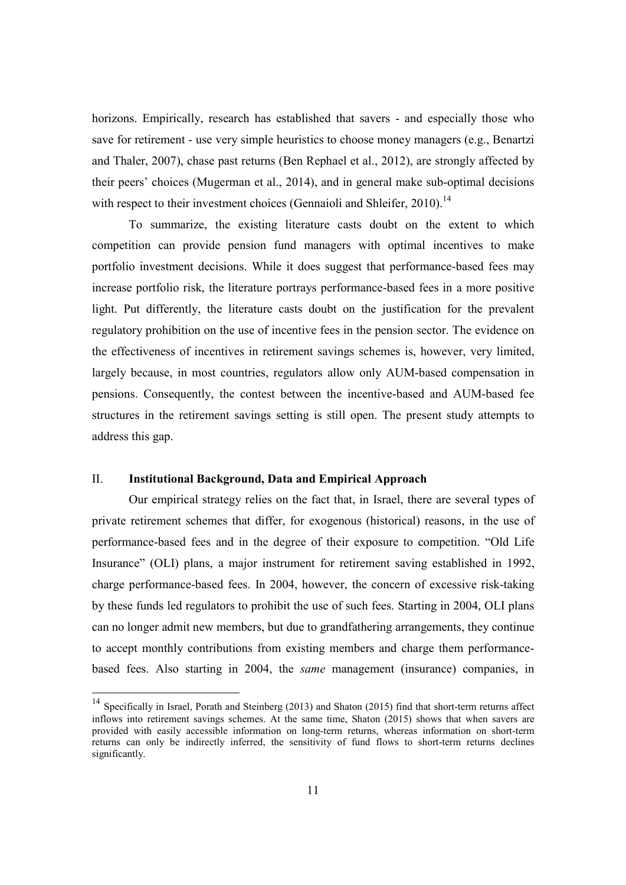horizons. Empirically, research has established that savers - and especially those who save for retirement - use very simple heuristics to choose money managers (e.g., Benartzi and Thaler, 2007), chase past returns (Ben Rephael et al., 2012), are strongly affected by their peers' choices (Mugerman et al., 2014), and in general make sub-optimal decisions with respect to their investment choices (Gennaioli and Shleifer, 2010).[14]

To summarize, the existing literature casts doubt on the extent to which competition can provide pension fund managers with optimal incentives to make portfolio investment decisions. While it does suggest that performance-based fees may increase portfolio risk, the literature portrays performance-based fees in a more positive light. Put differently, the literature casts doubt on the justification for the prevalent regulatory prohibition on the use of incentive fees in the pension sector. The evidence on the effectiveness of incentives in retirement savings schemes is, however, very limited, largely because, in most countries, regulators allow only AUM-based compensation in pensions. Consequently, the contest between the incentive-based and AUM-based fee structures in the retirement savings setting is still open. The present study attempts to address this gap.

## II. Institutional Background, Data and Empirical Approach

Our empirical strategy relies on the fact that, in Israel, there are several types of private retirement schemes that differ, for exogenous (historical) reasons, in the use of performance-based fees and in the degree of their exposure to competition. "Old Life Insurance" (OLI) plans, a major instrument for retirement saving established in 1992, charge performance-based fees. In 2004, however, the concern of excessive risk-taking by these funds led regulators to prohibit the use of such fees. Starting in 2004, OLI plans can no longer admit new members, but due to grandfathering arrangements, they continue to accept monthly contributions from existing members and charge them performance-based fees. Also starting in 2004, the *same* management (insurance) companies, in

[14] Specifically in Israel, Porath and Steinberg (2013) and Shaton (2015) find that short-term returns affect inflows into retirement savings schemes. At the same time, Shaton (2015) shows that when savers are provided with easily accessible information on long-term returns, whereas information on short-term returns can only be indirectly inferred, the sensitivity of fund flows to short-term returns declines significantly.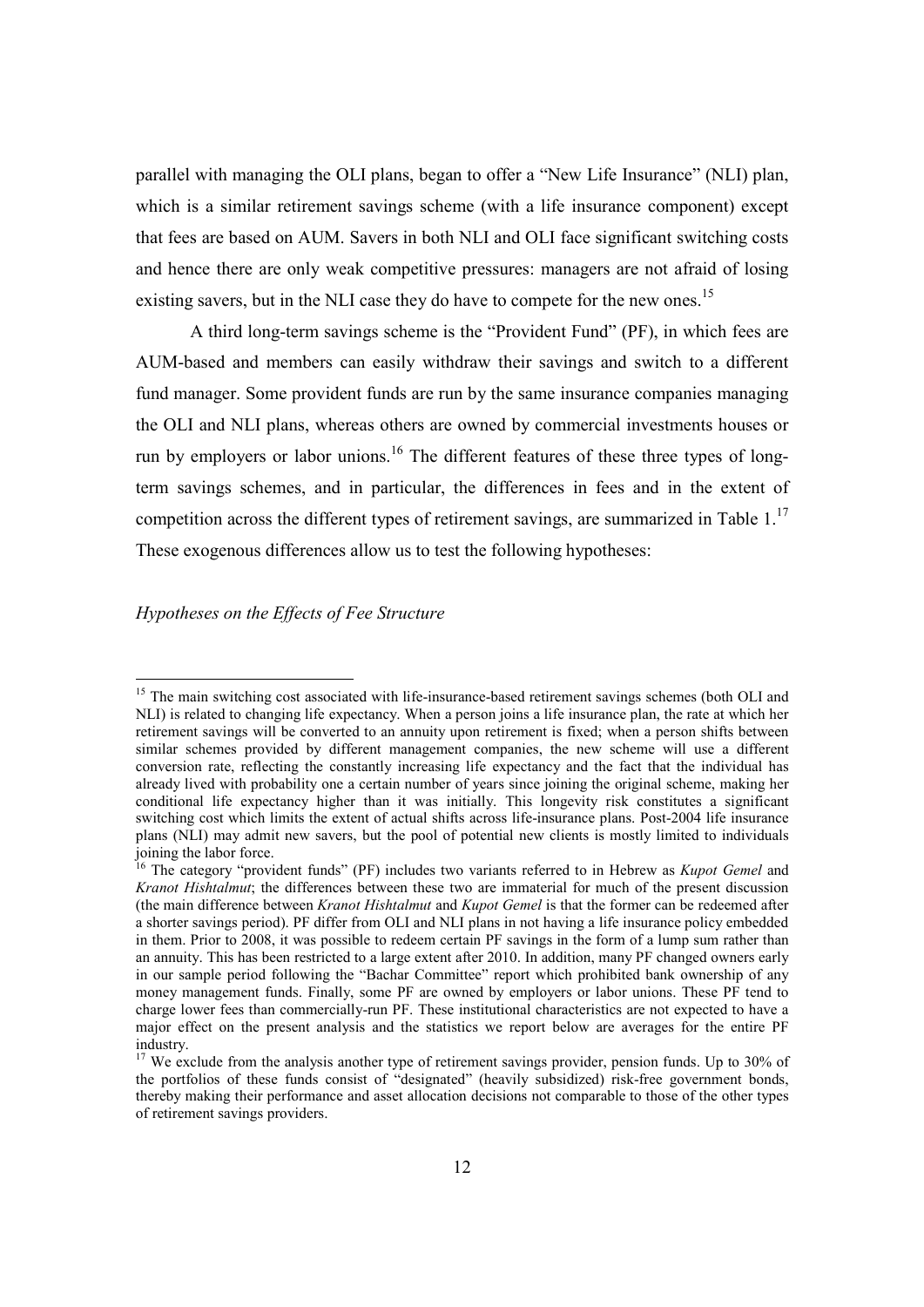parallel with managing the OLI plans, began to offer a "New Life Insurance" (NLI) plan, which is a similar retirement savings scheme (with a life insurance component) except that fees are based on AUM. Savers in both NLI and OLI face significant switching costs and hence there are only weak competitive pressures: managers are not afraid of losing existing savers, but in the NLI case they do have to compete for the new ones.[15]

A third long-term savings scheme is the "Provident Fund" (PF), in which fees are AUM-based and members can easily withdraw their savings and switch to a different fund manager. Some provident funds are run by the same insurance companies managing the OLI and NLI plans, whereas others are owned by commercial investments houses or run by employers or labor unions.[16] The different features of these three types of long-term savings schemes, and in particular, the differences in fees and in the extent of competition across the different types of retirement savings, are summarized in Table 1.[17] These exogenous differences allow us to test the following hypotheses:

*Hypotheses on the Effects of Fee Structure*

---

[15] The main switching cost associated with life-insurance-based retirement savings schemes (both OLI and NLI) is related to changing life expectancy. When a person joins a life insurance plan, the rate at which her retirement savings will be converted to an annuity upon retirement is fixed; when a person shifts between similar schemes provided by different management companies, the new scheme will use a different conversion rate, reflecting the constantly increasing life expectancy and the fact that the individual has already lived with probability one a certain number of years since joining the original scheme, making her conditional life expectancy higher than it was initially. This longevity risk constitutes a significant switching cost which limits the extent of actual shifts across life-insurance plans. Post-2004 life insurance plans (NLI) may admit new savers, but the pool of potential new clients is mostly limited to individuals joining the labor force.

[16] The category "provident funds" (PF) includes two variants referred to in Hebrew as *Kupot Gemel* and *Kranot Hishtalmut*; the differences between these two are immaterial for much of the present discussion (the main difference between *Kranot Hishtalmut* and *Kupot Gemel* is that the former can be redeemed after a shorter savings period). PF differ from OLI and NLI plans in not having a life insurance policy embedded in them. Prior to 2008, it was possible to redeem certain PF savings in the form of a lump sum rather than an annuity. This has been restricted to a large extent after 2010. In addition, many PF changed owners early in our sample period following the "Bachar Committee" report which prohibited bank ownership of any money management funds. Finally, some PF are owned by employers or labor unions. These PF tend to charge lower fees than commercially-run PF. These institutional characteristics are not expected to have a major effect on the present analysis and the statistics we report below are averages for the entire PF industry.

[17] We exclude from the analysis another type of retirement savings provider, pension funds. Up to 30% of the portfolios of these funds consist of "designated" (heavily subsidized) risk-free government bonds, thereby making their performance and asset allocation decisions not comparable to those of the other types of retirement savings providers.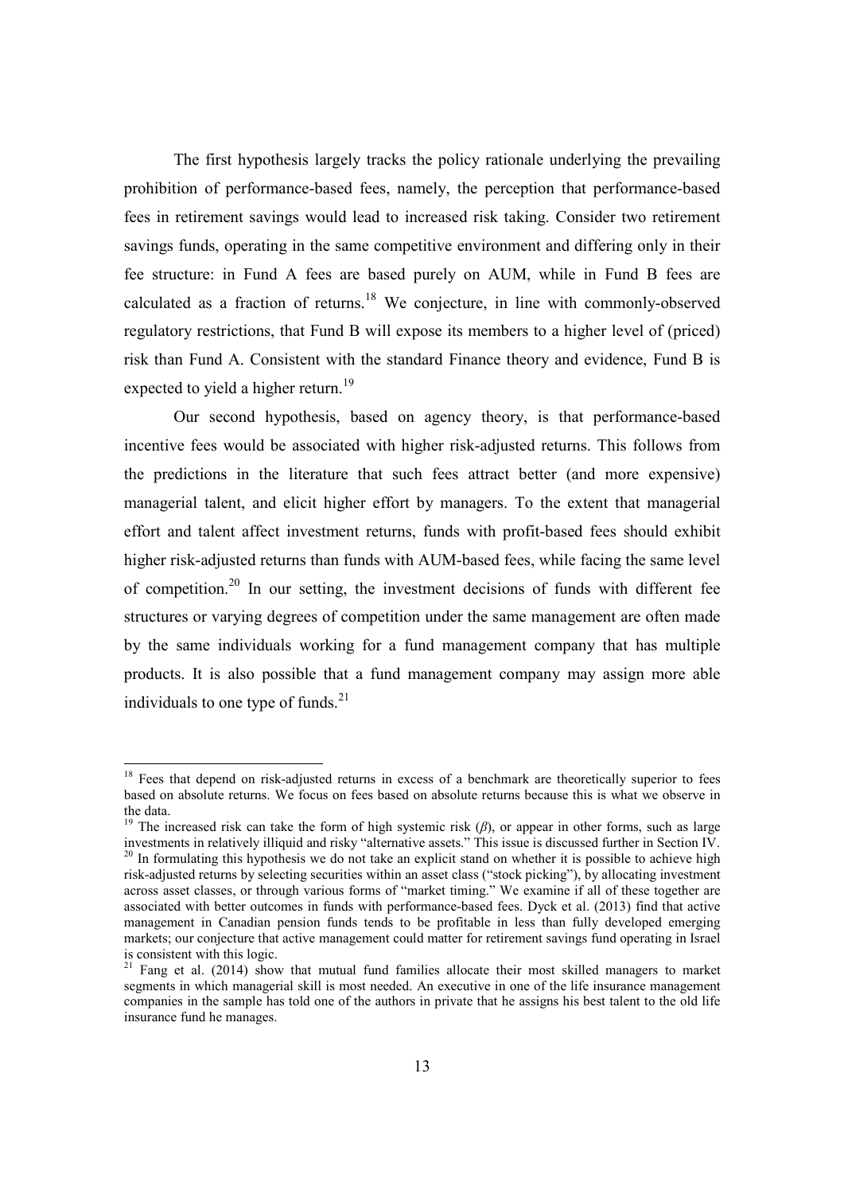The first hypothesis largely tracks the policy rationale underlying the prevailing prohibition of performance-based fees, namely, the perception that performance-based fees in retirement savings would lead to increased risk taking. Consider two retirement savings funds, operating in the same competitive environment and differing only in their fee structure: in Fund A fees are based purely on AUM, while in Fund B fees are calculated as a fraction of returns.[18] We conjecture, in line with commonly-observed regulatory restrictions, that Fund B will expose its members to a higher level of (priced) risk than Fund A. Consistent with the standard Finance theory and evidence, Fund B is expected to yield a higher return.[19]

Our second hypothesis, based on agency theory, is that performance-based incentive fees would be associated with higher risk-adjusted returns. This follows from the predictions in the literature that such fees attract better (and more expensive) managerial talent, and elicit higher effort by managers. To the extent that managerial effort and talent affect investment returns, funds with profit-based fees should exhibit higher risk-adjusted returns than funds with AUM-based fees, while facing the same level of competition.[20] In our setting, the investment decisions of funds with different fee structures or varying degrees of competition under the same management are often made by the same individuals working for a fund management company that has multiple products. It is also possible that a fund management company may assign more able individuals to one type of funds.[21]

---

[18] Fees that depend on risk-adjusted returns in excess of a benchmark are theoretically superior to fees based on absolute returns. We focus on fees based on absolute returns because this is what we observe in the data.

[19] The increased risk can take the form of high systemic risk ($\beta$), or appear in other forms, such as large investments in relatively illiquid and risky "alternative assets." This issue is discussed further in Section IV.

[20] In formulating this hypothesis we do not take an explicit stand on whether it is possible to achieve high risk-adjusted returns by selecting securities within an asset class ("stock picking"), by allocating investment across asset classes, or through various forms of "market timing." We examine if all of these together are associated with better outcomes in funds with performance-based fees. Dyck et al. (2013) find that active management in Canadian pension funds tends to be profitable in less than fully developed emerging markets; our conjecture that active management could matter for retirement savings fund operating in Israel is consistent with this logic.

[21] Fang et al. (2014) show that mutual fund families allocate their most skilled managers to market segments in which managerial skill is most needed. An executive in one of the life insurance management companies in the sample has told one of the authors in private that he assigns his best talent to the old life insurance fund he manages.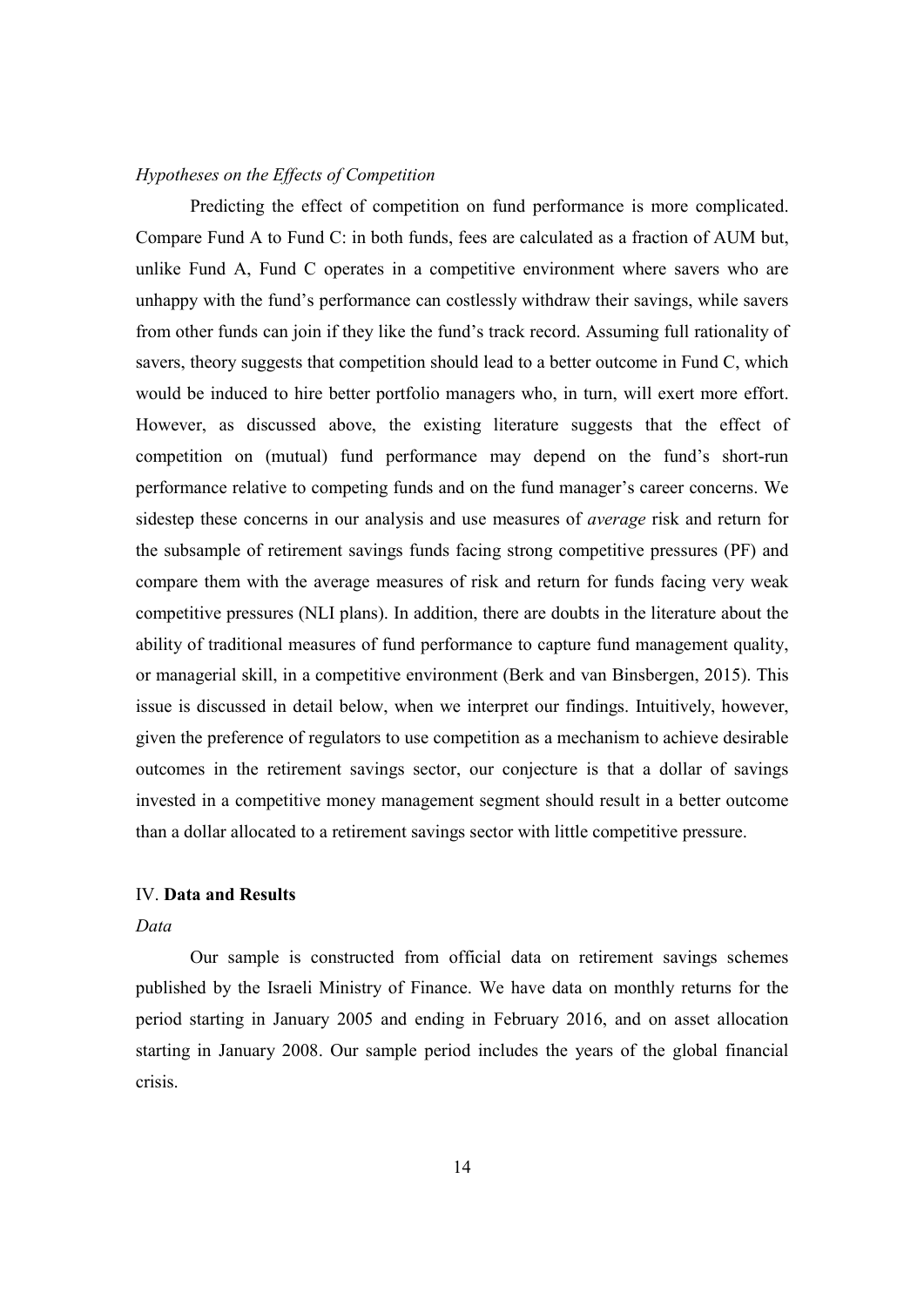*Hypotheses on the Effects of Competition*

Predicting the effect of competition on fund performance is more complicated. Compare Fund A to Fund C: in both funds, fees are calculated as a fraction of AUM but, unlike Fund A, Fund C operates in a competitive environment where savers who are unhappy with the fund's performance can costlessly withdraw their savings, while savers from other funds can join if they like the fund's track record. Assuming full rationality of savers, theory suggests that competition should lead to a better outcome in Fund C, which would be induced to hire better portfolio managers who, in turn, will exert more effort. However, as discussed above, the existing literature suggests that the effect of competition on (mutual) fund performance may depend on the fund's short-run performance relative to competing funds and on the fund manager's career concerns. We sidestep these concerns in our analysis and use measures of *average* risk and return for the subsample of retirement savings funds facing strong competitive pressures (PF) and compare them with the average measures of risk and return for funds facing very weak competitive pressures (NLI plans). In addition, there are doubts in the literature about the ability of traditional measures of fund performance to capture fund management quality, or managerial skill, in a competitive environment (Berk and van Binsbergen, 2015). This issue is discussed in detail below, when we interpret our findings. Intuitively, however, given the preference of regulators to use competition as a mechanism to achieve desirable outcomes in the retirement savings sector, our conjecture is that a dollar of savings invested in a competitive money management segment should result in a better outcome than a dollar allocated to a retirement savings sector with little competitive pressure.

## IV. **Data and Results**

*Data*

Our sample is constructed from official data on retirement savings schemes published by the Israeli Ministry of Finance. We have data on monthly returns for the period starting in January 2005 and ending in February 2016, and on asset allocation starting in January 2008. Our sample period includes the years of the global financial crisis.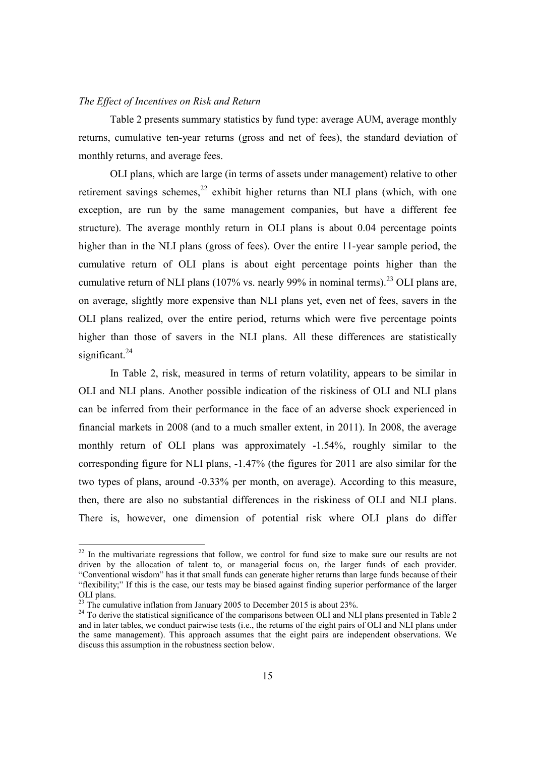*The Effect of Incentives on Risk and Return*

Table 2 presents summary statistics by fund type: average AUM, average monthly returns, cumulative ten-year returns (gross and net of fees), the standard deviation of monthly returns, and average fees.

OLI plans, which are large (in terms of assets under management) relative to other retirement savings schemes,[22] exhibit higher returns than NLI plans (which, with one exception, are run by the same management companies, but have a different fee structure). The average monthly return in OLI plans is about 0.04 percentage points higher than in the NLI plans (gross of fees). Over the entire 11-year sample period, the cumulative return of OLI plans is about eight percentage points higher than the cumulative return of NLI plans (107% vs. nearly 99% in nominal terms).[23] OLI plans are, on average, slightly more expensive than NLI plans yet, even net of fees, savers in the OLI plans realized, over the entire period, returns which were five percentage points higher than those of savers in the NLI plans. All these differences are statistically significant.[24]

In Table 2, risk, measured in terms of return volatility, appears to be similar in OLI and NLI plans. Another possible indication of the riskiness of OLI and NLI plans can be inferred from their performance in the face of an adverse shock experienced in financial markets in 2008 (and to a much smaller extent, in 2011). In 2008, the average monthly return of OLI plans was approximately -1.54%, roughly similar to the corresponding figure for NLI plans, -1.47% (the figures for 2011 are also similar for the two types of plans, around -0.33% per month, on average). According to this measure, then, there are also no substantial differences in the riskiness of OLI and NLI plans. There is, however, one dimension of potential risk where OLI plans do differ

---

[22] In the multivariate regressions that follow, we control for fund size to make sure our results are not driven by the allocation of talent to, or managerial focus on, the larger funds of each provider. "Conventional wisdom" has it that small funds can generate higher returns than large funds because of their "flexibility;" If this is the case, our tests may be biased against finding superior performance of the larger OLI plans.

[23] The cumulative inflation from January 2005 to December 2015 is about 23%.

[24] To derive the statistical significance of the comparisons between OLI and NLI plans presented in Table 2 and in later tables, we conduct pairwise tests (i.e., the returns of the eight pairs of OLI and NLI plans under the same management). This approach assumes that the eight pairs are independent observations. We discuss this assumption in the robustness section below.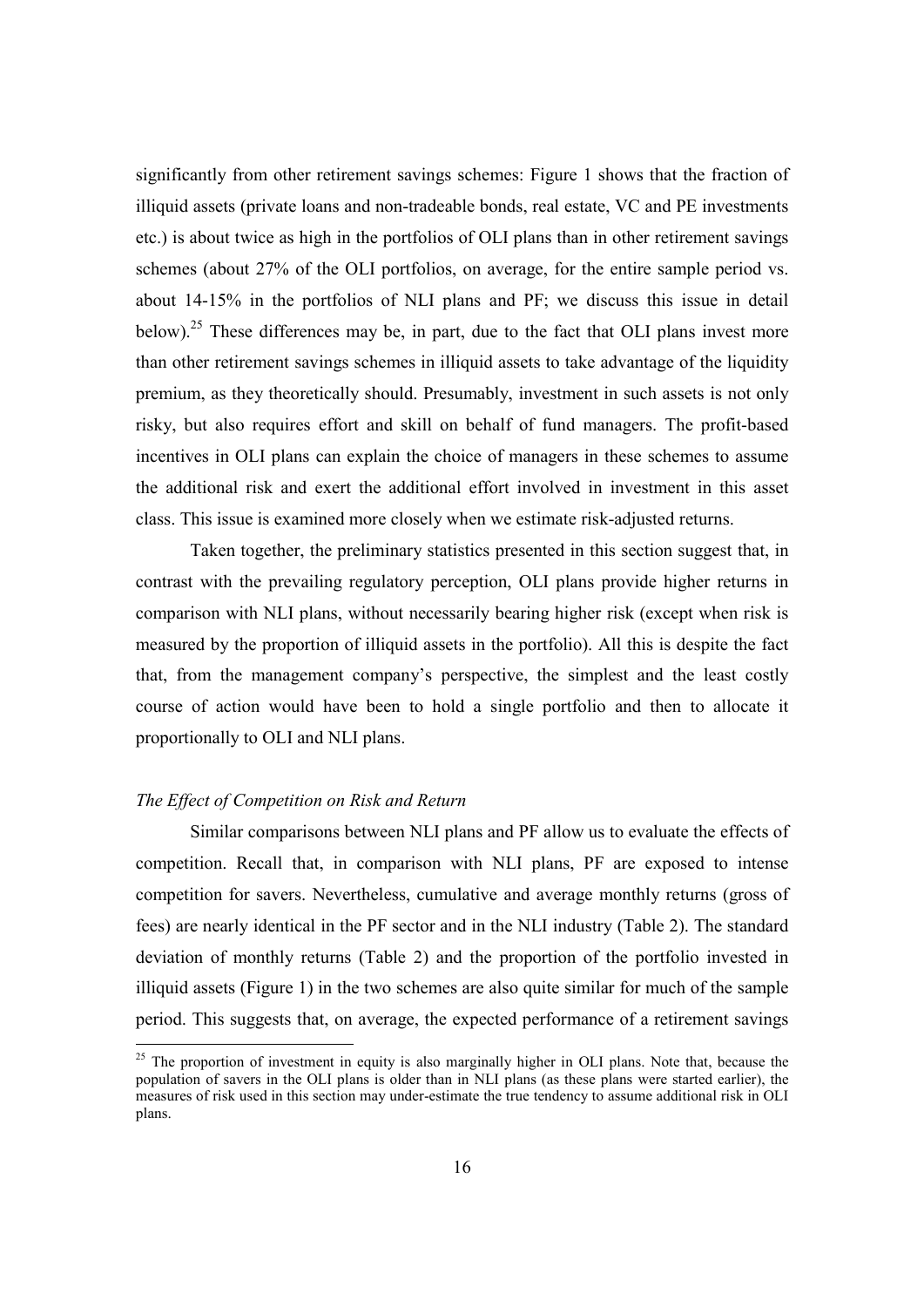significantly from other retirement savings schemes: Figure 1 shows that the fraction of illiquid assets (private loans and non-tradeable bonds, real estate, VC and PE investments etc.) is about twice as high in the portfolios of OLI plans than in other retirement savings schemes (about 27% of the OLI portfolios, on average, for the entire sample period vs. about 14-15% in the portfolios of NLI plans and PF; we discuss this issue in detail below).[25] These differences may be, in part, due to the fact that OLI plans invest more than other retirement savings schemes in illiquid assets to take advantage of the liquidity premium, as they theoretically should. Presumably, investment in such assets is not only risky, but also requires effort and skill on behalf of fund managers. The profit-based incentives in OLI plans can explain the choice of managers in these schemes to assume the additional risk and exert the additional effort involved in investment in this asset class. This issue is examined more closely when we estimate risk-adjusted returns.

Taken together, the preliminary statistics presented in this section suggest that, in contrast with the prevailing regulatory perception, OLI plans provide higher returns in comparison with NLI plans, without necessarily bearing higher risk (except when risk is measured by the proportion of illiquid assets in the portfolio). All this is despite the fact that, from the management company's perspective, the simplest and the least costly course of action would have been to hold a single portfolio and then to allocate it proportionally to OLI and NLI plans.

*The Effect of Competition on Risk and Return*

Similar comparisons between NLI plans and PF allow us to evaluate the effects of competition. Recall that, in comparison with NLI plans, PF are exposed to intense competition for savers. Nevertheless, cumulative and average monthly returns (gross of fees) are nearly identical in the PF sector and in the NLI industry (Table 2). The standard deviation of monthly returns (Table 2) and the proportion of the portfolio invested in illiquid assets (Figure 1) in the two schemes are also quite similar for much of the sample period. This suggests that, on average, the expected performance of a retirement savings

[25] The proportion of investment in equity is also marginally higher in OLI plans. Note that, because the population of savers in the OLI plans is older than in NLI plans (as these plans were started earlier), the measures of risk used in this section may under-estimate the true tendency to assume additional risk in OLI plans.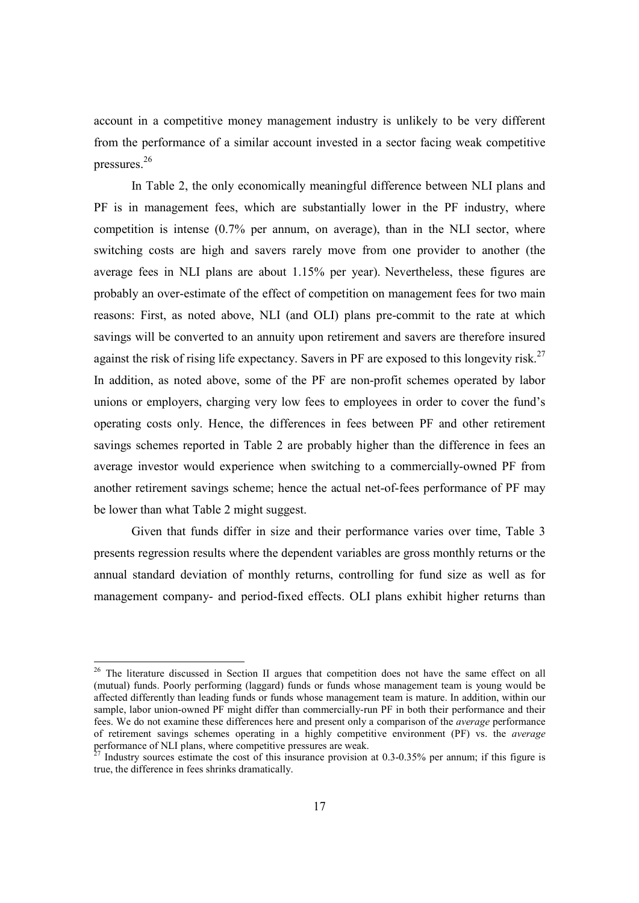account in a competitive money management industry is unlikely to be very different from the performance of a similar account invested in a sector facing weak competitive pressures.[26]

In Table 2, the only economically meaningful difference between NLI plans and PF is in management fees, which are substantially lower in the PF industry, where competition is intense (0.7% per annum, on average), than in the NLI sector, where switching costs are high and savers rarely move from one provider to another (the average fees in NLI plans are about 1.15% per year). Nevertheless, these figures are probably an over-estimate of the effect of competition on management fees for two main reasons: First, as noted above, NLI (and OLI) plans pre-commit to the rate at which savings will be converted to an annuity upon retirement and savers are therefore insured against the risk of rising life expectancy. Savers in PF are exposed to this longevity risk.[27] In addition, as noted above, some of the PF are non-profit schemes operated by labor unions or employers, charging very low fees to employees in order to cover the fund's operating costs only. Hence, the differences in fees between PF and other retirement savings schemes reported in Table 2 are probably higher than the difference in fees an average investor would experience when switching to a commercially-owned PF from another retirement savings scheme; hence the actual net-of-fees performance of PF may be lower than what Table 2 might suggest.

Given that funds differ in size and their performance varies over time, Table 3 presents regression results where the dependent variables are gross monthly returns or the annual standard deviation of monthly returns, controlling for fund size as well as for management company- and period-fixed effects. OLI plans exhibit higher returns than

---

[26] The literature discussed in Section II argues that competition does not have the same effect on all (mutual) funds. Poorly performing (laggard) funds or funds whose management team is young would be affected differently than leading funds or funds whose management team is mature. In addition, within our sample, labor union-owned PF might differ than commercially-run PF in both their performance and their fees. We do not examine these differences here and present only a comparison of the *average* performance of retirement savings schemes operating in a highly competitive environment (PF) vs. the *average* performance of NLI plans, where competitive pressures are weak.

[27] Industry sources estimate the cost of this insurance provision at 0.3-0.35% per annum; if this figure is true, the difference in fees shrinks dramatically.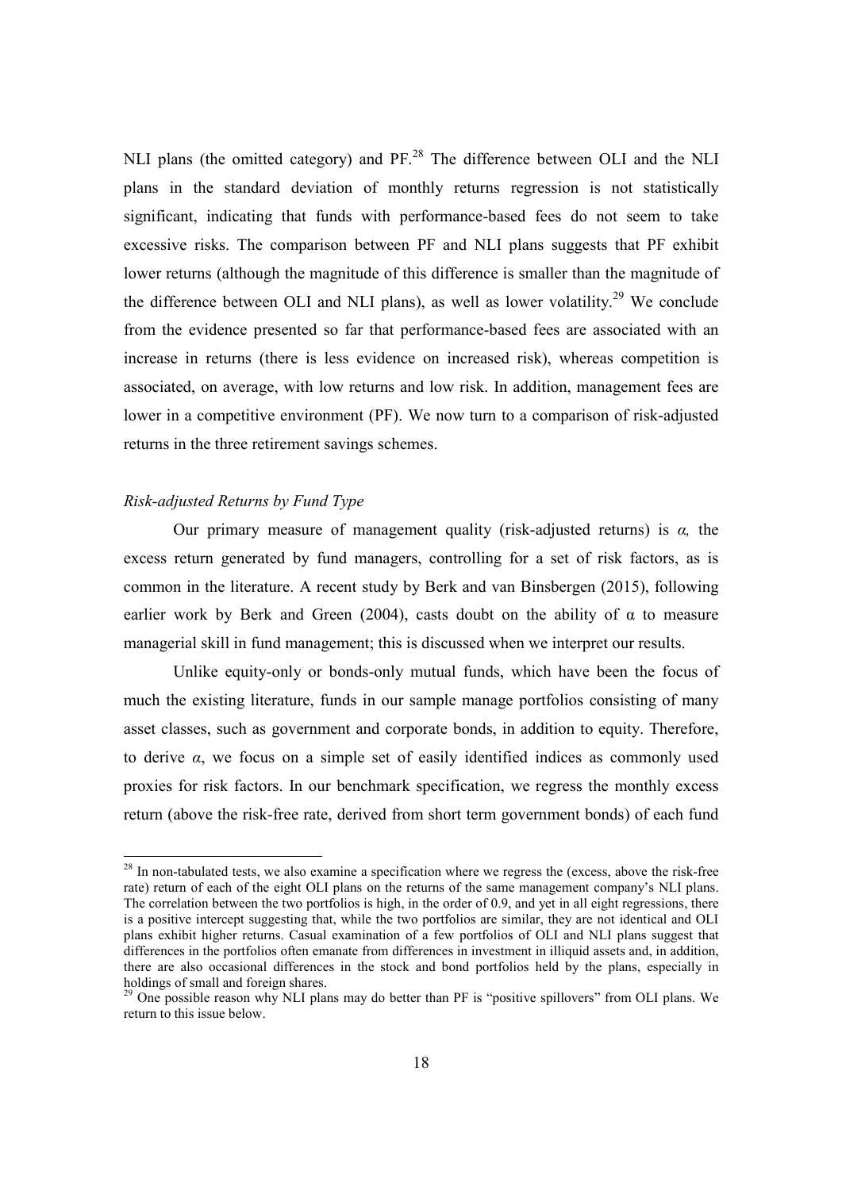NLI plans (the omitted category) and PF.[28] The difference between OLI and the NLI plans in the standard deviation of monthly returns regression is not statistically significant, indicating that funds with performance-based fees do not seem to take excessive risks. The comparison between PF and NLI plans suggests that PF exhibit lower returns (although the magnitude of this difference is smaller than the magnitude of the difference between OLI and NLI plans), as well as lower volatility.[29] We conclude from the evidence presented so far that performance-based fees are associated with an increase in returns (there is less evidence on increased risk), whereas competition is associated, on average, with low returns and low risk. In addition, management fees are lower in a competitive environment (PF). We now turn to a comparison of risk-adjusted returns in the three retirement savings schemes.

*Risk-adjusted Returns by Fund Type*

Our primary measure of management quality (risk-adjusted returns) is $\alpha$, the excess return generated by fund managers, controlling for a set of risk factors, as is common in the literature. A recent study by Berk and van Binsbergen (2015), following earlier work by Berk and Green (2004), casts doubt on the ability of $\alpha$ to measure managerial skill in fund management; this is discussed when we interpret our results.

Unlike equity-only or bonds-only mutual funds, which have been the focus of much the existing literature, funds in our sample manage portfolios consisting of many asset classes, such as government and corporate bonds, in addition to equity. Therefore, to derive $\alpha$, we focus on a simple set of easily identified indices as commonly used proxies for risk factors. In our benchmark specification, we regress the monthly excess return (above the risk-free rate, derived from short term government bonds) of each fund

---

[28] In non-tabulated tests, we also examine a specification where we regress the (excess, above the risk-free rate) return of each of the eight OLI plans on the returns of the same management company's NLI plans. The correlation between the two portfolios is high, in the order of 0.9, and yet in all eight regressions, there is a positive intercept suggesting that, while the two portfolios are similar, they are not identical and OLI plans exhibit higher returns. Casual examination of a few portfolios of OLI and NLI plans suggest that differences in the portfolios often emanate from differences in investment in illiquid assets and, in addition, there are also occasional differences in the stock and bond portfolios held by the plans, especially in holdings of small and foreign shares.

[29] One possible reason why NLI plans may do better than PF is "positive spillovers" from OLI plans. We return to this issue below.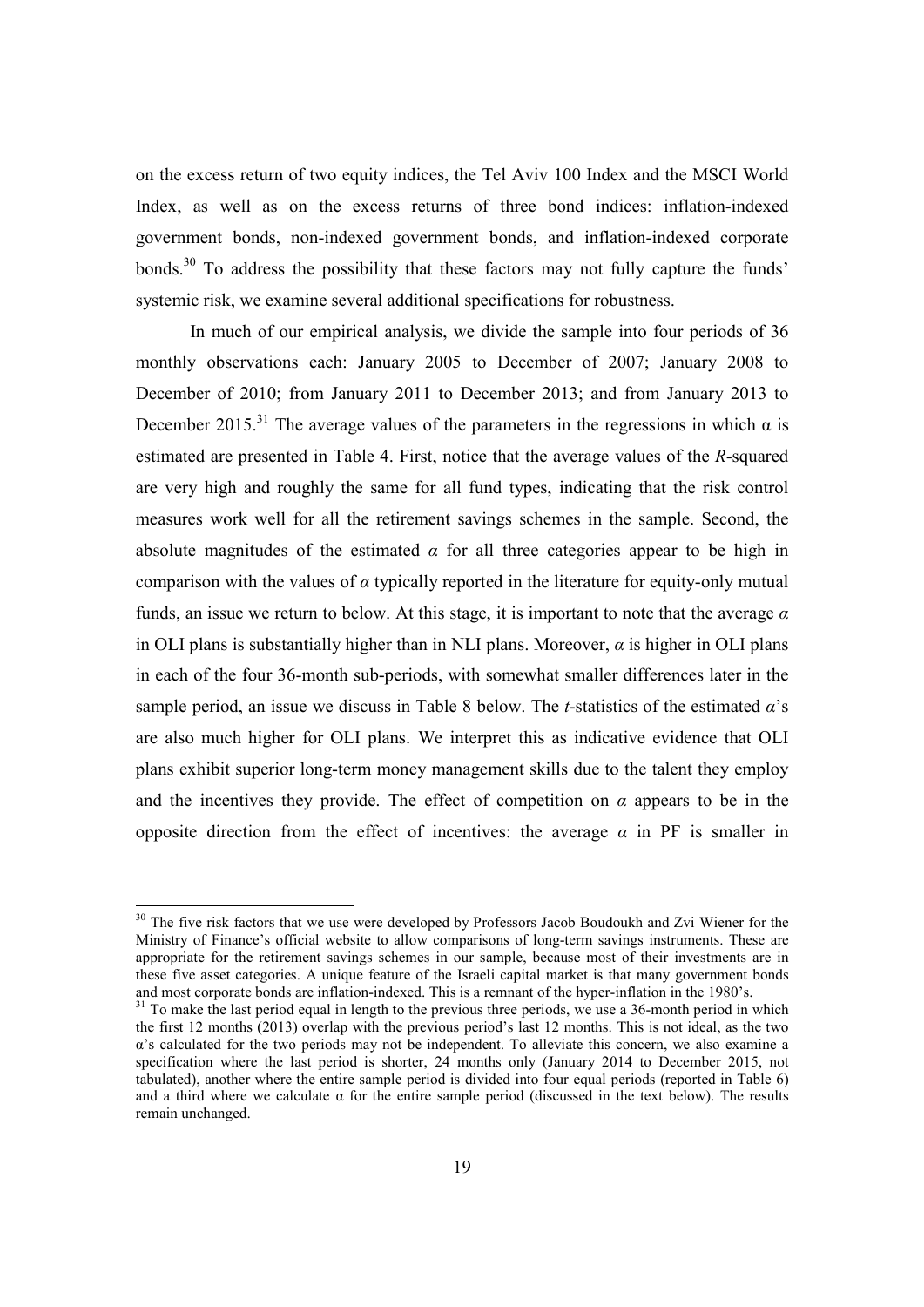on the excess return of two equity indices, the Tel Aviv 100 Index and the MSCI World Index, as well as on the excess returns of three bond indices: inflation-indexed government bonds, non-indexed government bonds, and inflation-indexed corporate bonds.[30] To address the possibility that these factors may not fully capture the funds' systemic risk, we examine several additional specifications for robustness.

In much of our empirical analysis, we divide the sample into four periods of 36 monthly observations each: January 2005 to December of 2007; January 2008 to December of 2010; from January 2011 to December 2013; and from January 2013 to December 2015.[31] The average values of the parameters in the regressions in which $\alpha$ is estimated are presented in Table 4. First, notice that the average values of the *R*-squared are very high and roughly the same for all fund types, indicating that the risk control measures work well for all the retirement savings schemes in the sample. Second, the absolute magnitudes of the estimated $\alpha$ for all three categories appear to be high in comparison with the values of $\alpha$ typically reported in the literature for equity-only mutual funds, an issue we return to below. At this stage, it is important to note that the average $\alpha$ in OLI plans is substantially higher than in NLI plans. Moreover, $\alpha$ is higher in OLI plans in each of the four 36-month sub-periods, with somewhat smaller differences later in the sample period, an issue we discuss in Table 8 below. The *t*-statistics of the estimated $\alpha$'s are also much higher for OLI plans. We interpret this as indicative evidence that OLI plans exhibit superior long-term money management skills due to the talent they employ and the incentives they provide. The effect of competition on $\alpha$ appears to be in the opposite direction from the effect of incentives: the average $\alpha$ in PF is smaller in

---

[30] The five risk factors that we use were developed by Professors Jacob Boudoukh and Zvi Wiener for the Ministry of Finance's official website to allow comparisons of long-term savings instruments. These are appropriate for the retirement savings schemes in our sample, because most of their investments are in these five asset categories. A unique feature of the Israeli capital market is that many government bonds and most corporate bonds are inflation-indexed. This is a remnant of the hyper-inflation in the 1980's.

[31] To make the last period equal in length to the previous three periods, we use a 36-month period in which the first 12 months (2013) overlap with the previous period's last 12 months. This is not ideal, as the two $\alpha$'s calculated for the two periods may not be independent. To alleviate this concern, we also examine a specification where the last period is shorter, 24 months only (January 2014 to December 2015, not tabulated), another where the entire sample period is divided into four equal periods (reported in Table 6) and a third where we calculate $\alpha$ for the entire sample period (discussed in the text below). The results remain unchanged.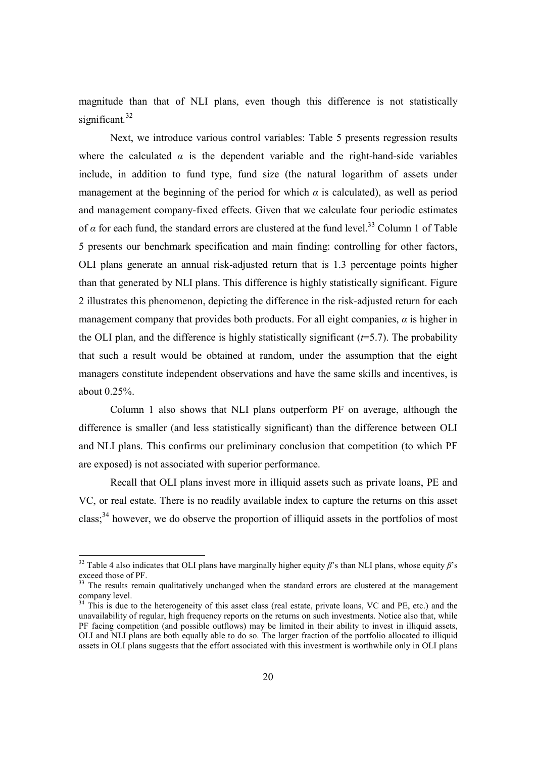magnitude than that of NLI plans, even though this difference is not statistically significant.[32]

Next, we introduce various control variables: Table 5 presents regression results where the calculated $\alpha$ is the dependent variable and the right-hand-side variables include, in addition to fund type, fund size (the natural logarithm of assets under management at the beginning of the period for which $\alpha$ is calculated), as well as period and management company-fixed effects. Given that we calculate four periodic estimates of $\alpha$ for each fund, the standard errors are clustered at the fund level.[33] Column 1 of Table 5 presents our benchmark specification and main finding: controlling for other factors, OLI plans generate an annual risk-adjusted return that is 1.3 percentage points higher than that generated by NLI plans. This difference is highly statistically significant. Figure 2 illustrates this phenomenon, depicting the difference in the risk-adjusted return for each management company that provides both products. For all eight companies, $\alpha$ is higher in the OLI plan, and the difference is highly statistically significant ($t$=5.7). The probability that such a result would be obtained at random, under the assumption that the eight managers constitute independent observations and have the same skills and incentives, is about 0.25%.

Column 1 also shows that NLI plans outperform PF on average, although the difference is smaller (and less statistically significant) than the difference between OLI and NLI plans. This confirms our preliminary conclusion that competition (to which PF are exposed) is not associated with superior performance.

Recall that OLI plans invest more in illiquid assets such as private loans, PE and VC, or real estate. There is no readily available index to capture the returns on this asset class;[34] however, we do observe the proportion of illiquid assets in the portfolios of most

---

[32] Table 4 also indicates that OLI plans have marginally higher equity $\beta$'s than NLI plans, whose equity $\beta$'s exceed those of PF.

[33] The results remain qualitatively unchanged when the standard errors are clustered at the management company level.

[34] This is due to the heterogeneity of this asset class (real estate, private loans, VC and PE, etc.) and the unavailability of regular, high frequency reports on the returns on such investments. Notice also that, while PF facing competition (and possible outflows) may be limited in their ability to invest in illiquid assets, OLI and NLI plans are both equally able to do so. The larger fraction of the portfolio allocated to illiquid assets in OLI plans suggests that the effort associated with this investment is worthwhile only in OLI plans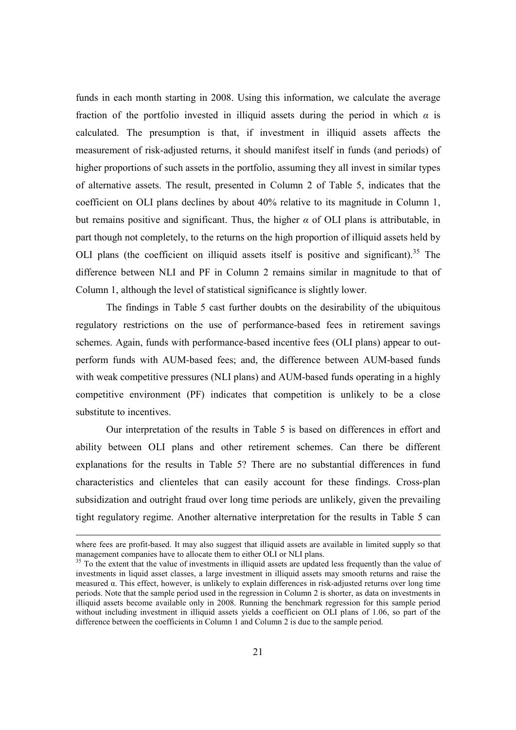funds in each month starting in 2008. Using this information, we calculate the average fraction of the portfolio invested in illiquid assets during the period in which $\alpha$ is calculated. The presumption is that, if investment in illiquid assets affects the measurement of risk-adjusted returns, it should manifest itself in funds (and periods) of higher proportions of such assets in the portfolio, assuming they all invest in similar types of alternative assets. The result, presented in Column 2 of Table 5, indicates that the coefficient on OLI plans declines by about 40% relative to its magnitude in Column 1, but remains positive and significant. Thus, the higher $\alpha$ of OLI plans is attributable, in part though not completely, to the returns on the high proportion of illiquid assets held by OLI plans (the coefficient on illiquid assets itself is positive and significant).[35] The difference between NLI and PF in Column 2 remains similar in magnitude to that of Column 1, although the level of statistical significance is slightly lower.

The findings in Table 5 cast further doubts on the desirability of the ubiquitous regulatory restrictions on the use of performance-based fees in retirement savings schemes. Again, funds with performance-based incentive fees (OLI plans) appear to out-perform funds with AUM-based fees; and, the difference between AUM-based funds with weak competitive pressures (NLI plans) and AUM-based funds operating in a highly competitive environment (PF) indicates that competition is unlikely to be a close substitute to incentives.

Our interpretation of the results in Table 5 is based on differences in effort and ability between OLI plans and other retirement schemes. Can there be different explanations for the results in Table 5? There are no substantial differences in fund characteristics and clienteles that can easily account for these findings. Cross-plan subsidization and outright fraud over long time periods are unlikely, given the prevailing tight regulatory regime. Another alternative interpretation for the results in Table 5 can

---

where fees are profit-based. It may also suggest that illiquid assets are available in limited supply so that management companies have to allocate them to either OLI or NLI plans.

[35] To the extent that the value of investments in illiquid assets are updated less frequently than the value of investments in liquid asset classes, a large investment in illiquid assets may smooth returns and raise the measured $\alpha$. This effect, however, is unlikely to explain differences in risk-adjusted returns over long time periods. Note that the sample period used in the regression in Column 2 is shorter, as data on investments in illiquid assets become available only in 2008. Running the benchmark regression for this sample period without including investment in illiquid assets yields a coefficient on OLI plans of 1.06, so part of the difference between the coefficients in Column 1 and Column 2 is due to the sample period.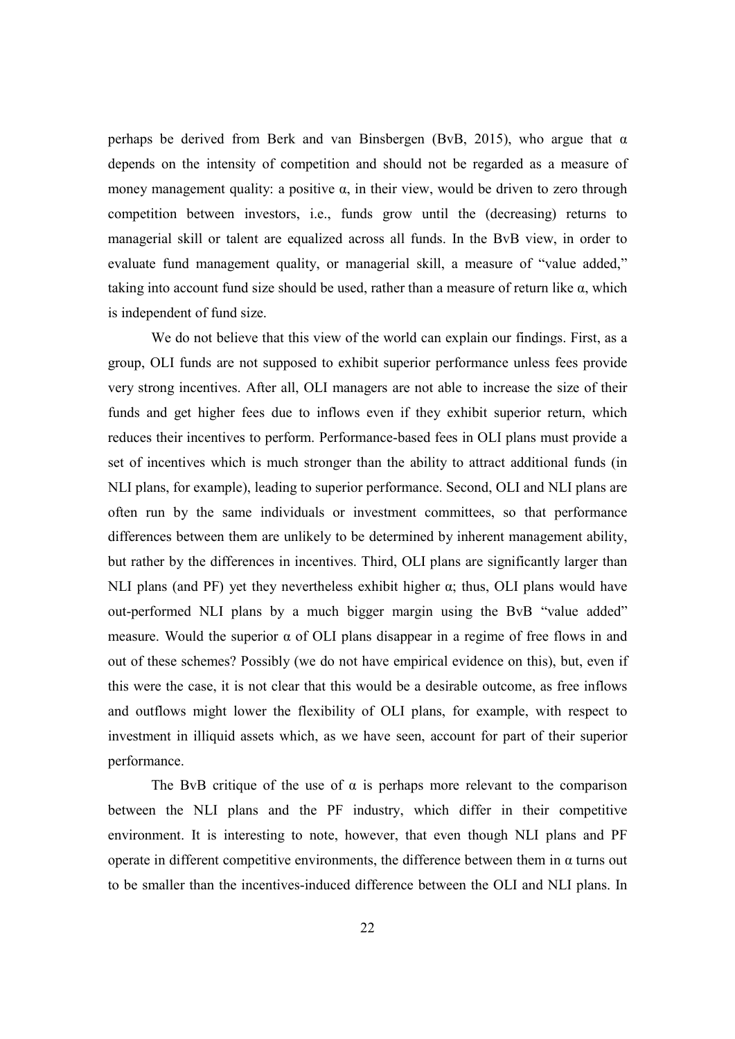perhaps be derived from Berk and van Binsbergen (BvB, 2015), who argue that $\alpha$ depends on the intensity of competition and should not be regarded as a measure of money management quality: a positive $\alpha$, in their view, would be driven to zero through competition between investors, i.e., funds grow until the (decreasing) returns to managerial skill or talent are equalized across all funds. In the BvB view, in order to evaluate fund management quality, or managerial skill, a measure of "value added," taking into account fund size should be used, rather than a measure of return like $\alpha$, which is independent of fund size.

We do not believe that this view of the world can explain our findings. First, as a group, OLI funds are not supposed to exhibit superior performance unless fees provide very strong incentives. After all, OLI managers are not able to increase the size of their funds and get higher fees due to inflows even if they exhibit superior return, which reduces their incentives to perform. Performance-based fees in OLI plans must provide a set of incentives which is much stronger than the ability to attract additional funds (in NLI plans, for example), leading to superior performance. Second, OLI and NLI plans are often run by the same individuals or investment committees, so that performance differences between them are unlikely to be determined by inherent management ability, but rather by the differences in incentives. Third, OLI plans are significantly larger than NLI plans (and PF) yet they nevertheless exhibit higher $\alpha$; thus, OLI plans would have out-performed NLI plans by a much bigger margin using the BvB "value added" measure. Would the superior $\alpha$ of OLI plans disappear in a regime of free flows in and out of these schemes? Possibly (we do not have empirical evidence on this), but, even if this were the case, it is not clear that this would be a desirable outcome, as free inflows and outflows might lower the flexibility of OLI plans, for example, with respect to investment in illiquid assets which, as we have seen, account for part of their superior performance.

The BvB critique of the use of $\alpha$ is perhaps more relevant to the comparison between the NLI plans and the PF industry, which differ in their competitive environment. It is interesting to note, however, that even though NLI plans and PF operate in different competitive environments, the difference between them in $\alpha$ turns out to be smaller than the incentives-induced difference between the OLI and NLI plans. In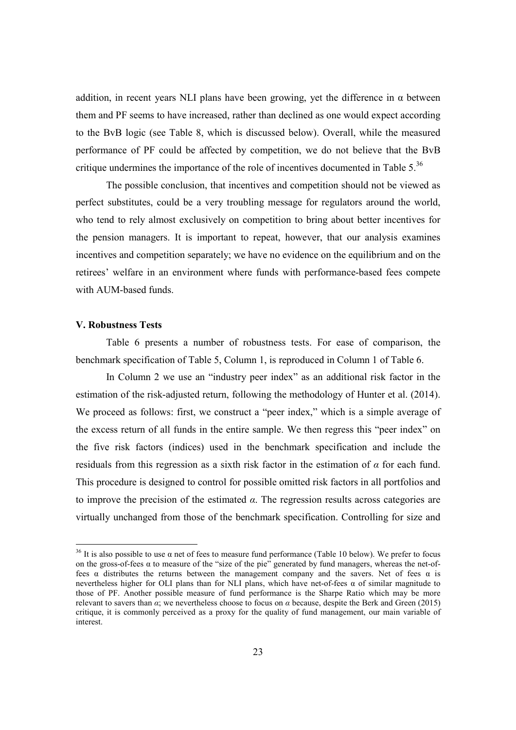addition, in recent years NLI plans have been growing, yet the difference in $\alpha$ between them and PF seems to have increased, rather than declined as one would expect according to the BvB logic (see Table 8, which is discussed below). Overall, while the measured performance of PF could be affected by competition, we do not believe that the BvB critique undermines the importance of the role of incentives documented in Table 5.[36]

The possible conclusion, that incentives and competition should not be viewed as perfect substitutes, could be a very troubling message for regulators around the world, who tend to rely almost exclusively on competition to bring about better incentives for the pension managers. It is important to repeat, however, that our analysis examines incentives and competition separately; we have no evidence on the equilibrium and on the retirees' welfare in an environment where funds with performance-based fees compete with AUM-based funds.

### V. Robustness Tests

Table 6 presents a number of robustness tests. For ease of comparison, the benchmark specification of Table 5, Column 1, is reproduced in Column 1 of Table 6.

In Column 2 we use an "industry peer index" as an additional risk factor in the estimation of the risk-adjusted return, following the methodology of Hunter et al. (2014). We proceed as follows: first, we construct a "peer index," which is a simple average of the excess return of all funds in the entire sample. We then regress this "peer index" on the five risk factors (indices) used in the benchmark specification and include the residuals from this regression as a sixth risk factor in the estimation of $\alpha$ for each fund. This procedure is designed to control for possible omitted risk factors in all portfolios and to improve the precision of the estimated $\alpha$. The regression results across categories are virtually unchanged from those of the benchmark specification. Controlling for size and

---

[36] It is also possible to use $\alpha$ net of fees to measure fund performance (Table 10 below). We prefer to focus on the gross-of-fees $\alpha$ to measure of the "size of the pie" generated by fund managers, whereas the net-of-fees $\alpha$ distributes the returns between the management company and the savers. Net of fees $\alpha$ is nevertheless higher for OLI plans than for NLI plans, which have net-of-fees $\alpha$ of similar magnitude to those of PF. Another possible measure of fund performance is the Sharpe Ratio which may be more relevant to savers than $\alpha$; we nevertheless choose to focus on $\alpha$ because, despite the Berk and Green (2015) critique, it is commonly perceived as a proxy for the quality of fund management, our main variable of interest.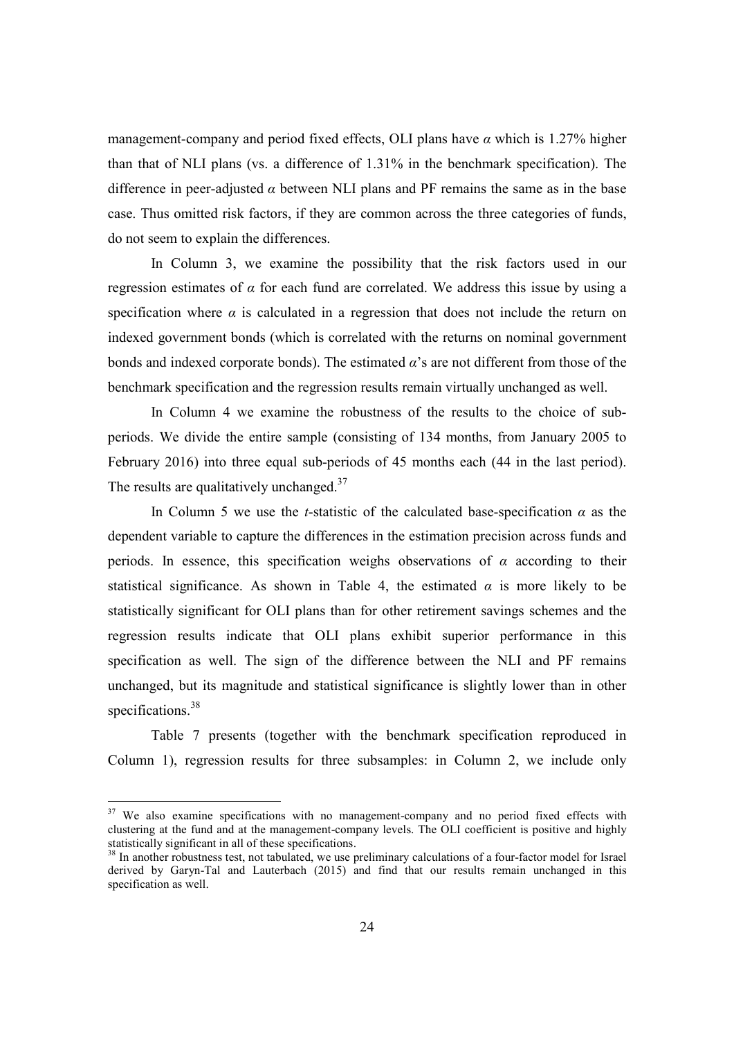management-company and period fixed effects, OLI plans have $\alpha$ which is 1.27% higher than that of NLI plans (vs. a difference of 1.31% in the benchmark specification). The difference in peer-adjusted $\alpha$ between NLI plans and PF remains the same as in the base case. Thus omitted risk factors, if they are common across the three categories of funds, do not seem to explain the differences.

In Column 3, we examine the possibility that the risk factors used in our regression estimates of $\alpha$ for each fund are correlated. We address this issue by using a specification where $\alpha$ is calculated in a regression that does not include the return on indexed government bonds (which is correlated with the returns on nominal government bonds and indexed corporate bonds). The estimated $\alpha$'s are not different from those of the benchmark specification and the regression results remain virtually unchanged as well.

In Column 4 we examine the robustness of the results to the choice of sub-periods. We divide the entire sample (consisting of 134 months, from January 2005 to February 2016) into three equal sub-periods of 45 months each (44 in the last period). The results are qualitatively unchanged.[37]

In Column 5 we use the *t*-statistic of the calculated base-specification $\alpha$ as the dependent variable to capture the differences in the estimation precision across funds and periods. In essence, this specification weighs observations of $\alpha$ according to their statistical significance. As shown in Table 4, the estimated $\alpha$ is more likely to be statistically significant for OLI plans than for other retirement savings schemes and the regression results indicate that OLI plans exhibit superior performance in this specification as well. The sign of the difference between the NLI and PF remains unchanged, but its magnitude and statistical significance is slightly lower than in other specifications.[38]

Table 7 presents (together with the benchmark specification reproduced in Column 1), regression results for three subsamples: in Column 2, we include only

---

[37] We also examine specifications with no management-company and no period fixed effects with clustering at the fund and at the management-company levels. The OLI coefficient is positive and highly statistically significant in all of these specifications.

[38] In another robustness test, not tabulated, we use preliminary calculations of a four-factor model for Israel derived by Garyn-Tal and Lauterbach (2015) and find that our results remain unchanged in this specification as well.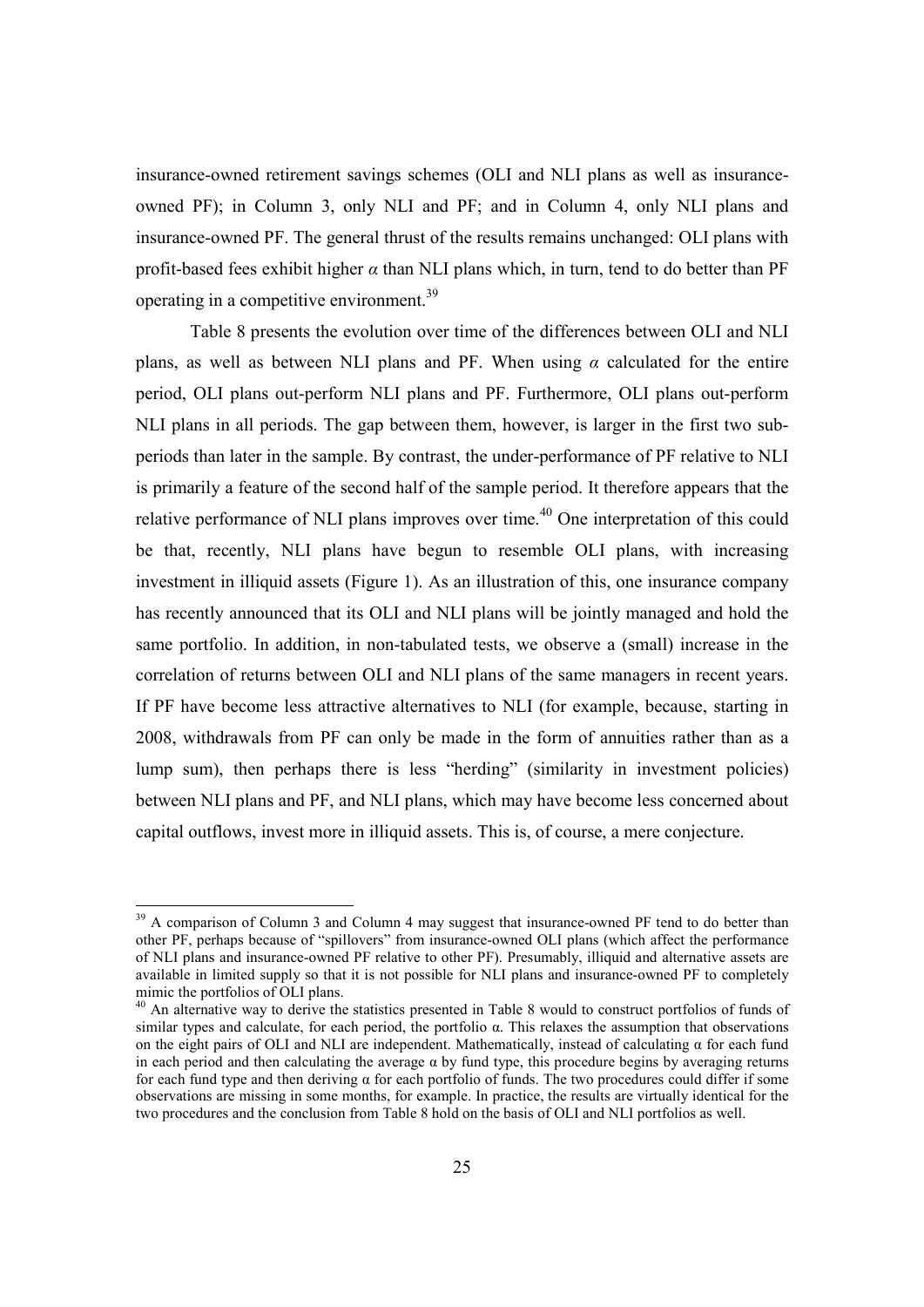insurance-owned retirement savings schemes (OLI and NLI plans as well as insurance-owned PF); in Column 3, only NLI and PF; and in Column 4, only NLI plans and insurance-owned PF. The general thrust of the results remains unchanged: OLI plans with profit-based fees exhibit higher $\alpha$ than NLI plans which, in turn, tend to do better than PF operating in a competitive environment.[39]

Table 8 presents the evolution over time of the differences between OLI and NLI plans, as well as between NLI plans and PF. When using $\alpha$ calculated for the entire period, OLI plans out-perform NLI plans and PF. Furthermore, OLI plans out-perform NLI plans in all periods. The gap between them, however, is larger in the first two sub-periods than later in the sample. By contrast, the under-performance of PF relative to NLI is primarily a feature of the second half of the sample period. It therefore appears that the relative performance of NLI plans improves over time.[40] One interpretation of this could be that, recently, NLI plans have begun to resemble OLI plans, with increasing investment in illiquid assets (Figure 1). As an illustration of this, one insurance company has recently announced that its OLI and NLI plans will be jointly managed and hold the same portfolio. In addition, in non-tabulated tests, we observe a (small) increase in the correlation of returns between OLI and NLI plans of the same managers in recent years. If PF have become less attractive alternatives to NLI (for example, because, starting in 2008, withdrawals from PF can only be made in the form of annuities rather than as a lump sum), then perhaps there is less "herding" (similarity in investment policies) between NLI plans and PF, and NLI plans, which may have become less concerned about capital outflows, invest more in illiquid assets. This is, of course, a mere conjecture.

---

[39] A comparison of Column 3 and Column 4 may suggest that insurance-owned PF tend to do better than other PF, perhaps because of "spillovers" from insurance-owned OLI plans (which affect the performance of NLI plans and insurance-owned PF relative to other PF). Presumably, illiquid and alternative assets are available in limited supply so that it is not possible for NLI plans and insurance-owned PF to completely mimic the portfolios of OLI plans.

[40] An alternative way to derive the statistics presented in Table 8 would to construct portfolios of funds of similar types and calculate, for each period, the portfolio $\alpha$. This relaxes the assumption that observations on the eight pairs of OLI and NLI are independent. Mathematically, instead of calculating $\alpha$ for each fund in each period and then calculating the average $\alpha$ by fund type, this procedure begins by averaging returns for each fund type and then deriving $\alpha$ for each portfolio of funds. The two procedures could differ if some observations are missing in some months, for example. In practice, the results are virtually identical for the two procedures and the conclusion from Table 8 hold on the basis of OLI and NLI portfolios as well.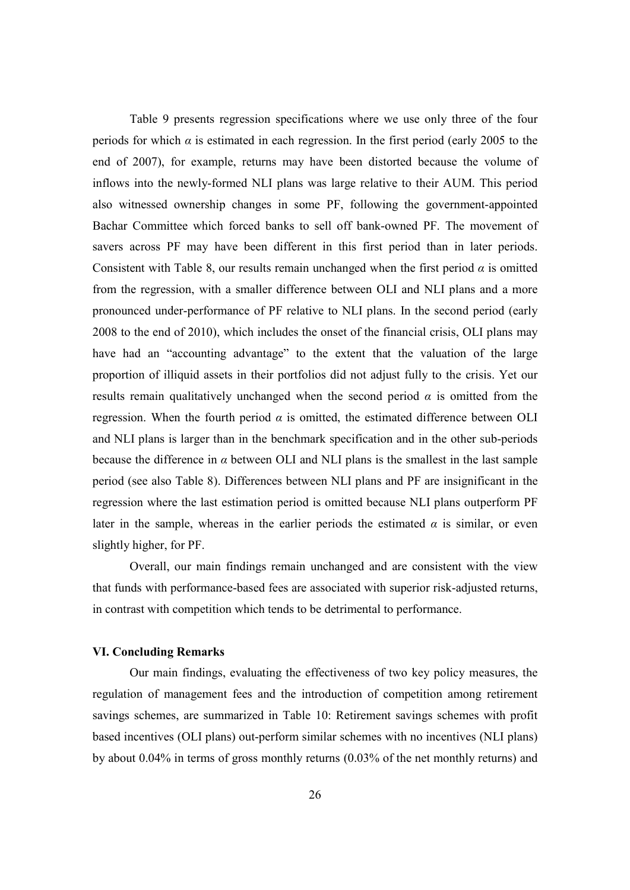Table 9 presents regression specifications where we use only three of the four periods for which $\alpha$ is estimated in each regression. In the first period (early 2005 to the end of 2007), for example, returns may have been distorted because the volume of inflows into the newly-formed NLI plans was large relative to their AUM. This period also witnessed ownership changes in some PF, following the government-appointed Bachar Committee which forced banks to sell off bank-owned PF. The movement of savers across PF may have been different in this first period than in later periods. Consistent with Table 8, our results remain unchanged when the first period $\alpha$ is omitted from the regression, with a smaller difference between OLI and NLI plans and a more pronounced under-performance of PF relative to NLI plans. In the second period (early 2008 to the end of 2010), which includes the onset of the financial crisis, OLI plans may have had an "accounting advantage" to the extent that the valuation of the large proportion of illiquid assets in their portfolios did not adjust fully to the crisis. Yet our results remain qualitatively unchanged when the second period $\alpha$ is omitted from the regression. When the fourth period $\alpha$ is omitted, the estimated difference between OLI and NLI plans is larger than in the benchmark specification and in the other sub-periods because the difference in $\alpha$ between OLI and NLI plans is the smallest in the last sample period (see also Table 8). Differences between NLI plans and PF are insignificant in the regression where the last estimation period is omitted because NLI plans outperform PF later in the sample, whereas in the earlier periods the estimated $\alpha$ is similar, or even slightly higher, for PF.

Overall, our main findings remain unchanged and are consistent with the view that funds with performance-based fees are associated with superior risk-adjusted returns, in contrast with competition which tends to be detrimental to performance.

### VI. Concluding Remarks

Our main findings, evaluating the effectiveness of two key policy measures, the regulation of management fees and the introduction of competition among retirement savings schemes, are summarized in Table 10: Retirement savings schemes with profit based incentives (OLI plans) out-perform similar schemes with no incentives (NLI plans) by about 0.04% in terms of gross monthly returns (0.03% of the net monthly returns) and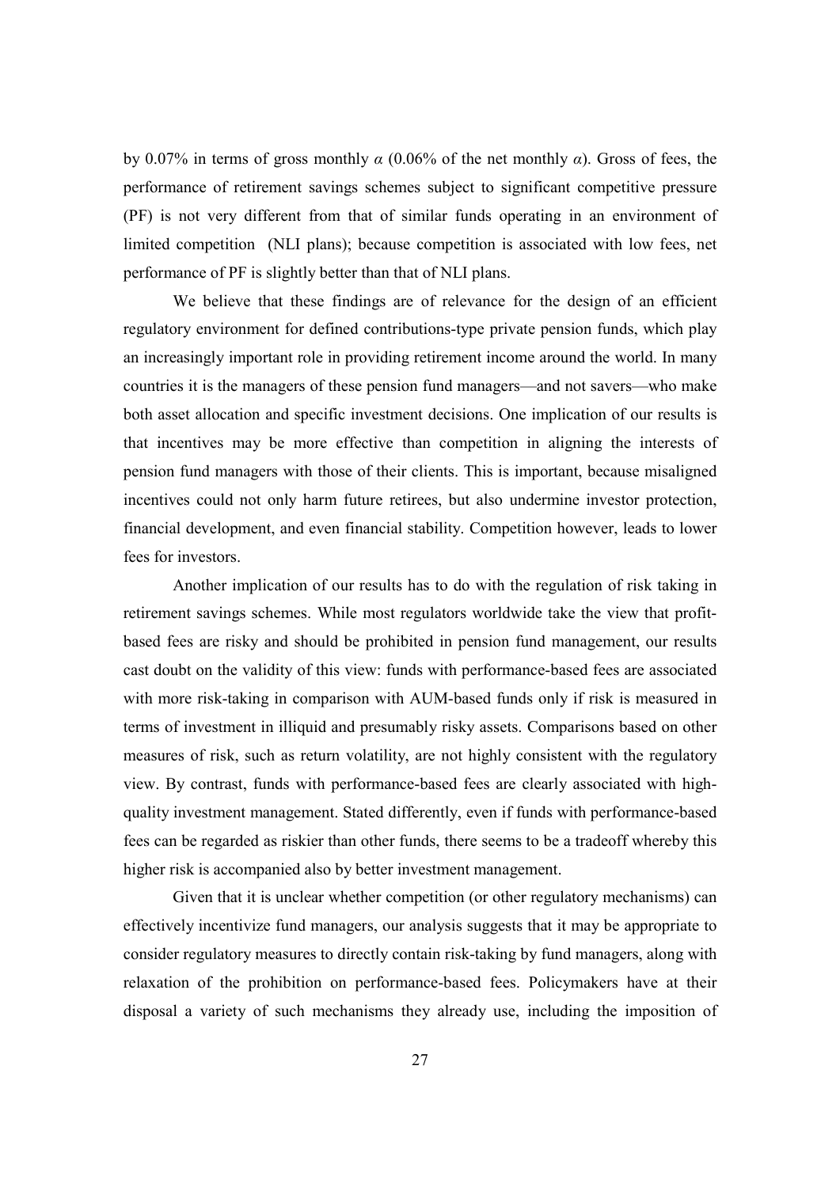by 0.07% in terms of gross monthly $\alpha$ (0.06% of the net monthly $\alpha$). Gross of fees, the performance of retirement savings schemes subject to significant competitive pressure (PF) is not very different from that of similar funds operating in an environment of limited competition (NLI plans); because competition is associated with low fees, net performance of PF is slightly better than that of NLI plans.

We believe that these findings are of relevance for the design of an efficient regulatory environment for defined contributions-type private pension funds, which play an increasingly important role in providing retirement income around the world. In many countries it is the managers of these pension fund managers—and not savers—who make both asset allocation and specific investment decisions. One implication of our results is that incentives may be more effective than competition in aligning the interests of pension fund managers with those of their clients. This is important, because misaligned incentives could not only harm future retirees, but also undermine investor protection, financial development, and even financial stability. Competition however, leads to lower fees for investors.

Another implication of our results has to do with the regulation of risk taking in retirement savings schemes. While most regulators worldwide take the view that profit-based fees are risky and should be prohibited in pension fund management, our results cast doubt on the validity of this view: funds with performance-based fees are associated with more risk-taking in comparison with AUM-based funds only if risk is measured in terms of investment in illiquid and presumably risky assets. Comparisons based on other measures of risk, such as return volatility, are not highly consistent with the regulatory view. By contrast, funds with performance-based fees are clearly associated with high-quality investment management. Stated differently, even if funds with performance-based fees can be regarded as riskier than other funds, there seems to be a tradeoff whereby this higher risk is accompanied also by better investment management.

Given that it is unclear whether competition (or other regulatory mechanisms) can effectively incentivize fund managers, our analysis suggests that it may be appropriate to consider regulatory measures to directly contain risk-taking by fund managers, along with relaxation of the prohibition on performance-based fees. Policymakers have at their disposal a variety of such mechanisms they already use, including the imposition of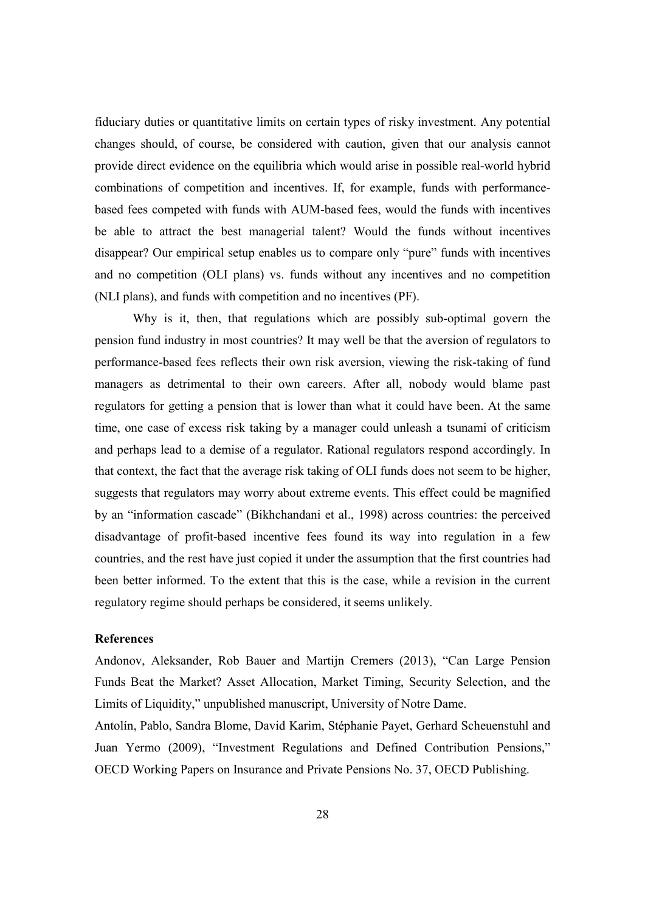fiduciary duties or quantitative limits on certain types of risky investment. Any potential changes should, of course, be considered with caution, given that our analysis cannot provide direct evidence on the equilibria which would arise in possible real-world hybrid combinations of competition and incentives. If, for example, funds with performance-based fees competed with funds with AUM-based fees, would the funds with incentives be able to attract the best managerial talent? Would the funds without incentives disappear? Our empirical setup enables us to compare only "pure" funds with incentives and no competition (OLI plans) vs. funds without any incentives and no competition (NLI plans), and funds with competition and no incentives (PF).

Why is it, then, that regulations which are possibly sub-optimal govern the pension fund industry in most countries? It may well be that the aversion of regulators to performance-based fees reflects their own risk aversion, viewing the risk-taking of fund managers as detrimental to their own careers. After all, nobody would blame past regulators for getting a pension that is lower than what it could have been. At the same time, one case of excess risk taking by a manager could unleash a tsunami of criticism and perhaps lead to a demise of a regulator. Rational regulators respond accordingly. In that context, the fact that the average risk taking of OLI funds does not seem to be higher, suggests that regulators may worry about extreme events. This effect could be magnified by an "information cascade" (Bikhchandani et al., 1998) across countries: the perceived disadvantage of profit-based incentive fees found its way into regulation in a few countries, and the rest have just copied it under the assumption that the first countries had been better informed. To the extent that this is the case, while a revision in the current regulatory regime should perhaps be considered, it seems unlikely.

**References**

Andonov, Aleksander, Rob Bauer and Martijn Cremers (2013), "Can Large Pension Funds Beat the Market? Asset Allocation, Market Timing, Security Selection, and the Limits of Liquidity," unpublished manuscript, University of Notre Dame.

Antolín, Pablo, Sandra Blome, David Karim, Stéphanie Payet, Gerhard Scheuenstuhl and Juan Yermo (2009), "Investment Regulations and Defined Contribution Pensions," OECD Working Papers on Insurance and Private Pensions No. 37, OECD Publishing.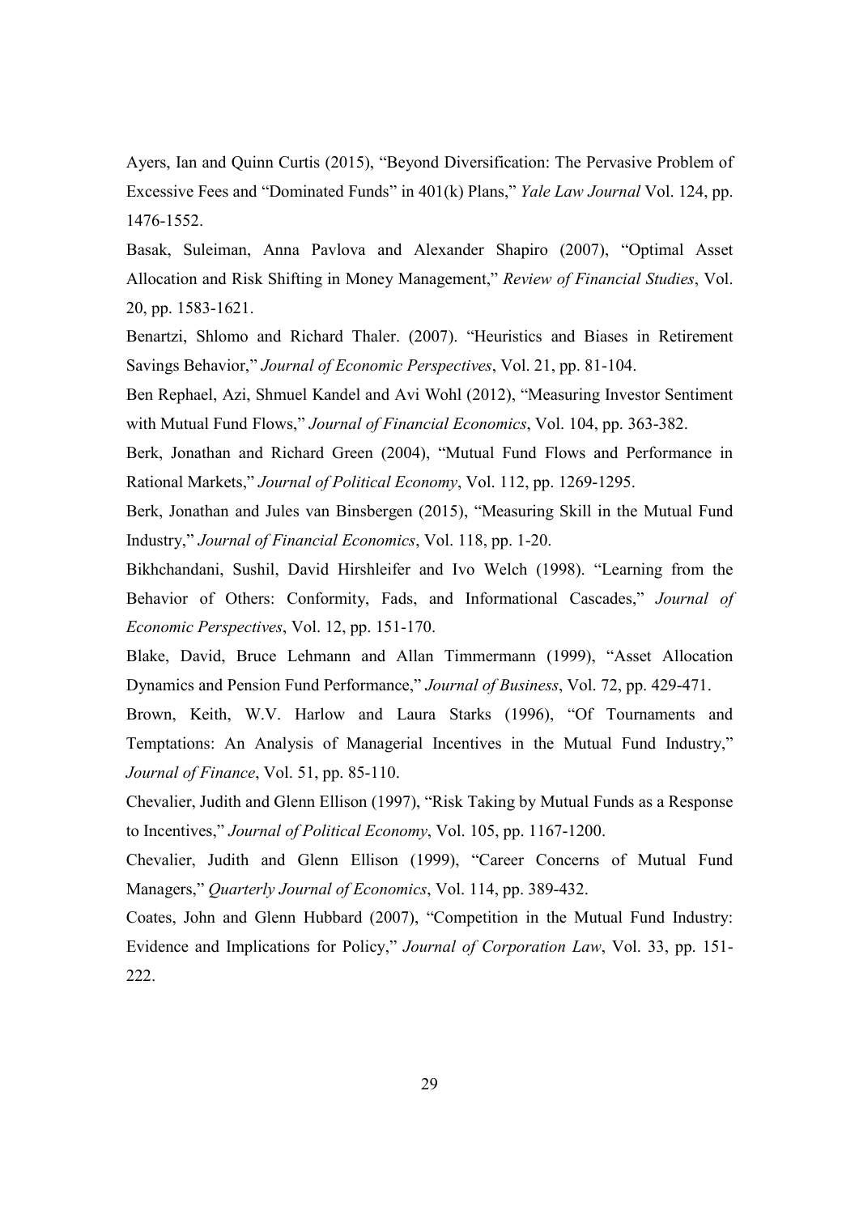Ayers, Ian and Quinn Curtis (2015), "Beyond Diversification: The Pervasive Problem of Excessive Fees and "Dominated Funds" in 401(k) Plans," *Yale Law Journal* Vol. 124, pp. 1476-1552.

Basak, Suleiman, Anna Pavlova and Alexander Shapiro (2007), "Optimal Asset Allocation and Risk Shifting in Money Management," *Review of Financial Studies*, Vol. 20, pp. 1583-1621.

Benartzi, Shlomo and Richard Thaler. (2007). "Heuristics and Biases in Retirement Savings Behavior," *Journal of Economic Perspectives*, Vol. 21, pp. 81-104.

Ben Rephael, Azi, Shmuel Kandel and Avi Wohl (2012), "Measuring Investor Sentiment with Mutual Fund Flows," *Journal of Financial Economics*, Vol. 104, pp. 363-382.

Berk, Jonathan and Richard Green (2004), "Mutual Fund Flows and Performance in Rational Markets," *Journal of Political Economy*, Vol. 112, pp. 1269-1295.

Berk, Jonathan and Jules van Binsbergen (2015), "Measuring Skill in the Mutual Fund Industry," *Journal of Financial Economics*, Vol. 118, pp. 1-20.

Bikhchandani, Sushil, David Hirshleifer and Ivo Welch (1998). "Learning from the Behavior of Others: Conformity, Fads, and Informational Cascades," *Journal of Economic Perspectives*, Vol. 12, pp. 151-170.

Blake, David, Bruce Lehmann and Allan Timmermann (1999), "Asset Allocation Dynamics and Pension Fund Performance," *Journal of Business*, Vol. 72, pp. 429-471.

Brown, Keith, W.V. Harlow and Laura Starks (1996), "Of Tournaments and Temptations: An Analysis of Managerial Incentives in the Mutual Fund Industry," *Journal of Finance*, Vol. 51, pp. 85-110.

Chevalier, Judith and Glenn Ellison (1997), "Risk Taking by Mutual Funds as a Response to Incentives," *Journal of Political Economy*, Vol. 105, pp. 1167-1200.

Chevalier, Judith and Glenn Ellison (1999), "Career Concerns of Mutual Fund Managers," *Quarterly Journal of Economics*, Vol. 114, pp. 389-432.

Coates, John and Glenn Hubbard (2007), "Competition in the Mutual Fund Industry: Evidence and Implications for Policy," *Journal of Corporation Law*, Vol. 33, pp. 151-222.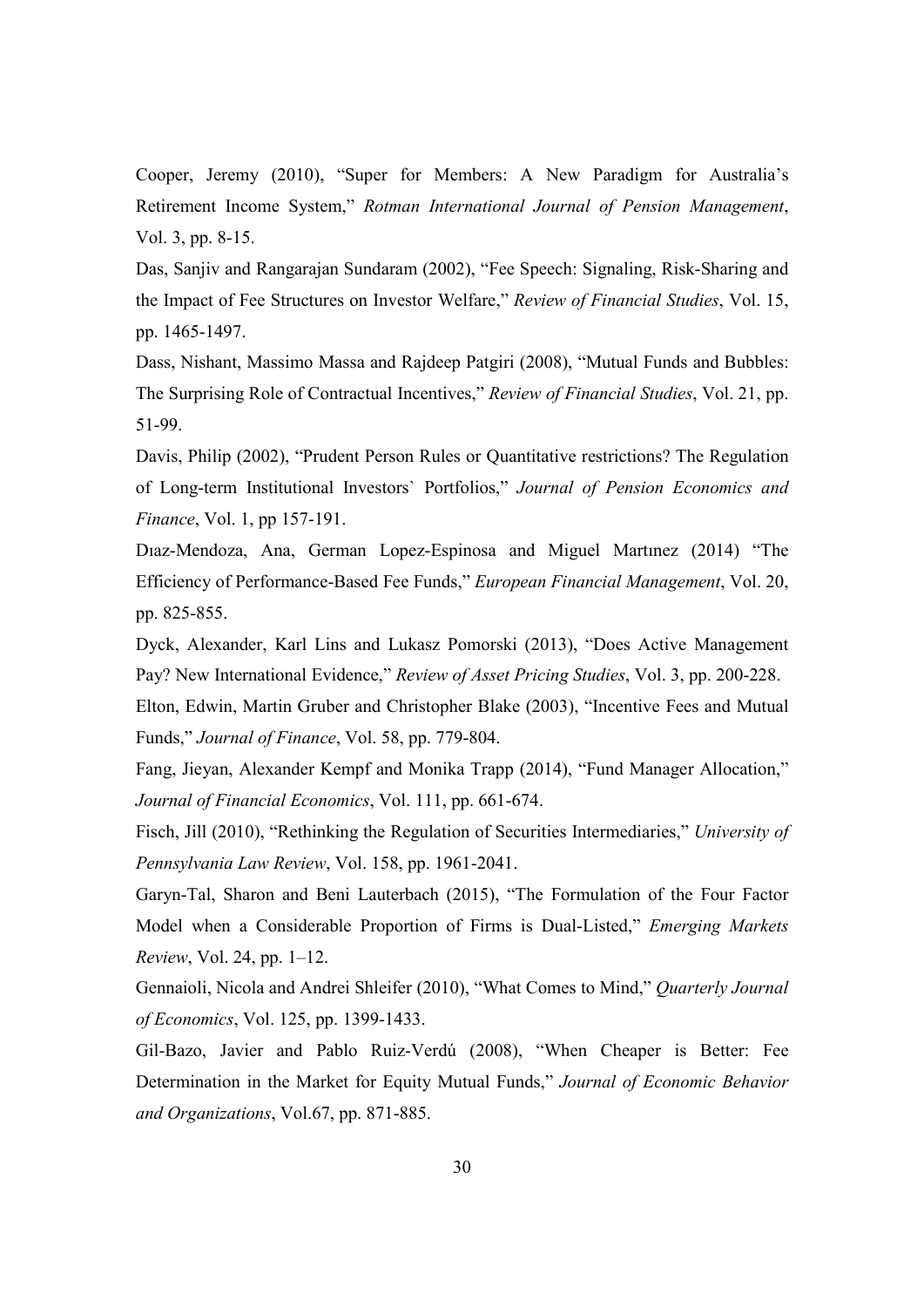Cooper, Jeremy (2010), “Super for Members: A New Paradigm for Australia’s Retirement Income System,” *Rotman International Journal of Pension Management*, Vol. 3, pp. 8-15.

Das, Sanjiv and Rangarajan Sundaram (2002), “Fee Speech: Signaling, Risk-Sharing and the Impact of Fee Structures on Investor Welfare,” *Review of Financial Studies*, Vol. 15, pp. 1465-1497.

Dass, Nishant, Massimo Massa and Rajdeep Patgiri (2008), “Mutual Funds and Bubbles: The Surprising Role of Contractual Incentives,” *Review of Financial Studies*, Vol. 21, pp. 51-99.

Davis, Philip (2002), “Prudent Person Rules or Quantitative restrictions? The Regulation of Long-term Institutional Investors` Portfolios,” *Journal of Pension Economics and Finance*, Vol. 1, pp 157-191.

Dıaz-Mendoza, Ana, German Lopez-Espinosa and Miguel Martınez (2014) “The Efficiency of Performance-Based Fee Funds,” *European Financial Management*, Vol. 20, pp. 825-855.

Dyck, Alexander, Karl Lins and Lukasz Pomorski (2013), “Does Active Management Pay? New International Evidence,” *Review of Asset Pricing Studies*, Vol. 3, pp. 200-228.

Elton, Edwin, Martin Gruber and Christopher Blake (2003), “Incentive Fees and Mutual Funds,” *Journal of Finance*, Vol. 58, pp. 779-804.

Fang, Jieyan, Alexander Kempf and Monika Trapp (2014), “Fund Manager Allocation,” *Journal of Financial Economics*, Vol. 111, pp. 661-674.

Fisch, Jill (2010), “Rethinking the Regulation of Securities Intermediaries,” *University of Pennsylvania Law Review*, Vol. 158, pp. 1961-2041.

Garyn-Tal, Sharon and Beni Lauterbach (2015), “The Formulation of the Four Factor Model when a Considerable Proportion of Firms is Dual-Listed,” *Emerging Markets Review*, Vol. 24, pp. 1–12.

Gennaioli, Nicola and Andrei Shleifer (2010), “What Comes to Mind,” *Quarterly Journal of Economics*, Vol. 125, pp. 1399-1433.

Gil-Bazo, Javier and Pablo Ruiz-Verdú (2008), “When Cheaper is Better: Fee Determination in the Market for Equity Mutual Funds,” *Journal of Economic Behavior and Organizations*, Vol.67, pp. 871-885.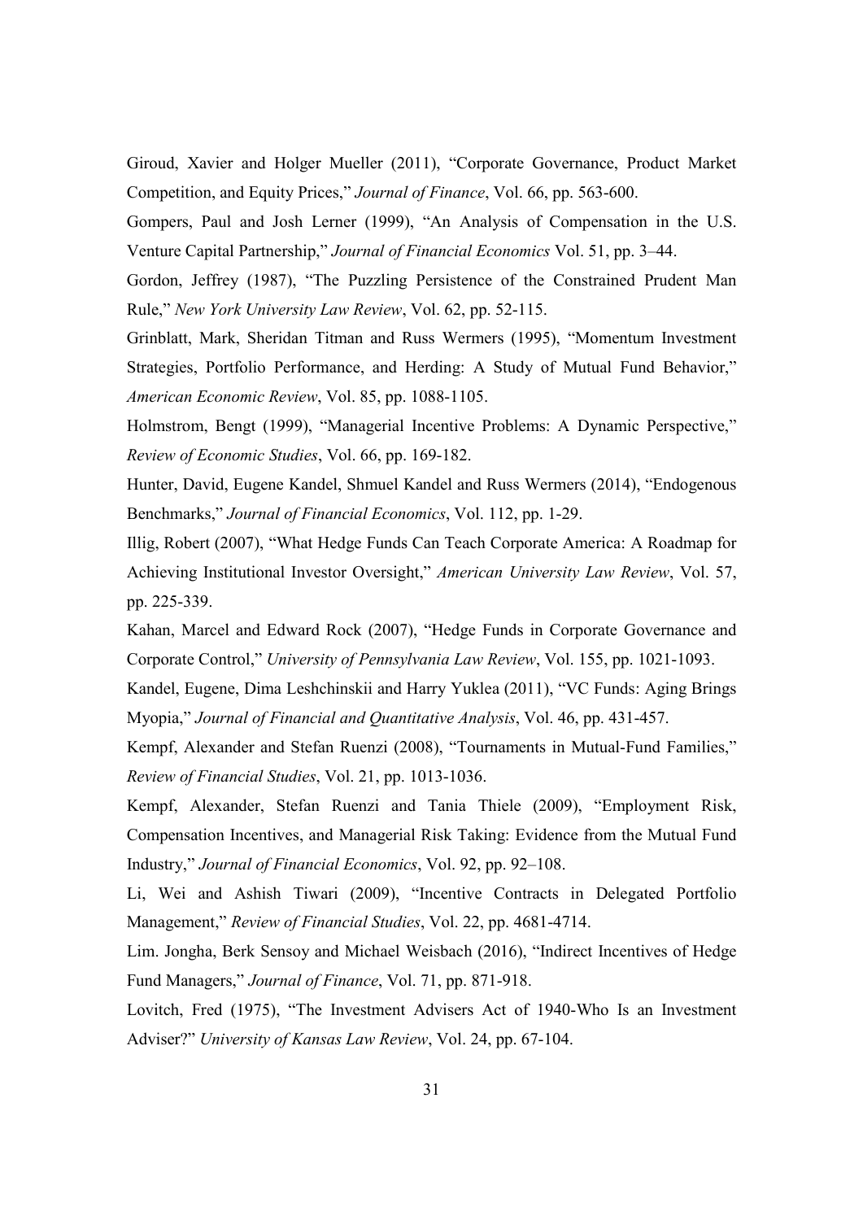Giroud, Xavier and Holger Mueller (2011), "Corporate Governance, Product Market Competition, and Equity Prices," *Journal of Finance*, Vol. 66, pp. 563-600.

Gompers, Paul and Josh Lerner (1999), "An Analysis of Compensation in the U.S. Venture Capital Partnership," *Journal of Financial Economics* Vol. 51, pp. 3–44.

Gordon, Jeffrey (1987), "The Puzzling Persistence of the Constrained Prudent Man Rule," *New York University Law Review*, Vol. 62, pp. 52-115.

Grinblatt, Mark, Sheridan Titman and Russ Wermers (1995), "Momentum Investment Strategies, Portfolio Performance, and Herding: A Study of Mutual Fund Behavior," *American Economic Review*, Vol. 85, pp. 1088-1105.

Holmstrom, Bengt (1999), "Managerial Incentive Problems: A Dynamic Perspective," *Review of Economic Studies*, Vol. 66, pp. 169-182.

Hunter, David, Eugene Kandel, Shmuel Kandel and Russ Wermers (2014), "Endogenous Benchmarks," *Journal of Financial Economics*, Vol. 112, pp. 1-29.

Illig, Robert (2007), "What Hedge Funds Can Teach Corporate America: A Roadmap for Achieving Institutional Investor Oversight," *American University Law Review*, Vol. 57, pp. 225-339.

Kahan, Marcel and Edward Rock (2007), "Hedge Funds in Corporate Governance and Corporate Control," *University of Pennsylvania Law Review*, Vol. 155, pp. 1021-1093.

Kandel, Eugene, Dima Leshchinskii and Harry Yuklea (2011), "VC Funds: Aging Brings Myopia," *Journal of Financial and Quantitative Analysis*, Vol. 46, pp. 431-457.

Kempf, Alexander and Stefan Ruenzi (2008), "Tournaments in Mutual-Fund Families," *Review of Financial Studies*, Vol. 21, pp. 1013-1036.

Kempf, Alexander, Stefan Ruenzi and Tania Thiele (2009), "Employment Risk, Compensation Incentives, and Managerial Risk Taking: Evidence from the Mutual Fund Industry," *Journal of Financial Economics*, Vol. 92, pp. 92–108.

Li, Wei and Ashish Tiwari (2009), "Incentive Contracts in Delegated Portfolio Management," *Review of Financial Studies*, Vol. 22, pp. 4681-4714.

Lim. Jongha, Berk Sensoy and Michael Weisbach (2016), "Indirect Incentives of Hedge Fund Managers," *Journal of Finance*, Vol. 71, pp. 871-918.

Lovitch, Fred (1975), "The Investment Advisers Act of 1940-Who Is an Investment Adviser?" *University of Kansas Law Review*, Vol. 24, pp. 67-104.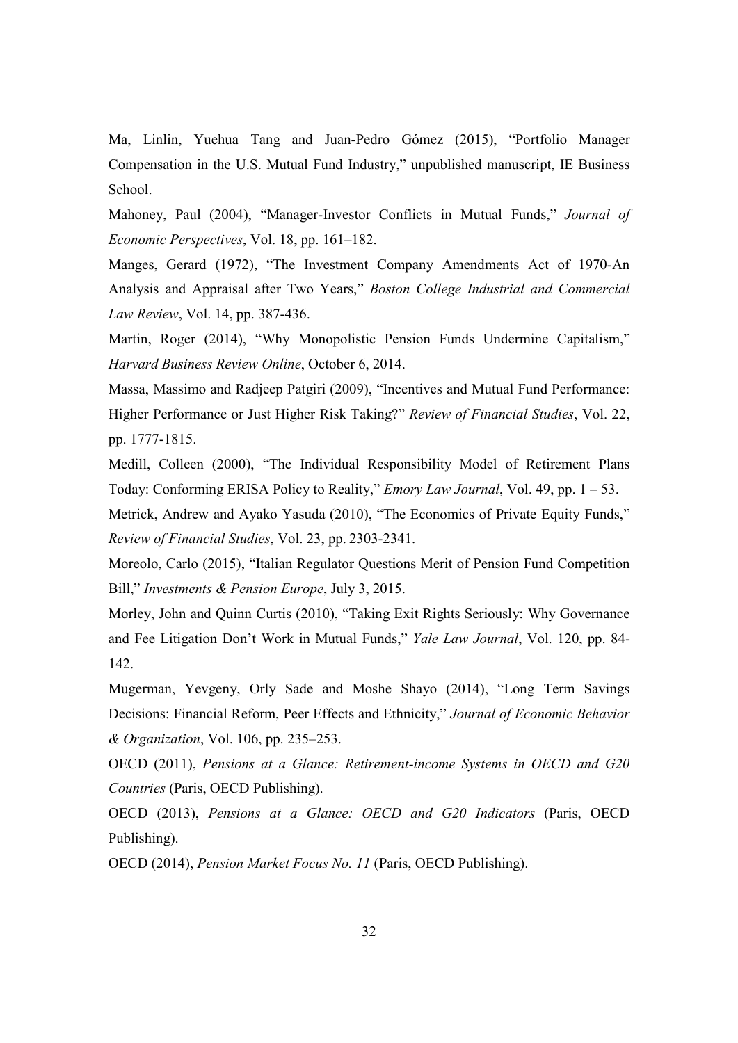Ma, Linlin, Yuehua Tang and Juan-Pedro Gómez (2015), "Portfolio Manager Compensation in the U.S. Mutual Fund Industry," unpublished manuscript, IE Business School.

Mahoney, Paul (2004), "Manager-Investor Conflicts in Mutual Funds," *Journal of Economic Perspectives*, Vol. 18, pp. 161–182.

Manges, Gerard (1972), "The Investment Company Amendments Act of 1970-An Analysis and Appraisal after Two Years," *Boston College Industrial and Commercial Law Review*, Vol. 14, pp. 387-436.

Martin, Roger (2014), "Why Monopolistic Pension Funds Undermine Capitalism," *Harvard Business Review Online*, October 6, 2014.

Massa, Massimo and Radjeep Patgiri (2009), "Incentives and Mutual Fund Performance: Higher Performance or Just Higher Risk Taking?" *Review of Financial Studies*, Vol. 22, pp. 1777-1815.

Medill, Colleen (2000), "The Individual Responsibility Model of Retirement Plans Today: Conforming ERISA Policy to Reality," *Emory Law Journal*, Vol. 49, pp. 1 – 53.

Metrick, Andrew and Ayako Yasuda (2010), "The Economics of Private Equity Funds," *Review of Financial Studies*, Vol. 23, pp. 2303-2341.

Moreolo, Carlo (2015), "Italian Regulator Questions Merit of Pension Fund Competition Bill," *Investments & Pension Europe*, July 3, 2015.

Morley, John and Quinn Curtis (2010), "Taking Exit Rights Seriously: Why Governance and Fee Litigation Don't Work in Mutual Funds," *Yale Law Journal*, Vol. 120, pp. 84-142.

Mugerman, Yevgeny, Orly Sade and Moshe Shayo (2014), "Long Term Savings Decisions: Financial Reform, Peer Effects and Ethnicity," *Journal of Economic Behavior & Organization*, Vol. 106, pp. 235–253.

OECD (2011), *Pensions at a Glance: Retirement-income Systems in OECD and G20 Countries* (Paris, OECD Publishing).

OECD (2013), *Pensions at a Glance: OECD and G20 Indicators* (Paris, OECD Publishing).

OECD (2014), *Pension Market Focus No. 11* (Paris, OECD Publishing).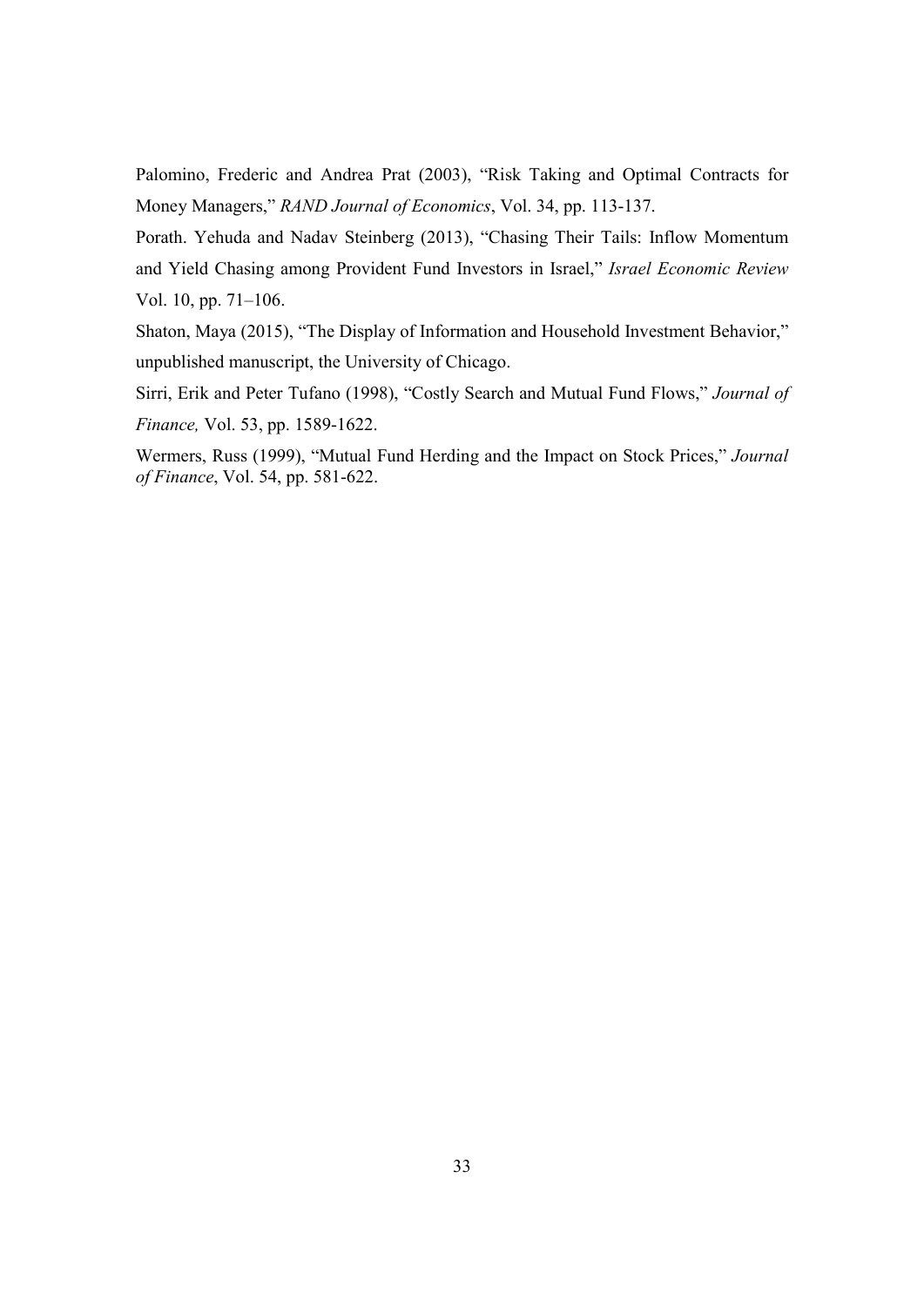Palomino, Frederic and Andrea Prat (2003), "Risk Taking and Optimal Contracts for Money Managers," *RAND Journal of Economics*, Vol. 34, pp. 113-137.

Porath. Yehuda and Nadav Steinberg (2013), "Chasing Their Tails: Inflow Momentum and Yield Chasing among Provident Fund Investors in Israel," *Israel Economic Review* Vol. 10, pp. 71–106.

Shaton, Maya (2015), "The Display of Information and Household Investment Behavior," unpublished manuscript, the University of Chicago.

Sirri, Erik and Peter Tufano (1998), "Costly Search and Mutual Fund Flows," *Journal of Finance,* Vol. 53, pp. 1589-1622.

Wermers, Russ (1999), "Mutual Fund Herding and the Impact on Stock Prices," *Journal of Finance*, Vol. 54, pp. 581-622.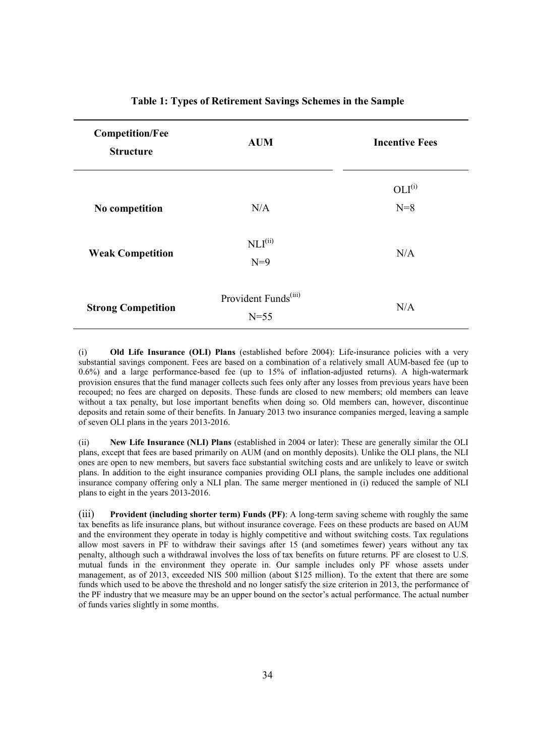**Table 1: Types of Retirement Savings Schemes in the Sample**

| Competition/Fee Structure | AUM | Incentive Fees |
|---|---|---|
| No competition | N/A | OLI[(i)] N=8 |
| Weak Competition | NLI[(ii)] N=9 | N/A |
| Strong Competition | Provident Funds[(iii)] N=55 | N/A |

(i) **Old Life Insurance (OLI) Plans** (established before 2004): Life-insurance policies with a very substantial savings component. Fees are based on a combination of a relatively small AUM-based fee (up to 0.6%) and a large performance-based fee (up to 15% of inflation-adjusted returns). A high-watermark provision ensures that the fund manager collects such fees only after any losses from previous years have been recouped; no fees are charged on deposits. These funds are closed to new members; old members can leave without a tax penalty, but lose important benefits when doing so. Old members can, however, discontinue deposits and retain some of their benefits. In January 2013 two insurance companies merged, leaving a sample of seven OLI plans in the years 2013-2016.

(ii) **New Life Insurance (NLI) Plans** (established in 2004 or later): These are generally similar the OLI plans, except that fees are based primarily on AUM (and on monthly deposits). Unlike the OLI plans, the NLI ones are open to new members, but savers face substantial switching costs and are unlikely to leave or switch plans. In addition to the eight insurance companies providing OLI plans, the sample includes one additional insurance company offering only a NLI plan. The same merger mentioned in (i) reduced the sample of NLI plans to eight in the years 2013-2016.

(iii) **Provident (including shorter term) Funds (PF)**: A long-term saving scheme with roughly the same tax benefits as life insurance plans, but without insurance coverage. Fees on these products are based on AUM and the environment they operate in today is highly competitive and without switching costs. Tax regulations allow most savers in PF to withdraw their savings after 15 (and sometimes fewer) years without any tax penalty, although such a withdrawal involves the loss of tax benefits on future returns. PF are closest to U.S. mutual funds in the environment they operate in. Our sample includes only PF whose assets under management, as of 2013, exceeded NIS 500 million (about $125 million). To the extent that there are some funds which used to be above the threshold and no longer satisfy the size criterion in 2013, the performance of the PF industry that we measure may be an upper bound on the sector's actual performance. The actual number of funds varies slightly in some months.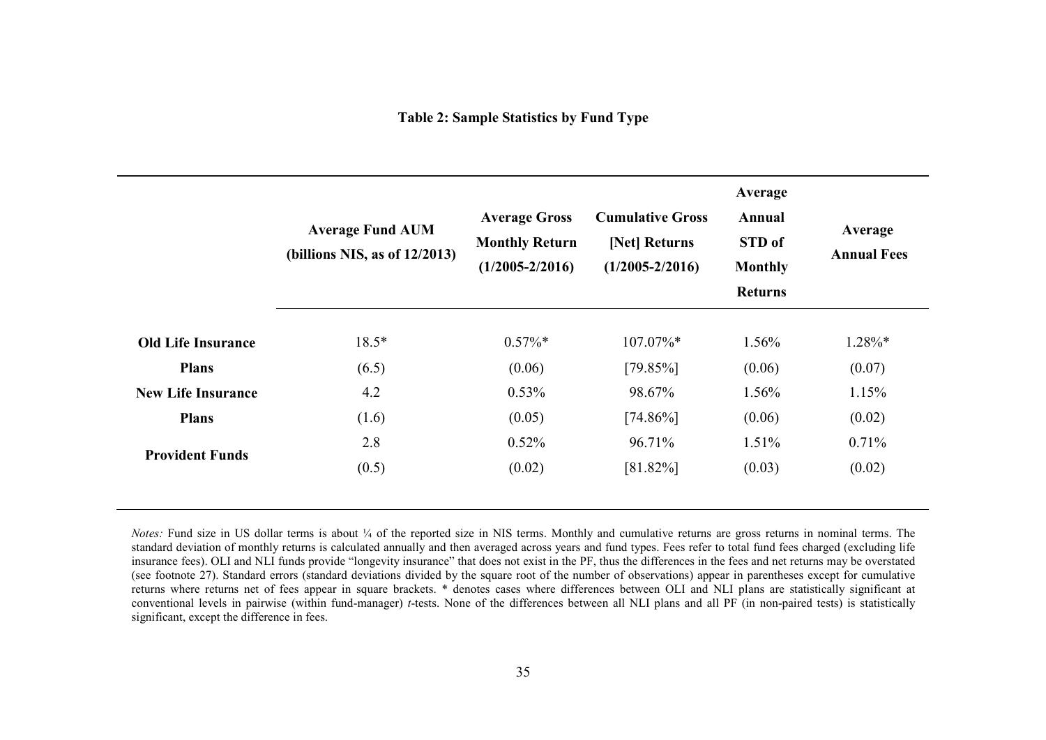**Table 2: Sample Statistics by Fund Type**

| | Average Fund AUM (billions NIS, as of 12/2013) | Average Gross Monthly Return (1/2005-2/2016) | Cumulative Gross [Net] Returns (1/2005-2/2016) | Average Annual STD of Monthly Returns | Average Annual Fees |
|---|---|---|---|---|---|
| **Old Life Insurance Plans** | 18.5* | 0.57%* | 107.07%* | 1.56% | 1.28%* |
| | (6.5) | (0.06) | [79.85%] | (0.06) | (0.07) |
| **New Life Insurance Plans** | 4.2 | 0.53% | 98.67% | 1.56% | 1.15% |
| | (1.6) | (0.05) | [74.86%] | (0.06) | (0.02) |
| **Provident Funds** | 2.8 | 0.52% | 96.71% | 1.51% | 0.71% |
| | (0.5) | (0.02) | [81.82%] | (0.03) | (0.02) |

*Notes:* Fund size in US dollar terms is about ¼ of the reported size in NIS terms. Monthly and cumulative returns are gross returns in nominal terms. The standard deviation of monthly returns is calculated annually and then averaged across years and fund types. Fees refer to total fund fees charged (excluding life insurance fees). OLI and NLI funds provide "longevity insurance" that does not exist in the PF, thus the differences in the fees and net returns may be overstated (see footnote 27). Standard errors (standard deviations divided by the square root of the number of observations) appear in parentheses except for cumulative returns where returns net of fees appear in square brackets. * denotes cases where differences between OLI and NLI plans are statistically significant at conventional levels in pairwise (within fund-manager) *t*-tests. None of the differences between all NLI plans and all PF (in non-paired tests) is statistically significant, except the difference in fees.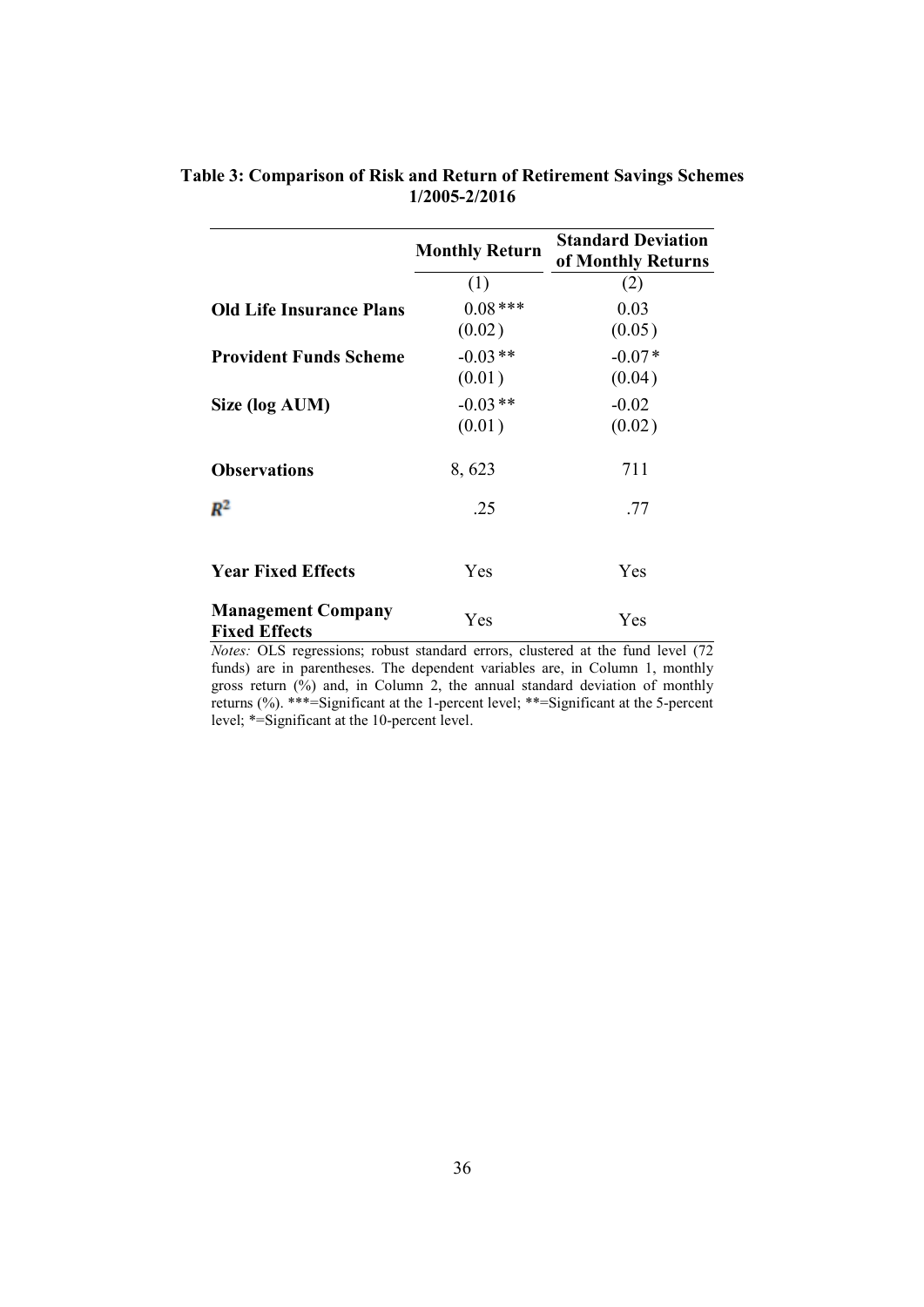**Table 3: Comparison of Risk and Return of Retirement Savings Schemes 1/2005-2/2016**

| | Monthly Return | Standard Deviation of Monthly Returns |
|---|---|---|
| | (1) | (2) |
| **Old Life Insurance Plans** | 0.08*** | 0.03 |
| | (0.02) | (0.05) |
| **Provident Funds Scheme** | -0.03** | -0.07* |
| | (0.01) | (0.04) |
| **Size (log AUM)** | -0.03** | -0.02 |
| | (0.01) | (0.02) |
| **Observations** | 8, 623 | 711 |
| $R^2$ | .25 | .77 |
| **Year Fixed Effects** | Yes | Yes |
| **Management Company Fixed Effects** | Yes | Yes |

*Notes:* OLS regressions; robust standard errors, clustered at the fund level (72 funds) are in parentheses. The dependent variables are, in Column 1, monthly gross return (%) and, in Column 2, the annual standard deviation of monthly returns (%). ***=Significant at the 1-percent level; **=Significant at the 5-percent level; *=Significant at the 10-percent level.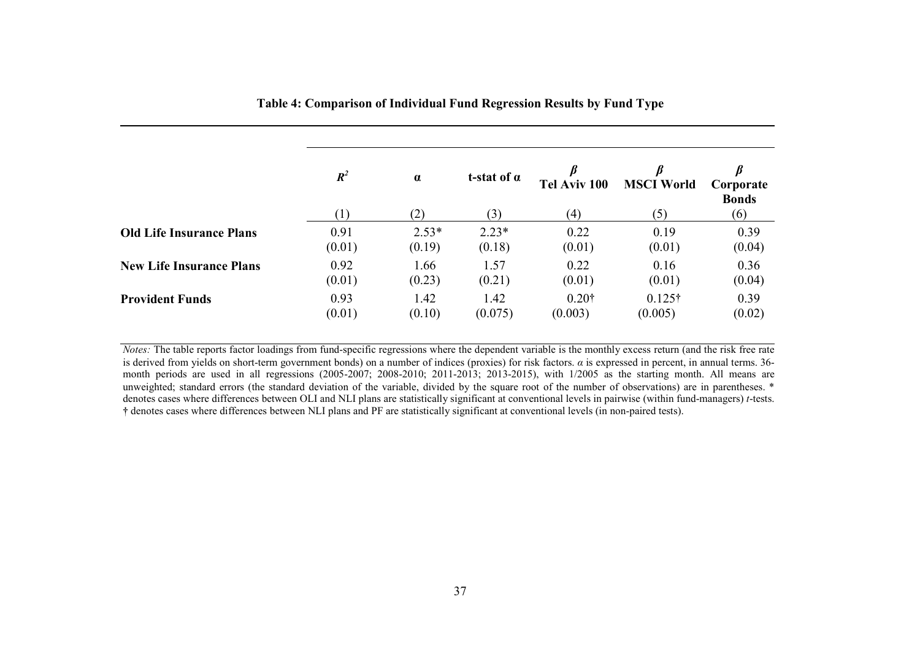**Table 4: Comparison of Individual Fund Regression Results by Fund Type**

| | $R^2$ | α | t-stat of α | β Tel Aviv 100 | β MSCI World | β Corporate Bonds |
|---|---|---|---|---|---|---|
| | (1) | (2) | (3) | (4) | (5) | (6) |
| **Old Life Insurance Plans** | 0.91 | 2.53* | 2.23* | 0.22 | 0.19 | 0.39 |
| | (0.01) | (0.19) | (0.18) | (0.01) | (0.01) | (0.04) |
| **New Life Insurance Plans** | 0.92 | 1.66 | 1.57 | 0.22 | 0.16 | 0.36 |
| | (0.01) | (0.23) | (0.21) | (0.01) | (0.01) | (0.04) |
| **Provident Funds** | 0.93 | 1.42 | 1.42 | 0.20† | 0.125† | 0.39 |
| | (0.01) | (0.10) | (0.075) | (0.003) | (0.005) | (0.02) |

*Notes:* The table reports factor loadings from fund-specific regressions where the dependent variable is the monthly excess return (and the risk free rate is derived from yields on short-term government bonds) on a number of indices (proxies) for risk factors. $\alpha$ is expressed in percent, in annual terms. 36-month periods are used in all regressions (2005-2007; 2008-2010; 2011-2013; 2013-2015), with 1/2005 as the starting month. All means are unweighted; standard errors (the standard deviation of the variable, divided by the square root of the number of observations) are in parentheses. * denotes cases where differences between OLI and NLI plans are statistically significant at conventional levels in pairwise (within fund-managers) *t*-tests. † denotes cases where differences between NLI plans and PF are statistically significant at conventional levels (in non-paired tests).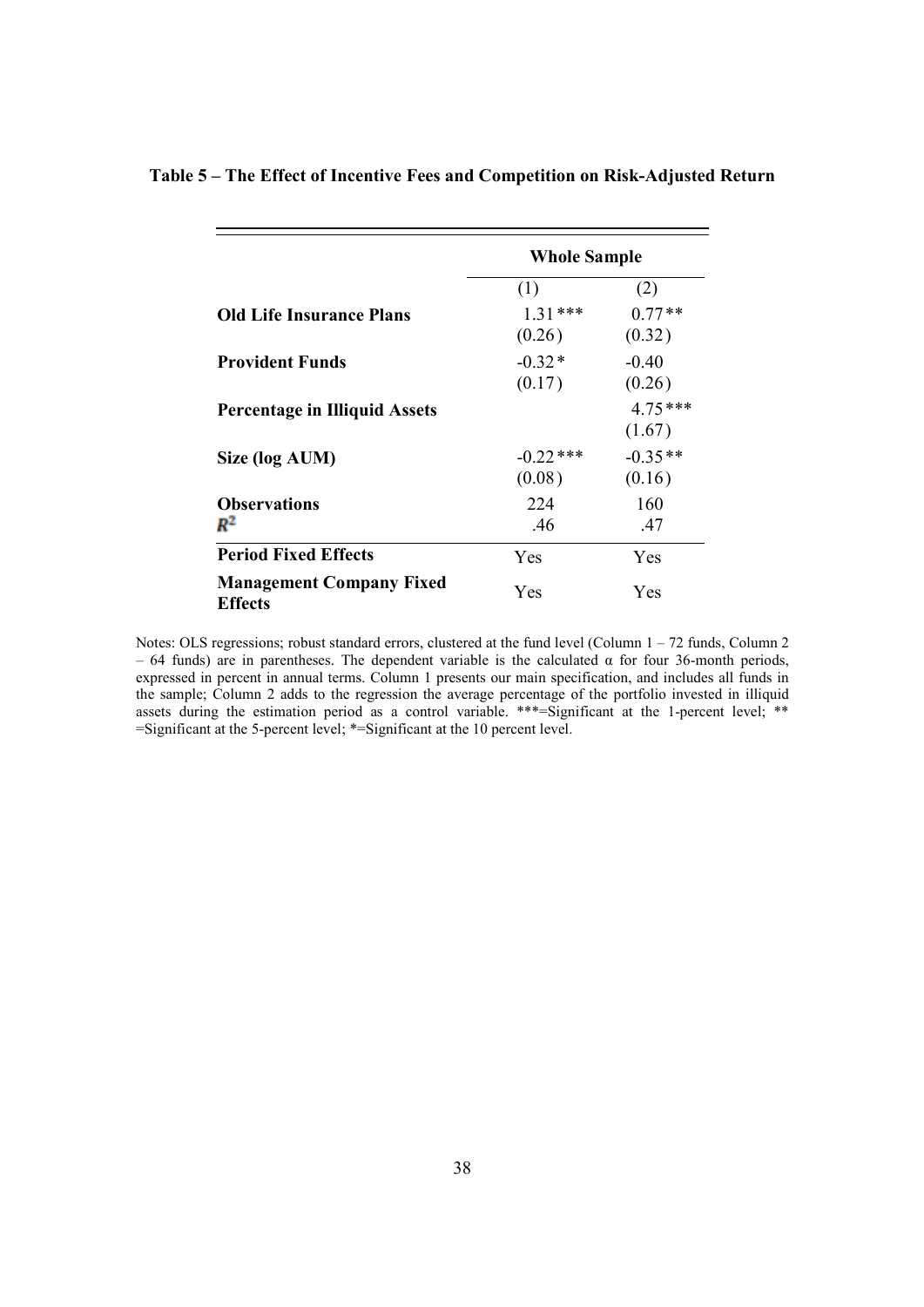**Table 5 – The Effect of Incentive Fees and Competition on Risk-Adjusted Return**

| | Whole Sample | |
|---|---|---|
| | (1) | (2) |
| **Old Life Insurance Plans** | 1.31*** | 0.77** |
| | (0.26) | (0.32) |
| **Provident Funds** | -0.32* | -0.40 |
| | (0.17) | (0.26) |
| **Percentage in Illiquid Assets** | | 4.75*** |
| | | (1.67) |
| **Size (log AUM)** | -0.22*** | -0.35** |
| | (0.08) | (0.16) |
| **Observations** | 224 | 160 |
| $R^2$ | .46 | .47 |
| **Period Fixed Effects** | Yes | Yes |
| **Management Company Fixed Effects** | Yes | Yes |

Notes: OLS regressions; robust standard errors, clustered at the fund level (Column 1 – 72 funds, Column 2 – 64 funds) are in parentheses. The dependent variable is the calculated $\alpha$ for four 36-month periods, expressed in percent in annual terms. Column 1 presents our main specification, and includes all funds in the sample; Column 2 adds to the regression the average percentage of the portfolio invested in illiquid assets during the estimation period as a control variable. ***=Significant at the 1-percent level; ** =Significant at the 5-percent level; *=Significant at the 10 percent level.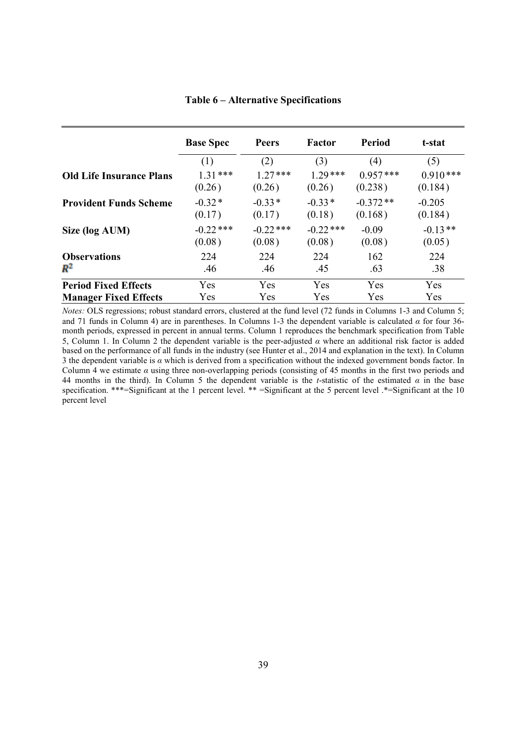**Table 6 – Alternative Specifications**

| | Base Spec | Peers | Factor | Period | t-stat |
|---|---|---|---|---|---|
| | (1) | (2) | (3) | (4) | (5) |
| **Old Life Insurance Plans** | 1.31 *** | 1.27 *** | 1.29 *** | 0.957 *** | 0.910 *** |
| | (0.26) | (0.26) | (0.26) | (0.238) | (0.184) |
| **Provident Funds Scheme** | -0.32 * | -0.33 * | -0.33 * | -0.372 ** | -0.205 |
| | (0.17) | (0.17) | (0.18) | (0.168) | (0.184) |
| **Size (log AUM)** | -0.22 *** | -0.22 *** | -0.22 *** | -0.09 | -0.13 ** |
| | (0.08) | (0.08) | (0.08) | (0.08) | (0.05) |
| **Observations** | 224 | 224 | 224 | 162 | 224 |
| $R^2$ | .46 | .46 | .45 | .63 | .38 |
| **Period Fixed Effects** | Yes | Yes | Yes | Yes | Yes |
| **Manager Fixed Effects** | Yes | Yes | Yes | Yes | Yes |

*Notes:* OLS regressions; robust standard errors, clustered at the fund level (72 funds in Columns 1-3 and Column 5; and 71 funds in Column 4) are in parentheses. In Columns 1-3 the dependent variable is calculated $\alpha$ for four 36-month periods, expressed in percent in annual terms. Column 1 reproduces the benchmark specification from Table 5, Column 1. In Column 2 the dependent variable is the peer-adjusted $\alpha$ where an additional risk factor is added based on the performance of all funds in the industry (see Hunter et al., 2014 and explanation in the text). In Column 3 the dependent variable is $\alpha$ which is derived from a specification without the indexed government bonds factor. In Column 4 we estimate $\alpha$ using three non-overlapping periods (consisting of 45 months in the first two periods and 44 months in the third). In Column 5 the dependent variable is the *t*-statistic of the estimated $\alpha$ in the base specification. ***=Significant at the 1 percent level. ** =Significant at the 5 percent level .*=Significant at the 10 percent level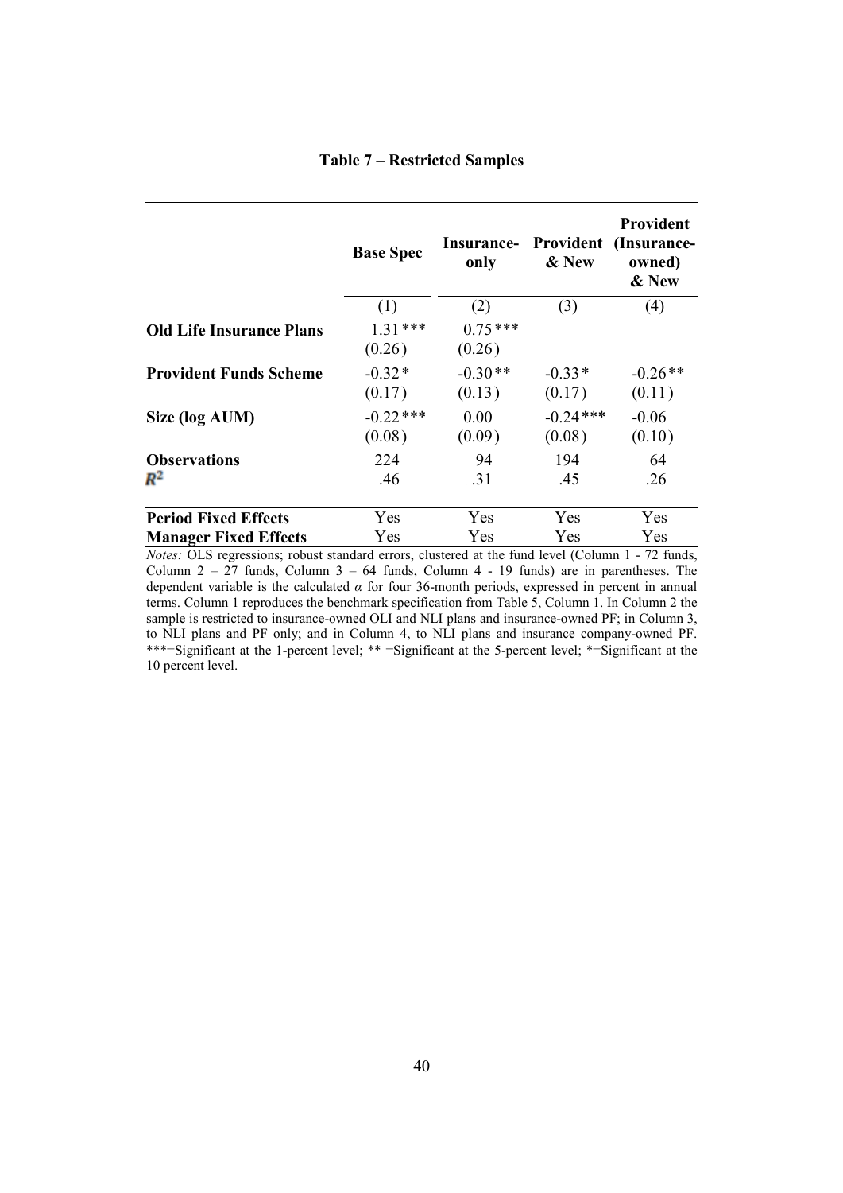**Table 7 – Restricted Samples**

| | Base Spec | Insurance-only | Provident & New | Provident (Insurance-owned) & New |
|---|---|---|---|---|
| | (1) | (2) | (3) | (4) |
| **Old Life Insurance Plans** | 1.31*** | 0.75*** | | |
| | (0.26) | (0.26) | | |
| **Provident Funds Scheme** | -0.32* | -0.30** | -0.33* | -0.26** |
| | (0.17) | (0.13) | (0.17) | (0.11) |
| **Size (log AUM)** | -0.22*** | 0.00 | -0.24*** | -0.06 |
| | (0.08) | (0.09) | (0.08) | (0.10) |
| **Observations** | 224 | 94 | 194 | 64 |
| $R^2$ | .46 | .31 | .45 | .26 |
| **Period Fixed Effects** | Yes | Yes | Yes | Yes |
| **Manager Fixed Effects** | Yes | Yes | Yes | Yes |

*Notes:* OLS regressions; robust standard errors, clustered at the fund level (Column 1 - 72 funds, Column 2 – 27 funds, Column 3 – 64 funds, Column 4 - 19 funds) are in parentheses. The dependent variable is the calculated $\alpha$ for four 36-month periods, expressed in percent in annual terms. Column 1 reproduces the benchmark specification from Table 5, Column 1. In Column 2 the sample is restricted to insurance-owned OLI and NLI plans and insurance-owned PF; in Column 3, to NLI plans and PF only; and in Column 4, to NLI plans and insurance company-owned PF. ***=Significant at the 1-percent level; ** =Significant at the 5-percent level; *=Significant at the 10 percent level.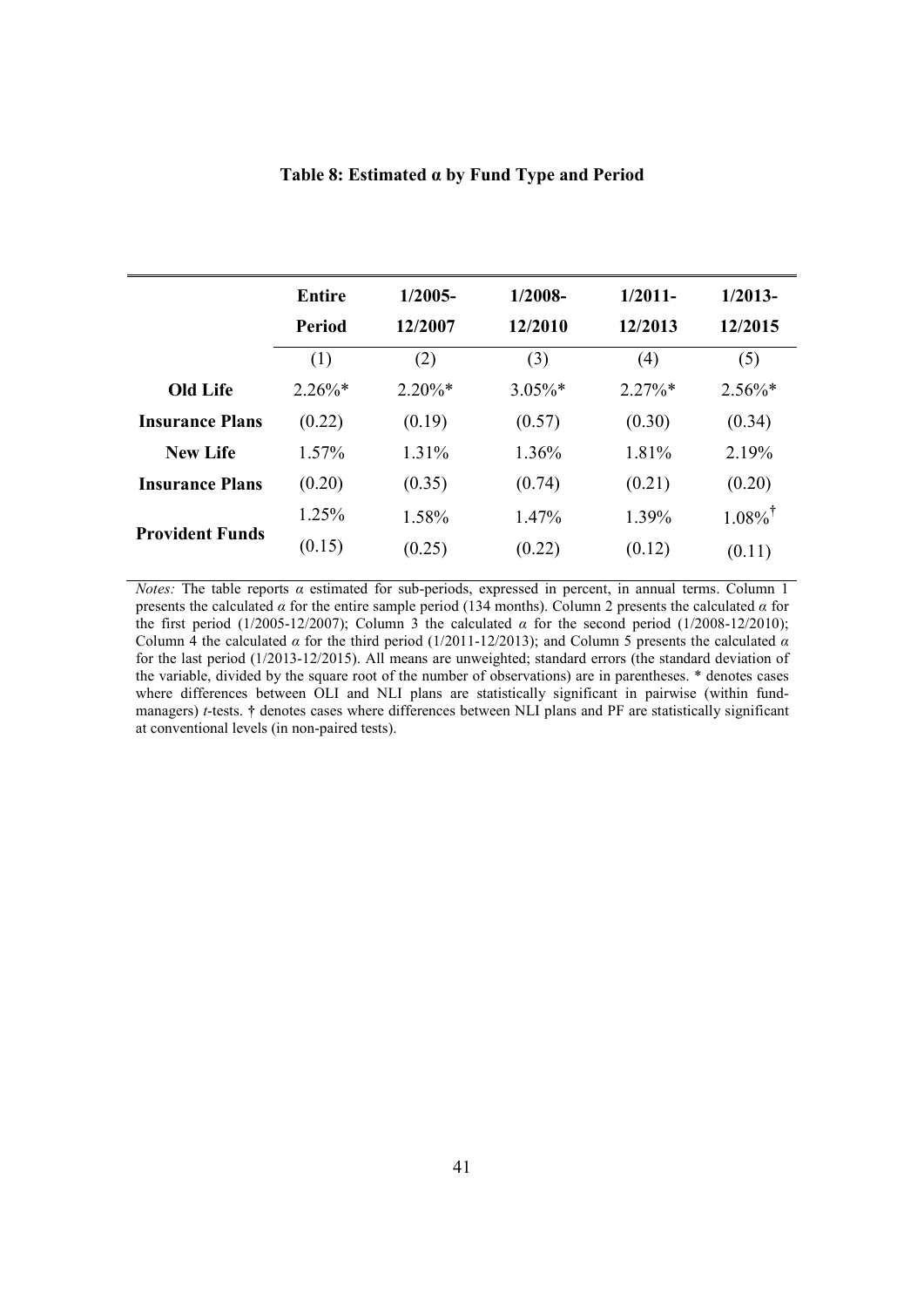**Table 8: Estimated α by Fund Type and Period**

| | Entire Period | 1/2005-12/2007 | 1/2008-12/2010 | 1/2011-12/2013 | 1/2013-12/2015 |
|---|---|---|---|---|---|
| | (1) | (2) | (3) | (4) | (5) |
| **Old Life Insurance Plans** | 2.26%* | 2.20%* | 3.05%* | 2.27%* | 2.56%* |
| | (0.22) | (0.19) | (0.57) | (0.30) | (0.34) |
| **New Life Insurance Plans** | 1.57% | 1.31% | 1.36% | 1.81% | 2.19% |
| | (0.20) | (0.35) | (0.74) | (0.21) | (0.20) |
| **Provident Funds** | 1.25% | 1.58% | 1.47% | 1.39% | 1.08%† |
| | (0.15) | (0.25) | (0.22) | (0.12) | (0.11) |

*Notes:* The table reports $\alpha$ estimated for sub-periods, expressed in percent, in annual terms. Column 1 presents the calculated $\alpha$ for the entire sample period (134 months). Column 2 presents the calculated $\alpha$ for the first period (1/2005-12/2007); Column 3 the calculated $\alpha$ for the second period (1/2008-12/2010); Column 4 the calculated $\alpha$ for the third period (1/2011-12/2013); and Column 5 presents the calculated $\alpha$ for the last period (1/2013-12/2015). All means are unweighted; standard errors (the standard deviation of the variable, divided by the square root of the number of observations) are in parentheses. * denotes cases where differences between OLI and NLI plans are statistically significant in pairwise (within fund-managers) *t*-tests. † denotes cases where differences between NLI plans and PF are statistically significant at conventional levels (in non-paired tests).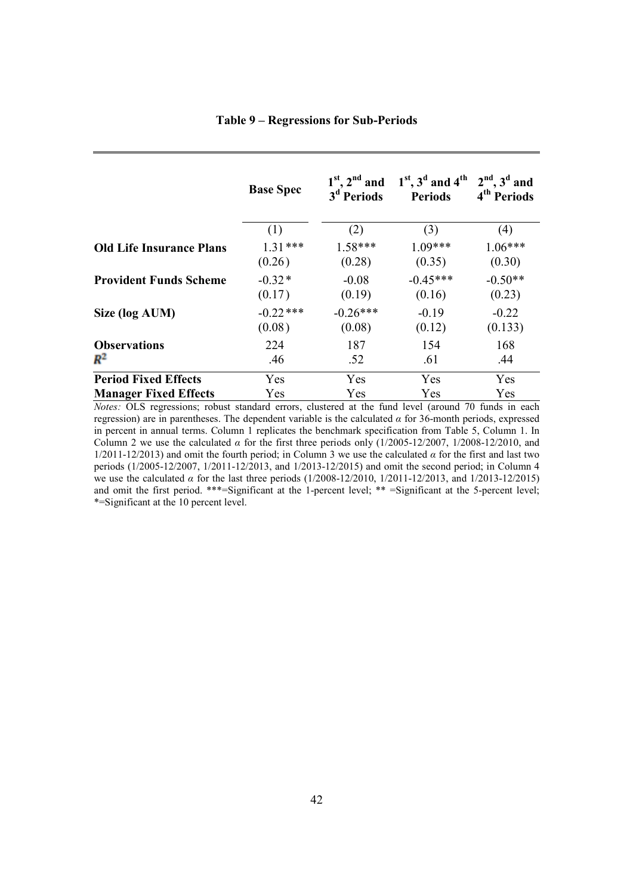**Table 9 – Regressions for Sub-Periods**

| | Base Spec | 1st, 2nd and 3d Periods | 1st, 3d and 4th Periods | 2nd, 3d and 4th Periods |
|---|---|---|---|---|
| | (1) | (2) | (3) | (4) |
| **Old Life Insurance Plans** | 1.31*** | 1.58*** | 1.09*** | 1.06*** |
| | (0.26) | (0.28) | (0.35) | (0.30) |
| **Provident Funds Scheme** | -0.32* | -0.08 | -0.45*** | -0.50** |
| | (0.17) | (0.19) | (0.16) | (0.23) |
| **Size (log AUM)** | -0.22*** | -0.26*** | -0.19 | -0.22 |
| | (0.08) | (0.08) | (0.12) | (0.133) |
| **Observations** | 224 | 187 | 154 | 168 |
| $R^2$ | .46 | .52 | .61 | .44 |
| **Period Fixed Effects** | Yes | Yes | Yes | Yes |
| **Manager Fixed Effects** | Yes | Yes | Yes | Yes |

*Notes:* OLS regressions; robust standard errors, clustered at the fund level (around 70 funds in each regression) are in parentheses. The dependent variable is the calculated $\alpha$ for 36-month periods, expressed in percent in annual terms. Column 1 replicates the benchmark specification from Table 5, Column 1. In Column 2 we use the calculated $\alpha$ for the first three periods only (1/2005-12/2007, 1/2008-12/2010, and 1/2011-12/2013) and omit the fourth period; in Column 3 we use the calculated $\alpha$ for the first and last two periods (1/2005-12/2007, 1/2011-12/2013, and 1/2013-12/2015) and omit the second period; in Column 4 we use the calculated $\alpha$ for the last three periods (1/2008-12/2010, 1/2011-12/2013, and 1/2013-12/2015) and omit the first period. ***=Significant at the 1-percent level; ** =Significant at the 5-percent level; *=Significant at the 10 percent level.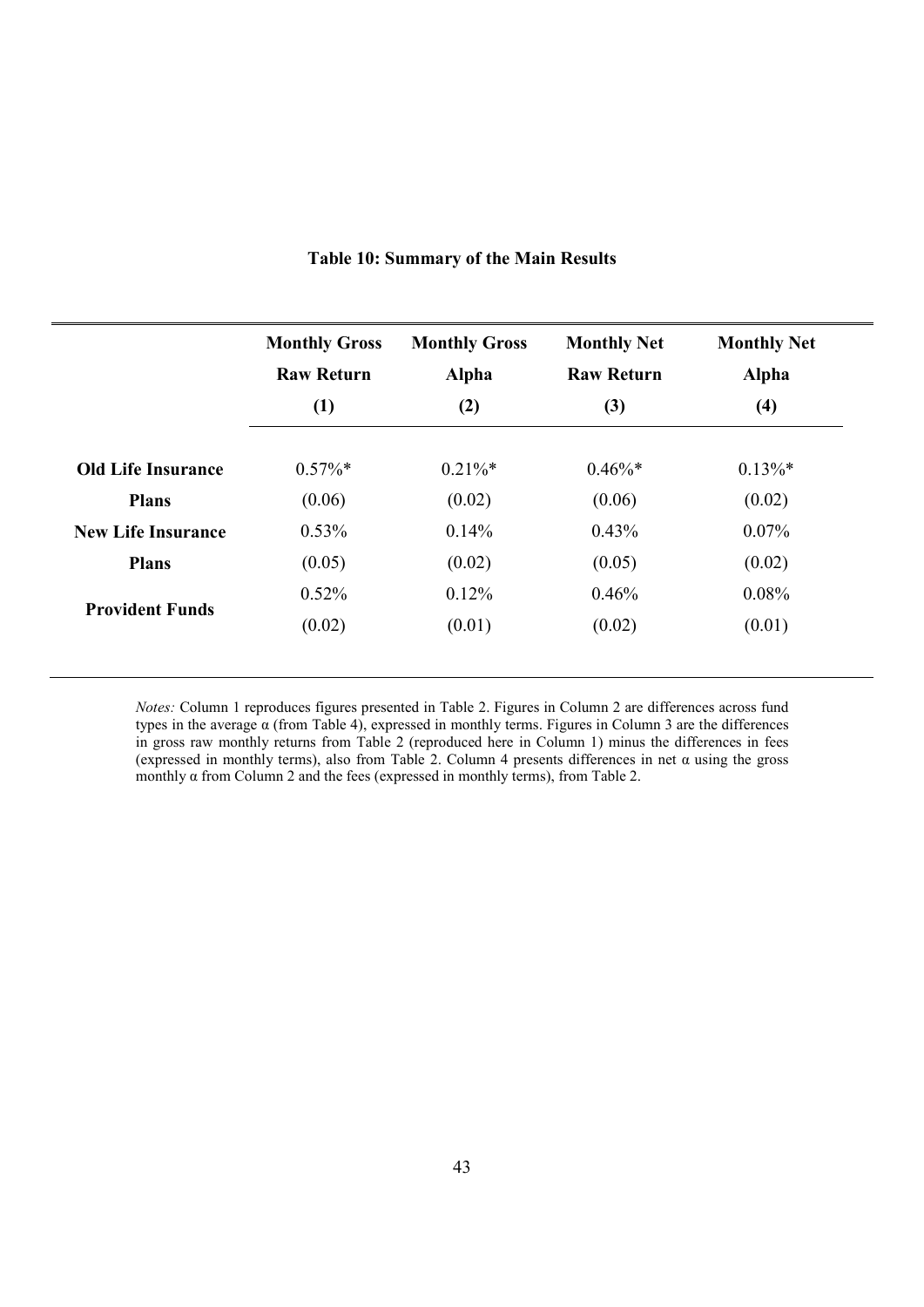**Table 10: Summary of the Main Results**

| | Monthly Gross Raw Return (1) | Monthly Gross Alpha (2) | Monthly Net Raw Return (3) | Monthly Net Alpha (4) |
|---|---|---|---|---|
| **Old Life Insurance Plans** | 0.57%* | 0.21%* | 0.46%* | 0.13%* |
| | (0.06) | (0.02) | (0.06) | (0.02) |
| **New Life Insurance Plans** | 0.53% | 0.14% | 0.43% | 0.07% |
| | (0.05) | (0.02) | (0.05) | (0.02) |
| **Provident Funds** | 0.52% | 0.12% | 0.46% | 0.08% |
| | (0.02) | (0.01) | (0.02) | (0.01) |

*Notes:* Column 1 reproduces figures presented in Table 2. Figures in Column 2 are differences across fund types in the average $\alpha$ (from Table 4), expressed in monthly terms. Figures in Column 3 are the differences in gross raw monthly returns from Table 2 (reproduced here in Column 1) minus the differences in fees (expressed in monthly terms), also from Table 2. Column 4 presents differences in net $\alpha$ using the gross monthly $\alpha$ from Column 2 and the fees (expressed in monthly terms), from Table 2.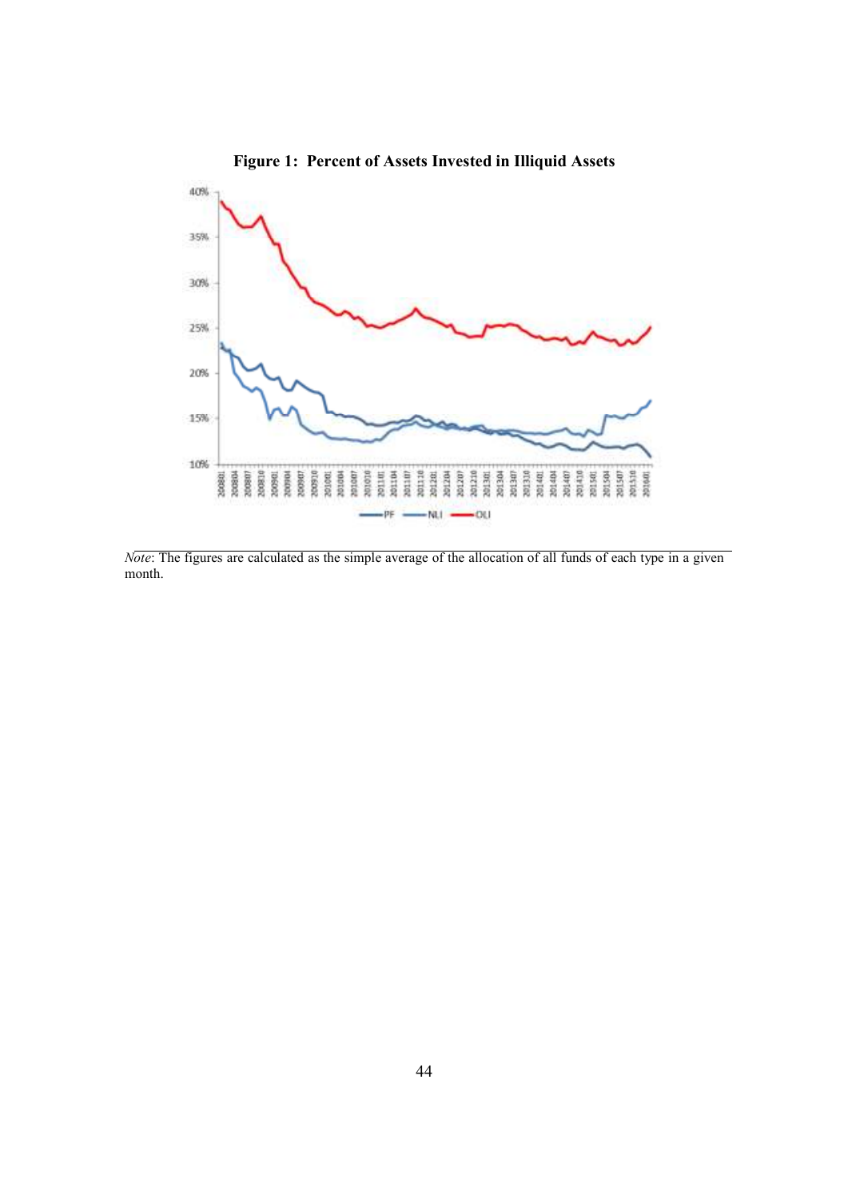**Figure 1: Percent of Assets Invested in Illiquid Assets**

*Note*: The figures are calculated as the simple average of the allocation of all funds of each type in a given month.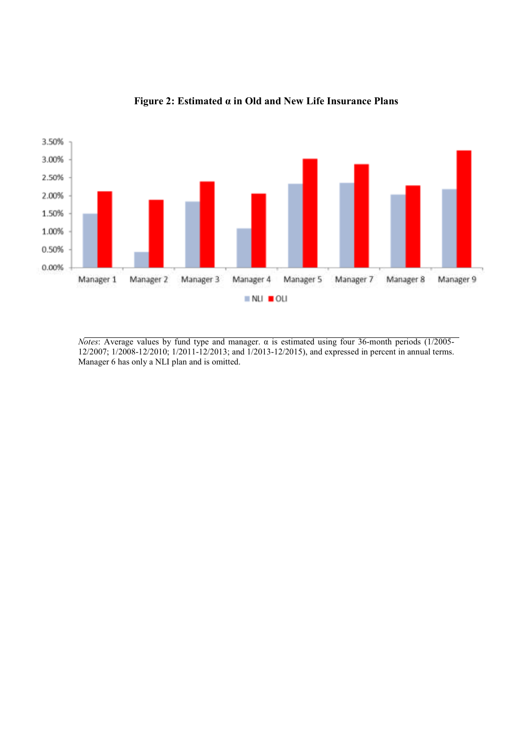**Figure 2: Estimated α in Old and New Life Insurance Plans**

3.50%
3.00%
2.50%
2.00%
1.50%
1.00%
0.50%
0.00%

Manager 1 Manager 2 Manager 3 Manager 4 Manager 5 Manager 7 Manager 8 Manager 9

NLI OLI

*Notes*: Average values by fund type and manager. α is estimated using four 36-month periods (1/2005-12/2007; 1/2008-12/2010; 1/2011-12/2013; and 1/2013-12/2015), and expressed in percent in annual terms. Manager 6 has only a NLI plan and is omitted.